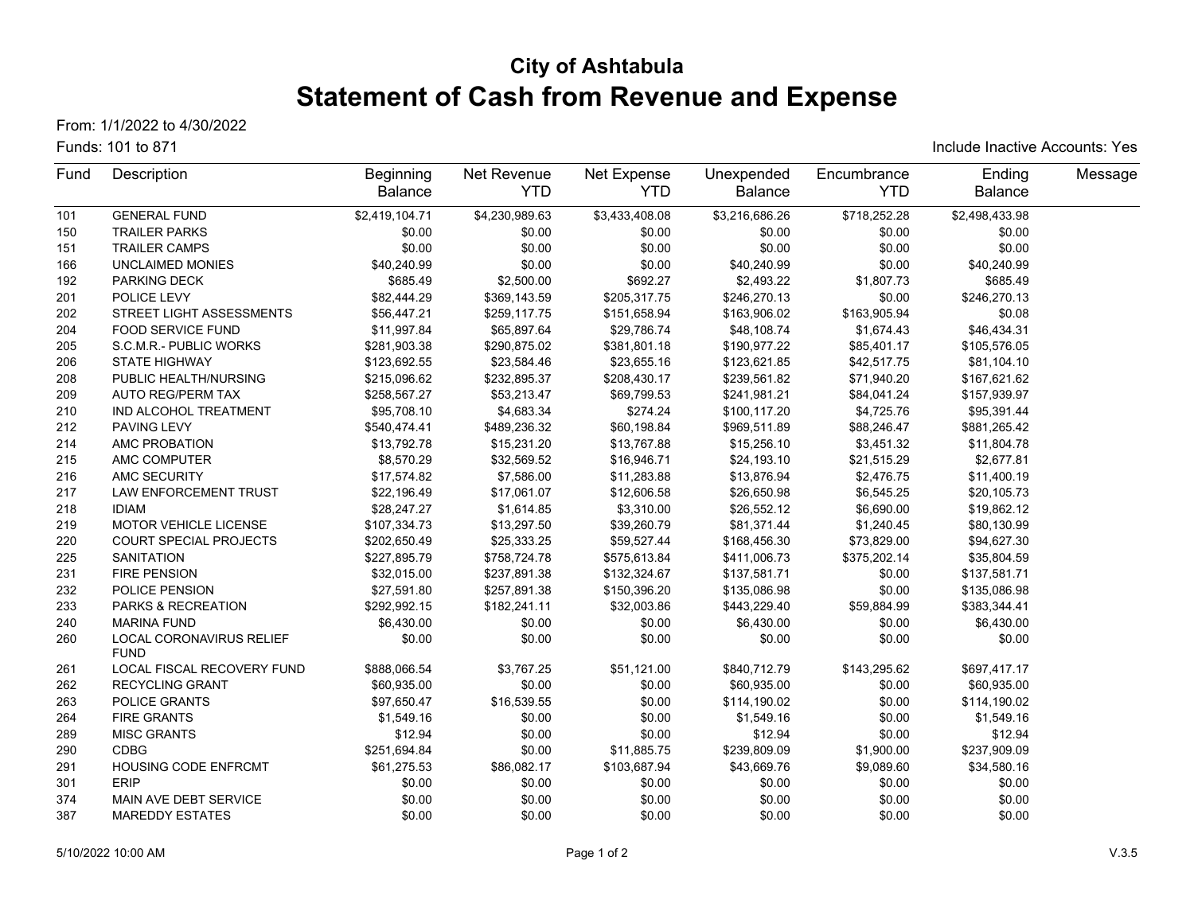# City of Ashtabula

# Statement of Cash from Revenue and Expense

From: 1/1/2022 to 4/30/2022

Funds: 101 to 871

Include Inactive Accounts: Yes

| Fund | Description | Beginning Balance | Net Revenue YTD | Net Expense YTD | Unexpended Balance | Encumbrance YTD | Ending Balance | Message |
|---|---|---|---|---|---|---|---|---|
| 101 | GENERAL FUND | $2,419,104.71 | $4,230,989.63 | $3,433,408.08 | $3,216,686.26 | $718,252.28 | $2,498,433.98 | |
| 150 | TRAILER PARKS | $0.00 | $0.00 | $0.00 | $0.00 | $0.00 | $0.00 | |
| 151 | TRAILER CAMPS | $0.00 | $0.00 | $0.00 | $0.00 | $0.00 | $0.00 | |
| 166 | UNCLAIMED MONIES | $40,240.99 | $0.00 | $0.00 | $40,240.99 | $0.00 | $40,240.99 | |
| 192 | PARKING DECK | $685.49 | $2,500.00 | $692.27 | $2,493.22 | $1,807.73 | $685.49 | |
| 201 | POLICE LEVY | $82,444.29 | $369,143.59 | $205,317.75 | $246,270.13 | $0.00 | $246,270.13 | |
| 202 | STREET LIGHT ASSESSMENTS | $56,447.21 | $259,117.75 | $151,658.94 | $163,906.02 | $163,905.94 | $0.08 | |
| 204 | FOOD SERVICE FUND | $11,997.84 | $65,897.64 | $29,786.74 | $48,108.74 | $1,674.43 | $46,434.31 | |
| 205 | S.C.M.R.- PUBLIC WORKS | $281,903.38 | $290,875.02 | $381,801.18 | $190,977.22 | $85,401.17 | $105,576.05 | |
| 206 | STATE HIGHWAY | $123,692.55 | $23,584.46 | $23,655.16 | $123,621.85 | $42,517.75 | $81,104.10 | |
| 208 | PUBLIC HEALTH/NURSING | $215,096.62 | $232,895.37 | $208,430.17 | $239,561.82 | $71,940.20 | $167,621.62 | |
| 209 | AUTO REG/PERM TAX | $258,567.27 | $53,213.47 | $69,799.53 | $241,981.21 | $84,041.24 | $157,939.97 | |
| 210 | IND ALCOHOL TREATMENT | $95,708.10 | $4,683.34 | $274.24 | $100,117.20 | $4,725.76 | $95,391.44 | |
| 212 | PAVING LEVY | $540,474.41 | $489,236.32 | $60,198.84 | $969,511.89 | $88,246.47 | $881,265.42 | |
| 214 | AMC PROBATION | $13,792.78 | $15,231.20 | $13,767.88 | $15,256.10 | $3,451.32 | $11,804.78 | |
| 215 | AMC COMPUTER | $8,570.29 | $32,569.52 | $16,946.71 | $24,193.10 | $21,515.29 | $2,677.81 | |
| 216 | AMC SECURITY | $17,574.82 | $7,586.00 | $11,283.88 | $13,876.94 | $2,476.75 | $11,400.19 | |
| 217 | LAW ENFORCEMENT TRUST | $22,196.49 | $17,061.07 | $12,606.58 | $26,650.98 | $6,545.25 | $20,105.73 | |
| 218 | IDIAM | $28,247.27 | $1,614.85 | $3,310.00 | $26,552.12 | $6,690.00 | $19,862.12 | |
| 219 | MOTOR VEHICLE LICENSE | $107,334.73 | $13,297.50 | $39,260.79 | $81,371.44 | $1,240.45 | $80,130.99 | |
| 220 | COURT SPECIAL PROJECTS | $202,650.49 | $25,333.25 | $59,527.44 | $168,456.30 | $73,829.00 | $94,627.30 | |
| 225 | SANITATION | $227,895.79 | $758,724.78 | $575,613.84 | $411,006.73 | $375,202.14 | $35,804.59 | |
| 231 | FIRE PENSION | $32,015.00 | $237,891.38 | $132,324.67 | $137,581.71 | $0.00 | $137,581.71 | |
| 232 | POLICE PENSION | $27,591.80 | $257,891.38 | $150,396.20 | $135,086.98 | $0.00 | $135,086.98 | |
| 233 | PARKS & RECREATION | $292,992.15 | $182,241.11 | $32,003.86 | $443,229.40 | $59,884.99 | $383,344.41 | |
| 240 | MARINA FUND | $6,430.00 | $0.00 | $0.00 | $6,430.00 | $0.00 | $6,430.00 | |
| 260 | LOCAL CORONAVIRUS RELIEF FUND | $0.00 | $0.00 | $0.00 | $0.00 | $0.00 | $0.00 | |
| 261 | LOCAL FISCAL RECOVERY FUND | $888,066.54 | $3,767.25 | $51,121.00 | $840,712.79 | $143,295.62 | $697,417.17 | |
| 262 | RECYCLING GRANT | $60,935.00 | $0.00 | $0.00 | $60,935.00 | $0.00 | $60,935.00 | |
| 263 | POLICE GRANTS | $97,650.47 | $16,539.55 | $0.00 | $114,190.02 | $0.00 | $114,190.02 | |
| 264 | FIRE GRANTS | $1,549.16 | $0.00 | $0.00 | $1,549.16 | $0.00 | $1,549.16 | |
| 289 | MISC GRANTS | $12.94 | $0.00 | $0.00 | $12.94 | $0.00 | $12.94 | |
| 290 | CDBG | $251,694.84 | $0.00 | $11,885.75 | $239,809.09 | $1,900.00 | $237,909.09 | |
| 291 | HOUSING CODE ENFRCMT | $61,275.53 | $86,082.17 | $103,687.94 | $43,669.76 | $9,089.60 | $34,580.16 | |
| 301 | ERIP | $0.00 | $0.00 | $0.00 | $0.00 | $0.00 | $0.00 | |
| 374 | MAIN AVE DEBT SERVICE | $0.00 | $0.00 | $0.00 | $0.00 | $0.00 | $0.00 | |
| 387 | MAREDDY ESTATES | $0.00 | $0.00 | $0.00 | $0.00 | $0.00 | $0.00 | |

5/10/2022 10:00 AM

V.3.5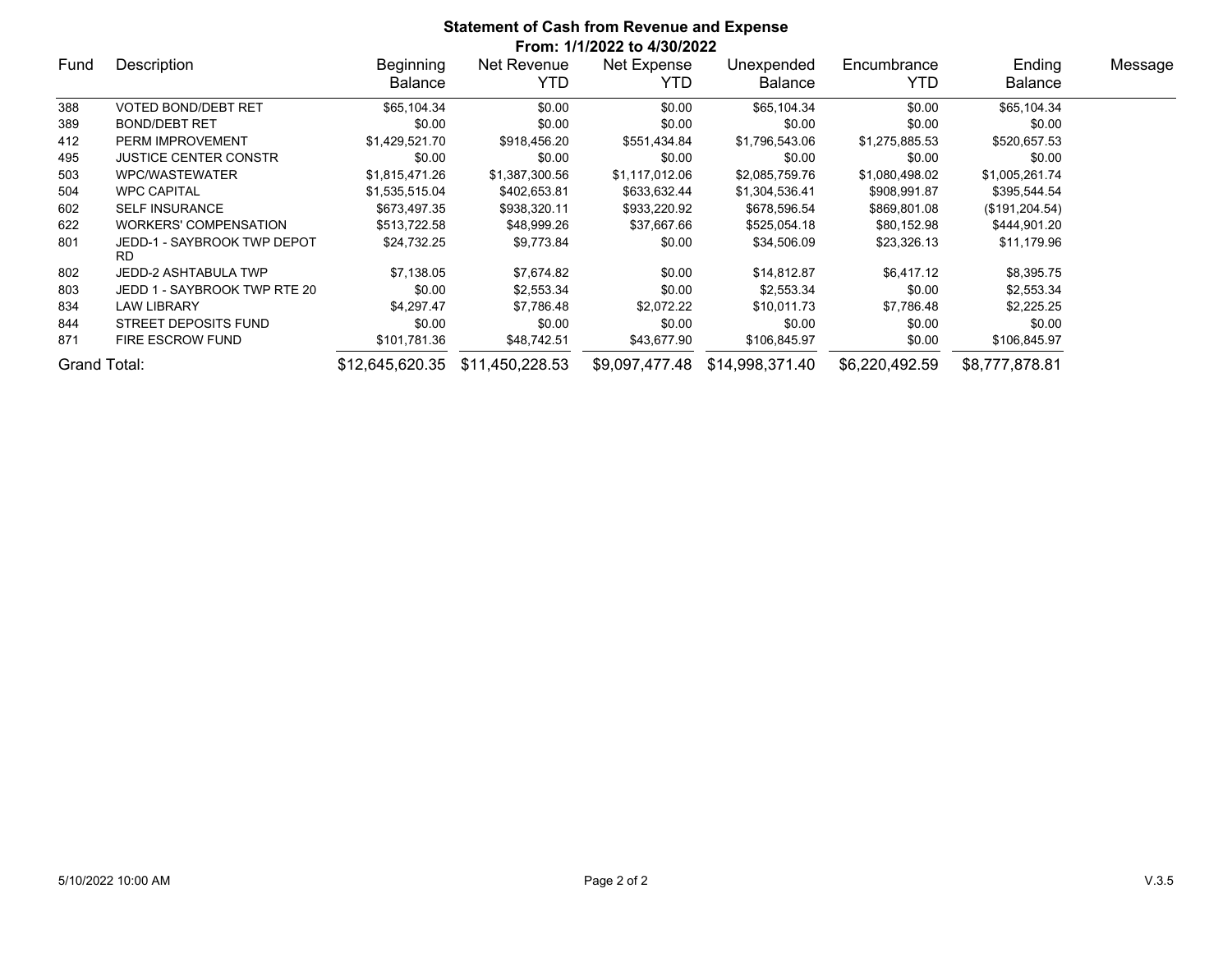# Statement of Cash from Revenue and Expense

**From: 1/1/2022 to 4/30/2022**

| Fund | Description | Beginning Balance | Net Revenue YTD | Net Expense YTD | Unexpended Balance | Encumbrance YTD | Ending Balance | Message |
|---|---|---|---|---|---|---|---|---|
| 388 | VOTED BOND/DEBT RET | $65,104.34 | $0.00 | $0.00 | $65,104.34 | $0.00 | $65,104.34 | |
| 389 | BOND/DEBT RET | $0.00 | $0.00 | $0.00 | $0.00 | $0.00 | $0.00 | |
| 412 | PERM IMPROVEMENT | $1,429,521.70 | $918,456.20 | $551,434.84 | $1,796,543.06 | $1,275,885.53 | $520,657.53 | |
| 495 | JUSTICE CENTER CONSTR | $0.00 | $0.00 | $0.00 | $0.00 | $0.00 | $0.00 | |
| 503 | WPC/WASTEWATER | $1,815,471.26 | $1,387,300.56 | $1,117,012.06 | $2,085,759.76 | $1,080,498.02 | $1,005,261.74 | |
| 504 | WPC CAPITAL | $1,535,515.04 | $402,653.81 | $633,632.44 | $1,304,536.41 | $908,991.87 | $395,544.54 | |
| 602 | SELF INSURANCE | $673,497.35 | $938,320.11 | $933,220.92 | $678,596.54 | $869,801.08 | ($191,204.54) | |
| 622 | WORKERS' COMPENSATION | $513,722.58 | $48,999.26 | $37,667.66 | $525,054.18 | $80,152.98 | $444,901.20 | |
| 801 | JEDD-1 - SAYBROOK TWP DEPOT RD | $24,732.25 | $9,773.84 | $0.00 | $34,506.09 | $23,326.13 | $11,179.96 | |
| 802 | JEDD-2 ASHTABULA TWP | $7,138.05 | $7,674.82 | $0.00 | $14,812.87 | $6,417.12 | $8,395.75 | |
| 803 | JEDD 1 - SAYBROOK TWP RTE 20 | $0.00 | $2,553.34 | $0.00 | $2,553.34 | $0.00 | $2,553.34 | |
| 834 | LAW LIBRARY | $4,297.47 | $7,786.48 | $2,072.22 | $10,011.73 | $7,786.48 | $2,225.25 | |
| 844 | STREET DEPOSITS FUND | $0.00 | $0.00 | $0.00 | $0.00 | $0.00 | $0.00 | |
| 871 | FIRE ESCROW FUND | $101,781.36 | $48,742.51 | $43,677.90 | $106,845.97 | $0.00 | $106,845.97 | |
| Grand Total: | | $12,645,620.35 | $11,450,228.53 | $9,097,477.48 | $14,998,371.40 | $6,220,492.59 | $8,777,878.81 | |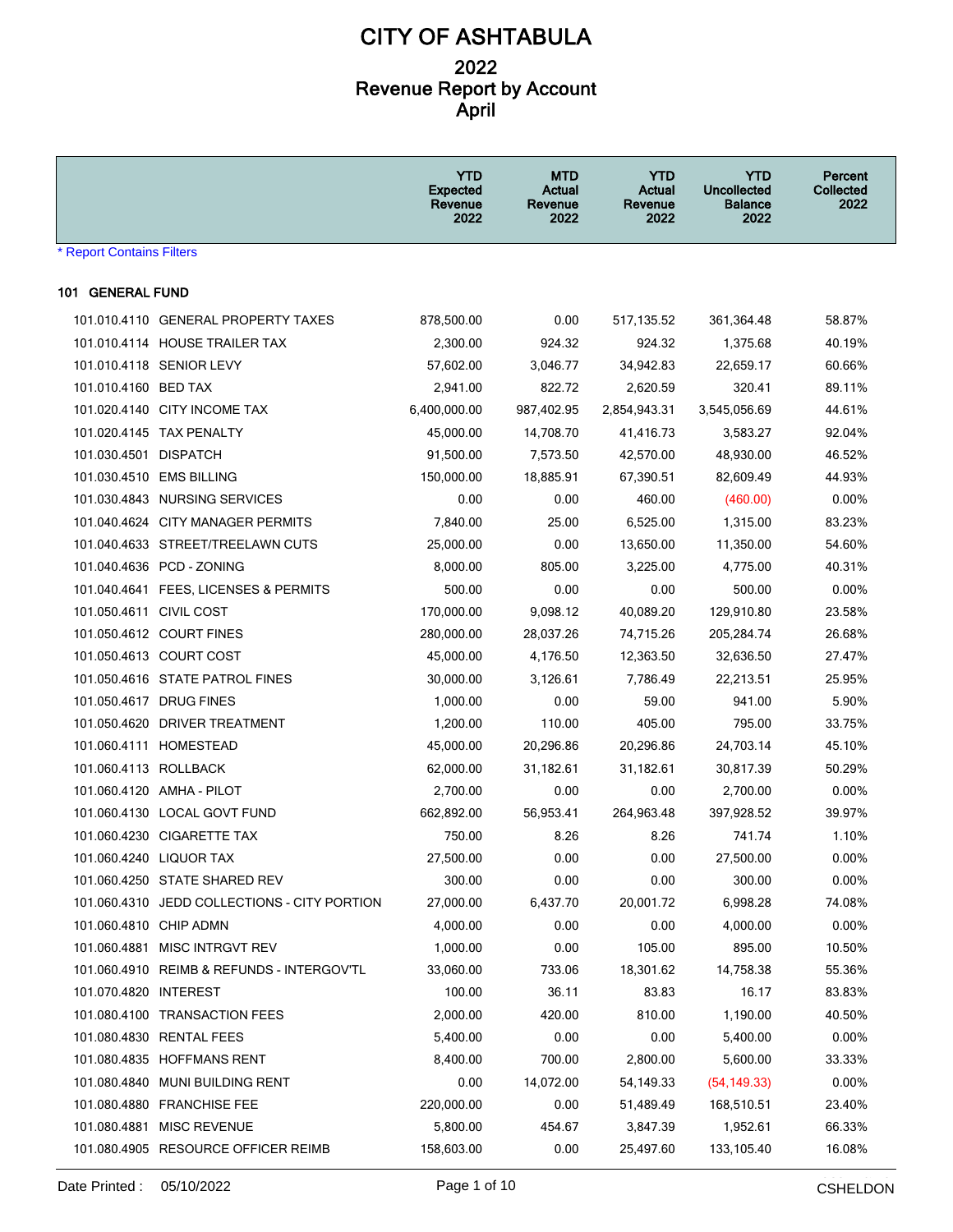# CITY OF ASHTABULA

## 2022
## Revenue Report by Account
## April

| | | YTD Expected Revenue 2022 | MTD Actual Revenue 2022 | YTD Actual Revenue 2022 | YTD Uncollected Balance 2022 | Percent Collected 2022 |
|---|---|---|---|---|---|---|

* Report Contains Filters

**101 GENERAL FUND**

| Account | Description | YTD Expected Revenue 2022 | MTD Actual Revenue 2022 | YTD Actual Revenue 2022 | YTD Uncollected Balance 2022 | Percent Collected 2022 |
|---|---|---|---|---|---|---|
| 101.010.4110 | GENERAL PROPERTY TAXES | 878,500.00 | 0.00 | 517,135.52 | 361,364.48 | 58.87% |
| 101.010.4114 | HOUSE TRAILER TAX | 2,300.00 | 924.32 | 924.32 | 1,375.68 | 40.19% |
| 101.010.4118 | SENIOR LEVY | 57,602.00 | 3,046.77 | 34,942.83 | 22,659.17 | 60.66% |
| 101.010.4160 | BED TAX | 2,941.00 | 822.72 | 2,620.59 | 320.41 | 89.11% |
| 101.020.4140 | CITY INCOME TAX | 6,400,000.00 | 987,402.95 | 2,854,943.31 | 3,545,056.69 | 44.61% |
| 101.020.4145 | TAX PENALTY | 45,000.00 | 14,708.70 | 41,416.73 | 3,583.27 | 92.04% |
| 101.030.4501 | DISPATCH | 91,500.00 | 7,573.50 | 42,570.00 | 48,930.00 | 46.52% |
| 101.030.4510 | EMS BILLING | 150,000.00 | 18,885.91 | 67,390.51 | 82,609.49 | 44.93% |
| 101.030.4843 | NURSING SERVICES | 0.00 | 0.00 | 460.00 | (460.00) | 0.00% |
| 101.040.4624 | CITY MANAGER PERMITS | 7,840.00 | 25.00 | 6,525.00 | 1,315.00 | 83.23% |
| 101.040.4633 | STREET/TREELAWN CUTS | 25,000.00 | 0.00 | 13,650.00 | 11,350.00 | 54.60% |
| 101.040.4636 | PCD - ZONING | 8,000.00 | 805.00 | 3,225.00 | 4,775.00 | 40.31% |
| 101.040.4641 | FEES, LICENSES & PERMITS | 500.00 | 0.00 | 0.00 | 500.00 | 0.00% |
| 101.050.4611 | CIVIL COST | 170,000.00 | 9,098.12 | 40,089.20 | 129,910.80 | 23.58% |
| 101.050.4612 | COURT FINES | 280,000.00 | 28,037.26 | 74,715.26 | 205,284.74 | 26.68% |
| 101.050.4613 | COURT COST | 45,000.00 | 4,176.50 | 12,363.50 | 32,636.50 | 27.47% |
| 101.050.4616 | STATE PATROL FINES | 30,000.00 | 3,126.61 | 7,786.49 | 22,213.51 | 25.95% |
| 101.050.4617 | DRUG FINES | 1,000.00 | 0.00 | 59.00 | 941.00 | 5.90% |
| 101.050.4620 | DRIVER TREATMENT | 1,200.00 | 110.00 | 405.00 | 795.00 | 33.75% |
| 101.060.4111 | HOMESTEAD | 45,000.00 | 20,296.86 | 20,296.86 | 24,703.14 | 45.10% |
| 101.060.4113 | ROLLBACK | 62,000.00 | 31,182.61 | 31,182.61 | 30,817.39 | 50.29% |
| 101.060.4120 | AMHA - PILOT | 2,700.00 | 0.00 | 0.00 | 2,700.00 | 0.00% |
| 101.060.4130 | LOCAL GOVT FUND | 662,892.00 | 56,953.41 | 264,963.48 | 397,928.52 | 39.97% |
| 101.060.4230 | CIGARETTE TAX | 750.00 | 8.26 | 8.26 | 741.74 | 1.10% |
| 101.060.4240 | LIQUOR TAX | 27,500.00 | 0.00 | 0.00 | 27,500.00 | 0.00% |
| 101.060.4250 | STATE SHARED REV | 300.00 | 0.00 | 0.00 | 300.00 | 0.00% |
| 101.060.4310 | JEDD COLLECTIONS - CITY PORTION | 27,000.00 | 6,437.70 | 20,001.72 | 6,998.28 | 74.08% |
| 101.060.4810 | CHIP ADMN | 4,000.00 | 0.00 | 0.00 | 4,000.00 | 0.00% |
| 101.060.4881 | MISC INTRGVT REV | 1,000.00 | 0.00 | 105.00 | 895.00 | 10.50% |
| 101.060.4910 | REIMB & REFUNDS - INTERGOV'TL | 33,060.00 | 733.06 | 18,301.62 | 14,758.38 | 55.36% |
| 101.070.4820 | INTEREST | 100.00 | 36.11 | 83.83 | 16.17 | 83.83% |
| 101.080.4100 | TRANSACTION FEES | 2,000.00 | 420.00 | 810.00 | 1,190.00 | 40.50% |
| 101.080.4830 | RENTAL FEES | 5,400.00 | 0.00 | 0.00 | 5,400.00 | 0.00% |
| 101.080.4835 | HOFFMANS RENT | 8,400.00 | 700.00 | 2,800.00 | 5,600.00 | 33.33% |
| 101.080.4840 | MUNI BUILDING RENT | 0.00 | 14,072.00 | 54,149.33 | (54,149.33) | 0.00% |
| 101.080.4880 | FRANCHISE FEE | 220,000.00 | 0.00 | 51,489.49 | 168,510.51 | 23.40% |
| 101.080.4881 | MISC REVENUE | 5,800.00 | 454.67 | 3,847.39 | 1,952.61 | 66.33% |
| 101.080.4905 | RESOURCE OFFICER REIMB | 158,603.00 | 0.00 | 25,497.60 | 133,105.40 | 16.08% |

Date Printed : 05/10/2022 CSHELDON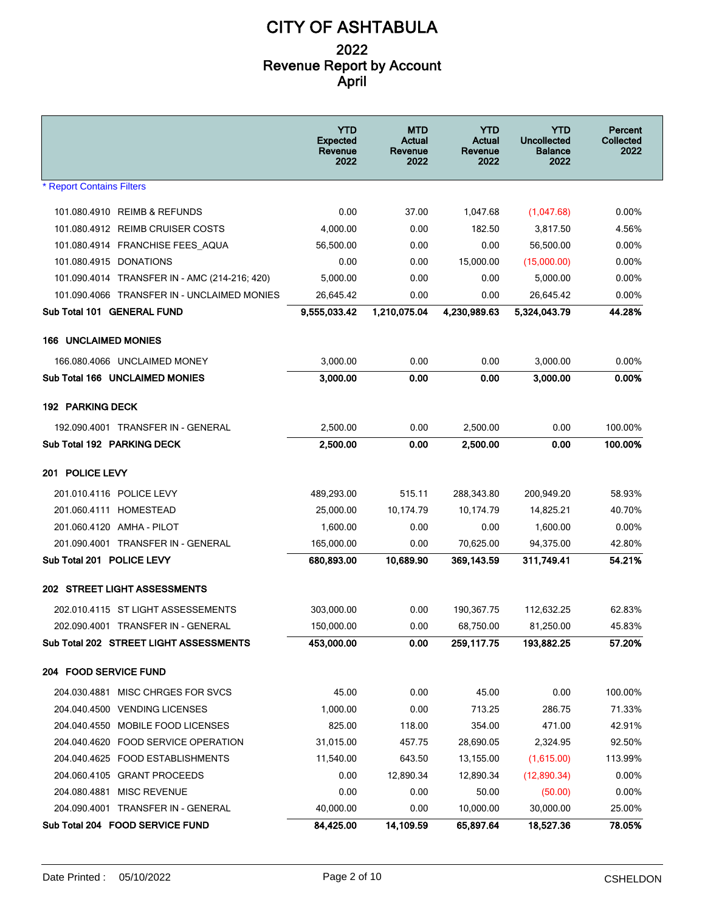# CITY OF ASHTABULA

## 2022
## Revenue Report by Account
## April

| | YTD Expected Revenue 2022 | MTD Actual Revenue 2022 | YTD Actual Revenue 2022 | YTD Uncollected Balance 2022 | Percent Collected 2022 |
|---|---|---|---|---|---|
| * Report Contains Filters | | | | | |
| 101.080.4910 REIMB & REFUNDS | 0.00 | 37.00 | 1,047.68 | (1,047.68) | 0.00% |
| 101.080.4912 REIMB CRUISER COSTS | 4,000.00 | 0.00 | 182.50 | 3,817.50 | 4.56% |
| 101.080.4914 FRANCHISE FEES_AQUA | 56,500.00 | 0.00 | 0.00 | 56,500.00 | 0.00% |
| 101.080.4915 DONATIONS | 0.00 | 0.00 | 15,000.00 | (15,000.00) | 0.00% |
| 101.090.4014 TRANSFER IN - AMC (214-216; 420) | 5,000.00 | 0.00 | 0.00 | 5,000.00 | 0.00% |
| 101.090.4066 TRANSFER IN - UNCLAIMED MONIES | 26,645.42 | 0.00 | 0.00 | 26,645.42 | 0.00% |
| **Sub Total 101 GENERAL FUND** | **9,555,033.42** | **1,210,075.04** | **4,230,989.63** | **5,324,043.79** | **44.28%** |
| **166 UNCLAIMED MONIES** | | | | | |
| 166.080.4066 UNCLAIMED MONEY | 3,000.00 | 0.00 | 0.00 | 3,000.00 | 0.00% |
| **Sub Total 166 UNCLAIMED MONIES** | **3,000.00** | **0.00** | **0.00** | **3,000.00** | **0.00%** |
| **192 PARKING DECK** | | | | | |
| 192.090.4001 TRANSFER IN - GENERAL | 2,500.00 | 0.00 | 2,500.00 | 0.00 | 100.00% |
| **Sub Total 192 PARKING DECK** | **2,500.00** | **0.00** | **2,500.00** | **0.00** | **100.00%** |
| **201 POLICE LEVY** | | | | | |
| 201.010.4116 POLICE LEVY | 489,293.00 | 515.11 | 288,343.80 | 200,949.20 | 58.93% |
| 201.060.4111 HOMESTEAD | 25,000.00 | 10,174.79 | 10,174.79 | 14,825.21 | 40.70% |
| 201.060.4120 AMHA - PILOT | 1,600.00 | 0.00 | 0.00 | 1,600.00 | 0.00% |
| 201.090.4001 TRANSFER IN - GENERAL | 165,000.00 | 0.00 | 70,625.00 | 94,375.00 | 42.80% |
| **Sub Total 201 POLICE LEVY** | **680,893.00** | **10,689.90** | **369,143.59** | **311,749.41** | **54.21%** |
| **202 STREET LIGHT ASSESSMENTS** | | | | | |
| 202.010.4115 ST LIGHT ASSESSEMENTS | 303,000.00 | 0.00 | 190,367.75 | 112,632.25 | 62.83% |
| 202.090.4001 TRANSFER IN - GENERAL | 150,000.00 | 0.00 | 68,750.00 | 81,250.00 | 45.83% |
| **Sub Total 202 STREET LIGHT ASSESSMENTS** | **453,000.00** | **0.00** | **259,117.75** | **193,882.25** | **57.20%** |
| **204 FOOD SERVICE FUND** | | | | | |
| 204.030.4881 MISC CHRGES FOR SVCS | 45.00 | 0.00 | 45.00 | 0.00 | 100.00% |
| 204.040.4500 VENDING LICENSES | 1,000.00 | 0.00 | 713.25 | 286.75 | 71.33% |
| 204.040.4550 MOBILE FOOD LICENSES | 825.00 | 118.00 | 354.00 | 471.00 | 42.91% |
| 204.040.4620 FOOD SERVICE OPERATION | 31,015.00 | 457.75 | 28,690.05 | 2,324.95 | 92.50% |
| 204.040.4625 FOOD ESTABLISHMENTS | 11,540.00 | 643.50 | 13,155.00 | (1,615.00) | 113.99% |
| 204.060.4105 GRANT PROCEEDS | 0.00 | 12,890.34 | 12,890.34 | (12,890.34) | 0.00% |
| 204.080.4881 MISC REVENUE | 0.00 | 0.00 | 50.00 | (50.00) | 0.00% |
| 204.090.4001 TRANSFER IN - GENERAL | 40,000.00 | 0.00 | 10,000.00 | 30,000.00 | 25.00% |
| **Sub Total 204 FOOD SERVICE FUND** | **84,425.00** | **14,109.59** | **65,897.64** | **18,527.36** | **78.05%** |

Date Printed : 05/10/2022 CSHELDON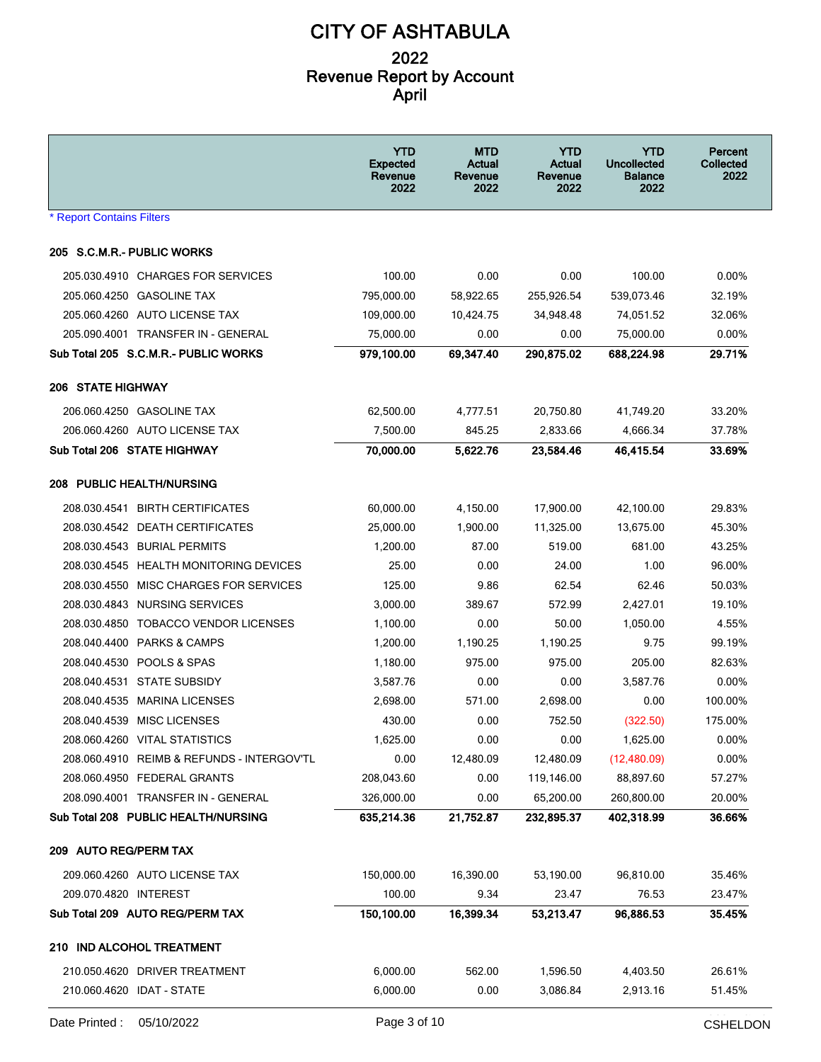# CITY OF ASHTABULA

## 2022
## Revenue Report by Account
## April

| | YTD Expected Revenue 2022 | MTD Actual Revenue 2022 | YTD Actual Revenue 2022 | YTD Uncollected Balance 2022 | Percent Collected 2022 |
|---|---|---|---|---|---|
| * Report Contains Filters | | | | | |
| **205 S.C.M.R.- PUBLIC WORKS** | | | | | |
| 205.030.4910 CHARGES FOR SERVICES | 100.00 | 0.00 | 0.00 | 100.00 | 0.00% |
| 205.060.4250 GASOLINE TAX | 795,000.00 | 58,922.65 | 255,926.54 | 539,073.46 | 32.19% |
| 205.060.4260 AUTO LICENSE TAX | 109,000.00 | 10,424.75 | 34,948.48 | 74,051.52 | 32.06% |
| 205.090.4001 TRANSFER IN - GENERAL | 75,000.00 | 0.00 | 0.00 | 75,000.00 | 0.00% |
| **Sub Total 205 S.C.M.R.- PUBLIC WORKS** | **979,100.00** | **69,347.40** | **290,875.02** | **688,224.98** | **29.71%** |
| **206 STATE HIGHWAY** | | | | | |
| 206.060.4250 GASOLINE TAX | 62,500.00 | 4,777.51 | 20,750.80 | 41,749.20 | 33.20% |
| 206.060.4260 AUTO LICENSE TAX | 7,500.00 | 845.25 | 2,833.66 | 4,666.34 | 37.78% |
| **Sub Total 206 STATE HIGHWAY** | **70,000.00** | **5,622.76** | **23,584.46** | **46,415.54** | **33.69%** |
| **208 PUBLIC HEALTH/NURSING** | | | | | |
| 208.030.4541 BIRTH CERTIFICATES | 60,000.00 | 4,150.00 | 17,900.00 | 42,100.00 | 29.83% |
| 208.030.4542 DEATH CERTIFICATES | 25,000.00 | 1,900.00 | 11,325.00 | 13,675.00 | 45.30% |
| 208.030.4543 BURIAL PERMITS | 1,200.00 | 87.00 | 519.00 | 681.00 | 43.25% |
| 208.030.4545 HEALTH MONITORING DEVICES | 25.00 | 0.00 | 24.00 | 1.00 | 96.00% |
| 208.030.4550 MISC CHARGES FOR SERVICES | 125.00 | 9.86 | 62.54 | 62.46 | 50.03% |
| 208.030.4843 NURSING SERVICES | 3,000.00 | 389.67 | 572.99 | 2,427.01 | 19.10% |
| 208.030.4850 TOBACCO VENDOR LICENSES | 1,100.00 | 0.00 | 50.00 | 1,050.00 | 4.55% |
| 208.040.4400 PARKS & CAMPS | 1,200.00 | 1,190.25 | 1,190.25 | 9.75 | 99.19% |
| 208.040.4530 POOLS & SPAS | 1,180.00 | 975.00 | 975.00 | 205.00 | 82.63% |
| 208.040.4531 STATE SUBSIDY | 3,587.76 | 0.00 | 0.00 | 3,587.76 | 0.00% |
| 208.040.4535 MARINA LICENSES | 2,698.00 | 571.00 | 2,698.00 | 0.00 | 100.00% |
| 208.040.4539 MISC LICENSES | 430.00 | 0.00 | 752.50 | (322.50) | 175.00% |
| 208.060.4260 VITAL STATISTICS | 1,625.00 | 0.00 | 0.00 | 1,625.00 | 0.00% |
| 208.060.4910 REIMB & REFUNDS - INTERGOV'TL | 0.00 | 12,480.09 | 12,480.09 | (12,480.09) | 0.00% |
| 208.060.4950 FEDERAL GRANTS | 208,043.60 | 0.00 | 119,146.00 | 88,897.60 | 57.27% |
| 208.090.4001 TRANSFER IN - GENERAL | 326,000.00 | 0.00 | 65,200.00 | 260,800.00 | 20.00% |
| **Sub Total 208 PUBLIC HEALTH/NURSING** | **635,214.36** | **21,752.87** | **232,895.37** | **402,318.99** | **36.66%** |
| **209 AUTO REG/PERM TAX** | | | | | |
| 209.060.4260 AUTO LICENSE TAX | 150,000.00 | 16,390.00 | 53,190.00 | 96,810.00 | 35.46% |
| 209.070.4820 INTEREST | 100.00 | 9.34 | 23.47 | 76.53 | 23.47% |
| **Sub Total 209 AUTO REG/PERM TAX** | **150,100.00** | **16,399.34** | **53,213.47** | **96,886.53** | **35.45%** |
| **210 IND ALCOHOL TREATMENT** | | | | | |
| 210.050.4620 DRIVER TREATMENT | 6,000.00 | 562.00 | 1,596.50 | 4,403.50 | 26.61% |
| 210.060.4620 IDAT - STATE | 6,000.00 | 0.00 | 3,086.84 | 2,913.16 | 51.45% |

Date Printed : 05/10/2022 CSHELDON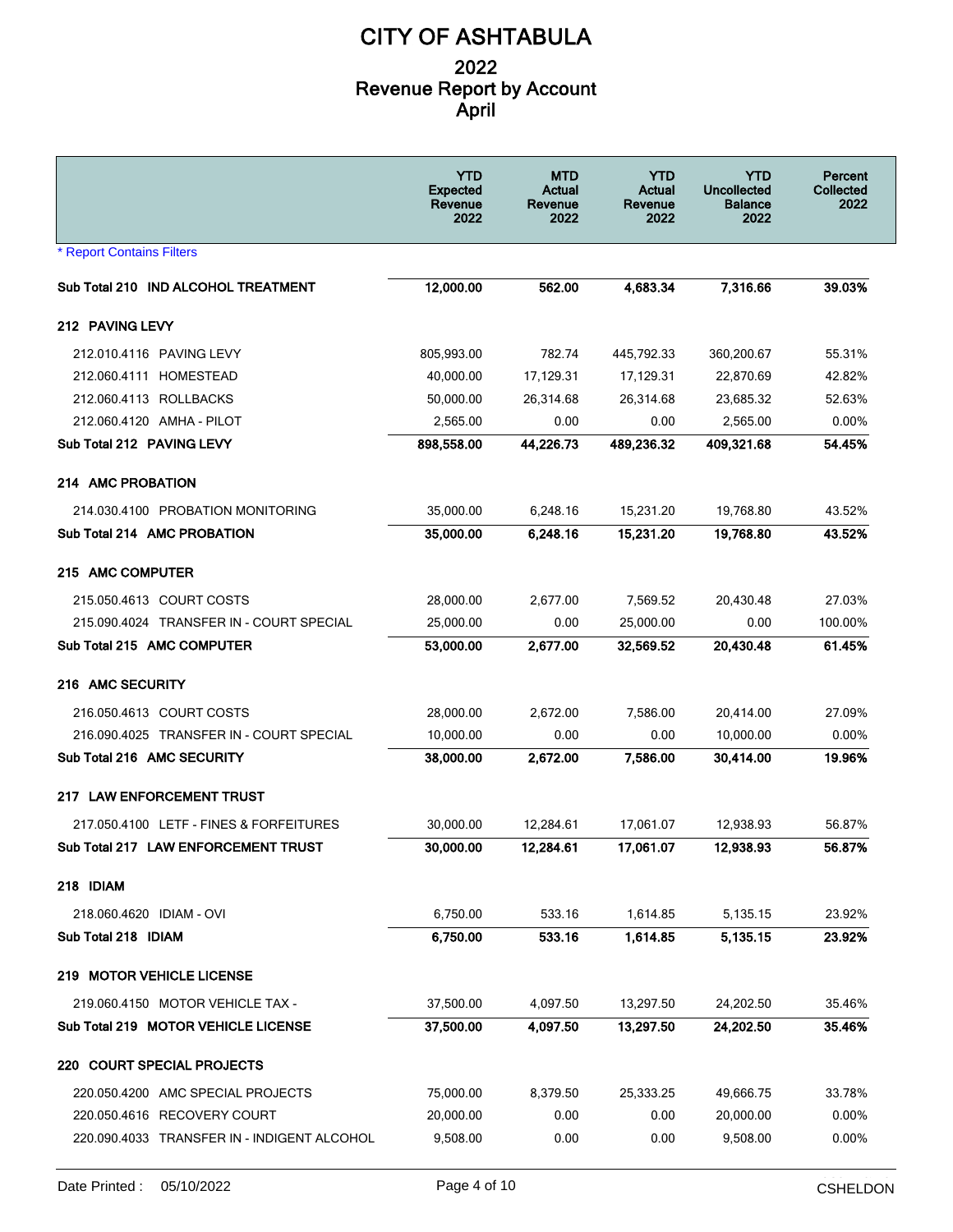# CITY OF ASHTABULA

## 2022
## Revenue Report by Account
## April

| | YTD Expected Revenue 2022 | MTD Actual Revenue 2022 | YTD Actual Revenue 2022 | YTD Uncollected Balance 2022 | Percent Collected 2022 |
|---|---|---|---|---|---|
| * Report Contains Filters | | | | | |
| **Sub Total 210 IND ALCOHOL TREATMENT** | **12,000.00** | **562.00** | **4,683.34** | **7,316.66** | **39.03%** |
| **212 PAVING LEVY** | | | | | |
| 212.010.4116 PAVING LEVY | 805,993.00 | 782.74 | 445,792.33 | 360,200.67 | 55.31% |
| 212.060.4111 HOMESTEAD | 40,000.00 | 17,129.31 | 17,129.31 | 22,870.69 | 42.82% |
| 212.060.4113 ROLLBACKS | 50,000.00 | 26,314.68 | 26,314.68 | 23,685.32 | 52.63% |
| 212.060.4120 AMHA - PILOT | 2,565.00 | 0.00 | 0.00 | 2,565.00 | 0.00% |
| **Sub Total 212 PAVING LEVY** | **898,558.00** | **44,226.73** | **489,236.32** | **409,321.68** | **54.45%** |
| **214 AMC PROBATION** | | | | | |
| 214.030.4100 PROBATION MONITORING | 35,000.00 | 6,248.16 | 15,231.20 | 19,768.80 | 43.52% |
| **Sub Total 214 AMC PROBATION** | **35,000.00** | **6,248.16** | **15,231.20** | **19,768.80** | **43.52%** |
| **215 AMC COMPUTER** | | | | | |
| 215.050.4613 COURT COSTS | 28,000.00 | 2,677.00 | 7,569.52 | 20,430.48 | 27.03% |
| 215.090.4024 TRANSFER IN - COURT SPECIAL | 25,000.00 | 0.00 | 25,000.00 | 0.00 | 100.00% |
| **Sub Total 215 AMC COMPUTER** | **53,000.00** | **2,677.00** | **32,569.52** | **20,430.48** | **61.45%** |
| **216 AMC SECURITY** | | | | | |
| 216.050.4613 COURT COSTS | 28,000.00 | 2,672.00 | 7,586.00 | 20,414.00 | 27.09% |
| 216.090.4025 TRANSFER IN - COURT SPECIAL | 10,000.00 | 0.00 | 0.00 | 10,000.00 | 0.00% |
| **Sub Total 216 AMC SECURITY** | **38,000.00** | **2,672.00** | **7,586.00** | **30,414.00** | **19.96%** |
| **217 LAW ENFORCEMENT TRUST** | | | | | |
| 217.050.4100 LETF - FINES & FORFEITURES | 30,000.00 | 12,284.61 | 17,061.07 | 12,938.93 | 56.87% |
| **Sub Total 217 LAW ENFORCEMENT TRUST** | **30,000.00** | **12,284.61** | **17,061.07** | **12,938.93** | **56.87%** |
| **218 IDIAM** | | | | | |
| 218.060.4620 IDIAM - OVI | 6,750.00 | 533.16 | 1,614.85 | 5,135.15 | 23.92% |
| **Sub Total 218 IDIAM** | **6,750.00** | **533.16** | **1,614.85** | **5,135.15** | **23.92%** |
| **219 MOTOR VEHICLE LICENSE** | | | | | |
| 219.060.4150 MOTOR VEHICLE TAX - | 37,500.00 | 4,097.50 | 13,297.50 | 24,202.50 | 35.46% |
| **Sub Total 219 MOTOR VEHICLE LICENSE** | **37,500.00** | **4,097.50** | **13,297.50** | **24,202.50** | **35.46%** |
| **220 COURT SPECIAL PROJECTS** | | | | | |
| 220.050.4200 AMC SPECIAL PROJECTS | 75,000.00 | 8,379.50 | 25,333.25 | 49,666.75 | 33.78% |
| 220.050.4616 RECOVERY COURT | 20,000.00 | 0.00 | 0.00 | 20,000.00 | 0.00% |
| 220.090.4033 TRANSFER IN - INDIGENT ALCOHOL | 9,508.00 | 0.00 | 0.00 | 9,508.00 | 0.00% |

Date Printed : 05/10/2022 CSHELDON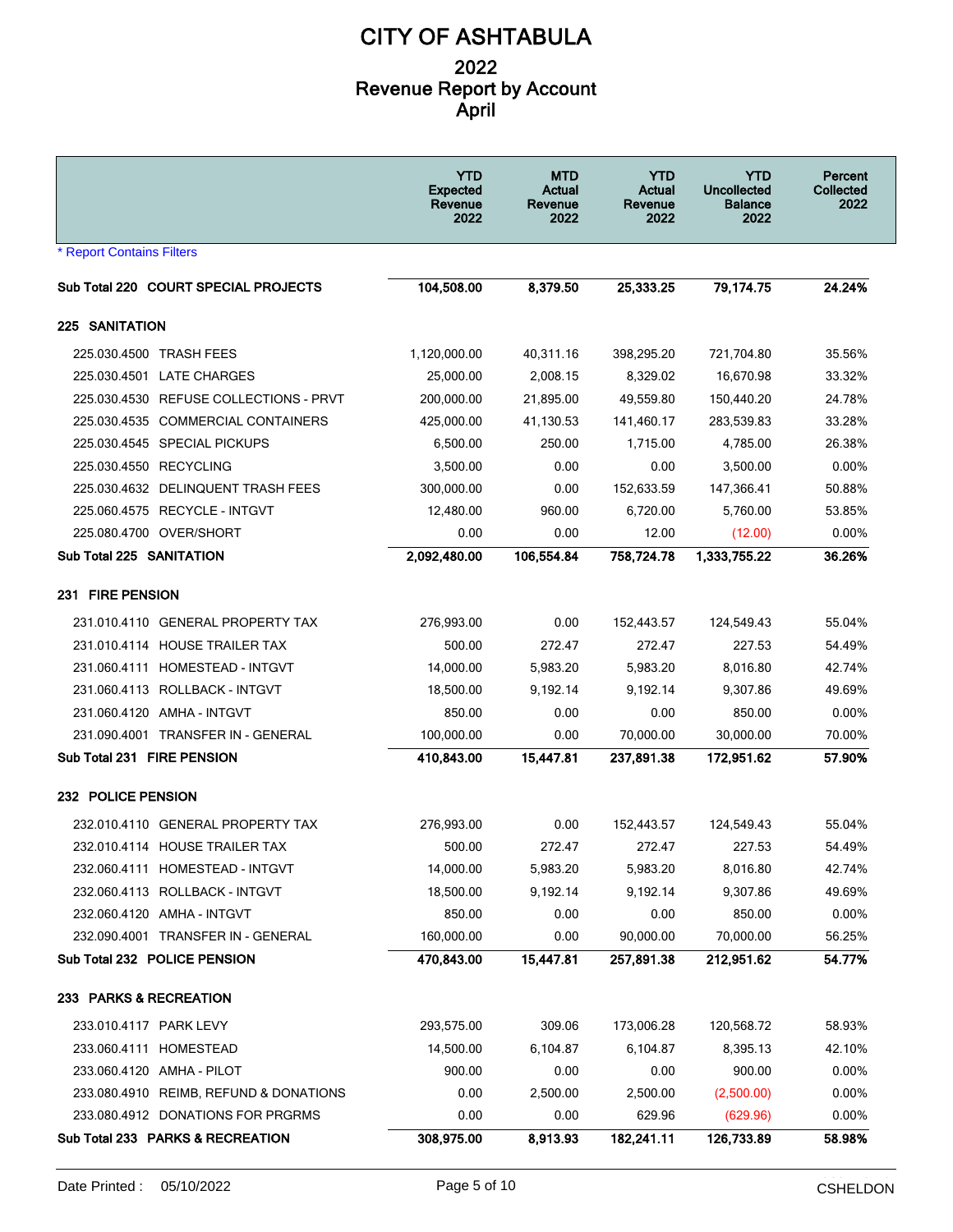# CITY OF ASHTABULA

## 2022
## Revenue Report by Account
## April

| | YTD Expected Revenue 2022 | MTD Actual Revenue 2022 | YTD Actual Revenue 2022 | YTD Uncollected Balance 2022 | Percent Collected 2022 |
|---|---|---|---|---|---|
| * Report Contains Filters | | | | | |
| **Sub Total 220 COURT SPECIAL PROJECTS** | **104,508.00** | **8,379.50** | **25,333.25** | **79,174.75** | **24.24%** |
| **225 SANITATION** | | | | | |
| 225.030.4500 TRASH FEES | 1,120,000.00 | 40,311.16 | 398,295.20 | 721,704.80 | 35.56% |
| 225.030.4501 LATE CHARGES | 25,000.00 | 2,008.15 | 8,329.02 | 16,670.98 | 33.32% |
| 225.030.4530 REFUSE COLLECTIONS - PRVT | 200,000.00 | 21,895.00 | 49,559.80 | 150,440.20 | 24.78% |
| 225.030.4535 COMMERCIAL CONTAINERS | 425,000.00 | 41,130.53 | 141,460.17 | 283,539.83 | 33.28% |
| 225.030.4545 SPECIAL PICKUPS | 6,500.00 | 250.00 | 1,715.00 | 4,785.00 | 26.38% |
| 225.030.4550 RECYCLING | 3,500.00 | 0.00 | 0.00 | 3,500.00 | 0.00% |
| 225.030.4632 DELINQUENT TRASH FEES | 300,000.00 | 0.00 | 152,633.59 | 147,366.41 | 50.88% |
| 225.060.4575 RECYCLE - INTGVT | 12,480.00 | 960.00 | 6,720.00 | 5,760.00 | 53.85% |
| 225.080.4700 OVER/SHORT | 0.00 | 0.00 | 12.00 | (12.00) | 0.00% |
| **Sub Total 225 SANITATION** | **2,092,480.00** | **106,554.84** | **758,724.78** | **1,333,755.22** | **36.26%** |
| **231 FIRE PENSION** | | | | | |
| 231.010.4110 GENERAL PROPERTY TAX | 276,993.00 | 0.00 | 152,443.57 | 124,549.43 | 55.04% |
| 231.010.4114 HOUSE TRAILER TAX | 500.00 | 272.47 | 272.47 | 227.53 | 54.49% |
| 231.060.4111 HOMESTEAD - INTGVT | 14,000.00 | 5,983.20 | 5,983.20 | 8,016.80 | 42.74% |
| 231.060.4113 ROLLBACK - INTGVT | 18,500.00 | 9,192.14 | 9,192.14 | 9,307.86 | 49.69% |
| 231.060.4120 AMHA - INTGVT | 850.00 | 0.00 | 0.00 | 850.00 | 0.00% |
| 231.090.4001 TRANSFER IN - GENERAL | 100,000.00 | 0.00 | 70,000.00 | 30,000.00 | 70.00% |
| **Sub Total 231 FIRE PENSION** | **410,843.00** | **15,447.81** | **237,891.38** | **172,951.62** | **57.90%** |
| **232 POLICE PENSION** | | | | | |
| 232.010.4110 GENERAL PROPERTY TAX | 276,993.00 | 0.00 | 152,443.57 | 124,549.43 | 55.04% |
| 232.010.4114 HOUSE TRAILER TAX | 500.00 | 272.47 | 272.47 | 227.53 | 54.49% |
| 232.060.4111 HOMESTEAD - INTGVT | 14,000.00 | 5,983.20 | 5,983.20 | 8,016.80 | 42.74% |
| 232.060.4113 ROLLBACK - INTGVT | 18,500.00 | 9,192.14 | 9,192.14 | 9,307.86 | 49.69% |
| 232.060.4120 AMHA - INTGVT | 850.00 | 0.00 | 0.00 | 850.00 | 0.00% |
| 232.090.4001 TRANSFER IN - GENERAL | 160,000.00 | 0.00 | 90,000.00 | 70,000.00 | 56.25% |
| **Sub Total 232 POLICE PENSION** | **470,843.00** | **15,447.81** | **257,891.38** | **212,951.62** | **54.77%** |
| **233 PARKS & RECREATION** | | | | | |
| 233.010.4117 PARK LEVY | 293,575.00 | 309.06 | 173,006.28 | 120,568.72 | 58.93% |
| 233.060.4111 HOMESTEAD | 14,500.00 | 6,104.87 | 6,104.87 | 8,395.13 | 42.10% |
| 233.060.4120 AMHA - PILOT | 900.00 | 0.00 | 0.00 | 900.00 | 0.00% |
| 233.080.4910 REIMB, REFUND & DONATIONS | 0.00 | 2,500.00 | 2,500.00 | (2,500.00) | 0.00% |
| 233.080.4912 DONATIONS FOR PRGRMS | 0.00 | 0.00 | 629.96 | (629.96) | 0.00% |
| **Sub Total 233 PARKS & RECREATION** | **308,975.00** | **8,913.93** | **182,241.11** | **126,733.89** | **58.98%** |

Date Printed : 05/10/2022 CSHELDON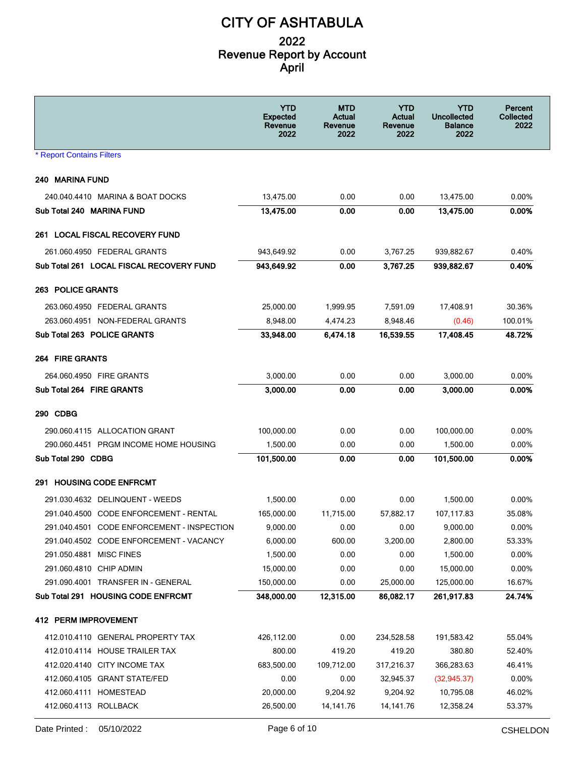# CITY OF ASHTABULA

## 2022
## Revenue Report by Account
## April

| | YTD Expected Revenue 2022 | MTD Actual Revenue 2022 | YTD Actual Revenue 2022 | YTD Uncollected Balance 2022 | Percent Collected 2022 |
|---|---|---|---|---|---|
| * Report Contains Filters | | | | | |
| **240 MARINA FUND** | | | | | |
| 240.040.4410 MARINA & BOAT DOCKS | 13,475.00 | 0.00 | 0.00 | 13,475.00 | 0.00% |
| **Sub Total 240 MARINA FUND** | **13,475.00** | **0.00** | **0.00** | **13,475.00** | **0.00%** |
| **261 LOCAL FISCAL RECOVERY FUND** | | | | | |
| 261.060.4950 FEDERAL GRANTS | 943,649.92 | 0.00 | 3,767.25 | 939,882.67 | 0.40% |
| **Sub Total 261 LOCAL FISCAL RECOVERY FUND** | **943,649.92** | **0.00** | **3,767.25** | **939,882.67** | **0.40%** |
| **263 POLICE GRANTS** | | | | | |
| 263.060.4950 FEDERAL GRANTS | 25,000.00 | 1,999.95 | 7,591.09 | 17,408.91 | 30.36% |
| 263.060.4951 NON-FEDERAL GRANTS | 8,948.00 | 4,474.23 | 8,948.46 | (0.46) | 100.01% |
| **Sub Total 263 POLICE GRANTS** | **33,948.00** | **6,474.18** | **16,539.55** | **17,408.45** | **48.72%** |
| **264 FIRE GRANTS** | | | | | |
| 264.060.4950 FIRE GRANTS | 3,000.00 | 0.00 | 0.00 | 3,000.00 | 0.00% |
| **Sub Total 264 FIRE GRANTS** | **3,000.00** | **0.00** | **0.00** | **3,000.00** | **0.00%** |
| **290 CDBG** | | | | | |
| 290.060.4115 ALLOCATION GRANT | 100,000.00 | 0.00 | 0.00 | 100,000.00 | 0.00% |
| 290.060.4451 PRGM INCOME HOME HOUSING | 1,500.00 | 0.00 | 0.00 | 1,500.00 | 0.00% |
| **Sub Total 290 CDBG** | **101,500.00** | **0.00** | **0.00** | **101,500.00** | **0.00%** |
| **291 HOUSING CODE ENFRCMT** | | | | | |
| 291.030.4632 DELINQUENT - WEEDS | 1,500.00 | 0.00 | 0.00 | 1,500.00 | 0.00% |
| 291.040.4500 CODE ENFORCEMENT - RENTAL | 165,000.00 | 11,715.00 | 57,882.17 | 107,117.83 | 35.08% |
| 291.040.4501 CODE ENFORCEMENT - INSPECTION | 9,000.00 | 0.00 | 0.00 | 9,000.00 | 0.00% |
| 291.040.4502 CODE ENFORCEMENT - VACANCY | 6,000.00 | 600.00 | 3,200.00 | 2,800.00 | 53.33% |
| 291.050.4881 MISC FINES | 1,500.00 | 0.00 | 0.00 | 1,500.00 | 0.00% |
| 291.060.4810 CHIP ADMIN | 15,000.00 | 0.00 | 0.00 | 15,000.00 | 0.00% |
| 291.090.4001 TRANSFER IN - GENERAL | 150,000.00 | 0.00 | 25,000.00 | 125,000.00 | 16.67% |
| **Sub Total 291 HOUSING CODE ENFRCMT** | **348,000.00** | **12,315.00** | **86,082.17** | **261,917.83** | **24.74%** |
| **412 PERM IMPROVEMENT** | | | | | |
| 412.010.4110 GENERAL PROPERTY TAX | 426,112.00 | 0.00 | 234,528.58 | 191,583.42 | 55.04% |
| 412.010.4114 HOUSE TRAILER TAX | 800.00 | 419.20 | 419.20 | 380.80 | 52.40% |
| 412.020.4140 CITY INCOME TAX | 683,500.00 | 109,712.00 | 317,216.37 | 366,283.63 | 46.41% |
| 412.060.4105 GRANT STATE/FED | 0.00 | 0.00 | 32,945.37 | (32,945.37) | 0.00% |
| 412.060.4111 HOMESTEAD | 20,000.00 | 9,204.92 | 9,204.92 | 10,795.08 | 46.02% |
| 412.060.4113 ROLLBACK | 26,500.00 | 14,141.76 | 14,141.76 | 12,358.24 | 53.37% |

Date Printed : 05/10/2022 CSHELDON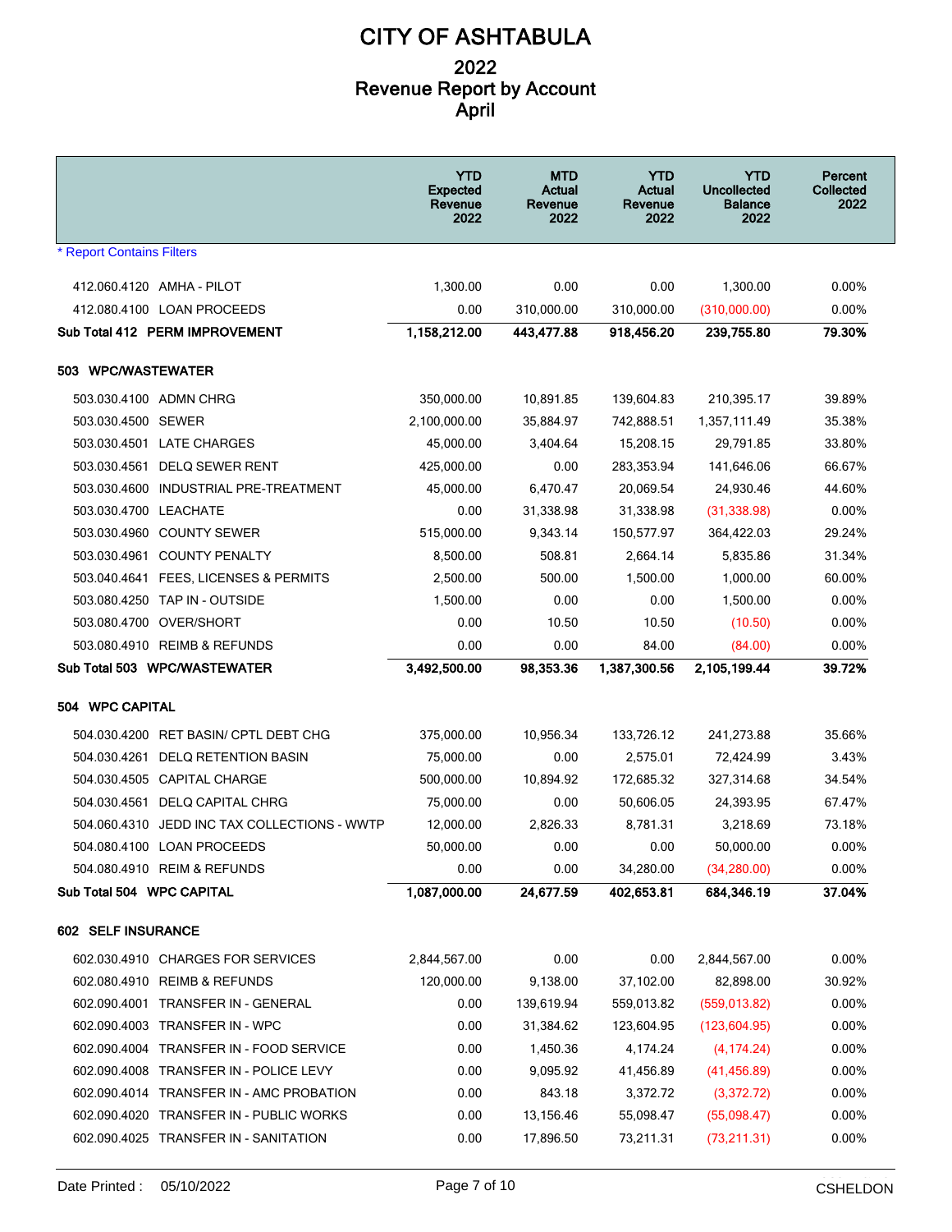# CITY OF ASHTABULA

## 2022
## Revenue Report by Account
## April

| | YTD Expected Revenue 2022 | MTD Actual Revenue 2022 | YTD Actual Revenue 2022 | YTD Uncollected Balance 2022 | Percent Collected 2022 |
|---|---|---|---|---|---|
| * Report Contains Filters | | | | | |
| 412.060.4120 AMHA - PILOT | 1,300.00 | 0.00 | 0.00 | 1,300.00 | 0.00% |
| 412.080.4100 LOAN PROCEEDS | 0.00 | 310,000.00 | 310,000.00 | (310,000.00) | 0.00% |
| **Sub Total 412 PERM IMPROVEMENT** | **1,158,212.00** | **443,477.88** | **918,456.20** | **239,755.80** | **79.30%** |
| **503 WPC/WASTEWATER** | | | | | |
| 503.030.4100 ADMN CHRG | 350,000.00 | 10,891.85 | 139,604.83 | 210,395.17 | 39.89% |
| 503.030.4500 SEWER | 2,100,000.00 | 35,884.97 | 742,888.51 | 1,357,111.49 | 35.38% |
| 503.030.4501 LATE CHARGES | 45,000.00 | 3,404.64 | 15,208.15 | 29,791.85 | 33.80% |
| 503.030.4561 DELQ SEWER RENT | 425,000.00 | 0.00 | 283,353.94 | 141,646.06 | 66.67% |
| 503.030.4600 INDUSTRIAL PRE-TREATMENT | 45,000.00 | 6,470.47 | 20,069.54 | 24,930.46 | 44.60% |
| 503.030.4700 LEACHATE | 0.00 | 31,338.98 | 31,338.98 | (31,338.98) | 0.00% |
| 503.030.4960 COUNTY SEWER | 515,000.00 | 9,343.14 | 150,577.97 | 364,422.03 | 29.24% |
| 503.030.4961 COUNTY PENALTY | 8,500.00 | 508.81 | 2,664.14 | 5,835.86 | 31.34% |
| 503.040.4641 FEES, LICENSES & PERMITS | 2,500.00 | 500.00 | 1,500.00 | 1,000.00 | 60.00% |
| 503.080.4250 TAP IN - OUTSIDE | 1,500.00 | 0.00 | 0.00 | 1,500.00 | 0.00% |
| 503.080.4700 OVER/SHORT | 0.00 | 10.50 | 10.50 | (10.50) | 0.00% |
| 503.080.4910 REIMB & REFUNDS | 0.00 | 0.00 | 84.00 | (84.00) | 0.00% |
| **Sub Total 503 WPC/WASTEWATER** | **3,492,500.00** | **98,353.36** | **1,387,300.56** | **2,105,199.44** | **39.72%** |
| **504 WPC CAPITAL** | | | | | |
| 504.030.4200 RET BASIN/ CPTL DEBT CHG | 375,000.00 | 10,956.34 | 133,726.12 | 241,273.88 | 35.66% |
| 504.030.4261 DELQ RETENTION BASIN | 75,000.00 | 0.00 | 2,575.01 | 72,424.99 | 3.43% |
| 504.030.4505 CAPITAL CHARGE | 500,000.00 | 10,894.92 | 172,685.32 | 327,314.68 | 34.54% |
| 504.030.4561 DELQ CAPITAL CHRG | 75,000.00 | 0.00 | 50,606.05 | 24,393.95 | 67.47% |
| 504.060.4310 JEDD INC TAX COLLECTIONS - WWTP | 12,000.00 | 2,826.33 | 8,781.31 | 3,218.69 | 73.18% |
| 504.080.4100 LOAN PROCEEDS | 50,000.00 | 0.00 | 0.00 | 50,000.00 | 0.00% |
| 504.080.4910 REIM & REFUNDS | 0.00 | 0.00 | 34,280.00 | (34,280.00) | 0.00% |
| **Sub Total 504 WPC CAPITAL** | **1,087,000.00** | **24,677.59** | **402,653.81** | **684,346.19** | **37.04%** |
| **602 SELF INSURANCE** | | | | | |
| 602.030.4910 CHARGES FOR SERVICES | 2,844,567.00 | 0.00 | 0.00 | 2,844,567.00 | 0.00% |
| 602.080.4910 REIMB & REFUNDS | 120,000.00 | 9,138.00 | 37,102.00 | 82,898.00 | 30.92% |
| 602.090.4001 TRANSFER IN - GENERAL | 0.00 | 139,619.94 | 559,013.82 | (559,013.82) | 0.00% |
| 602.090.4003 TRANSFER IN - WPC | 0.00 | 31,384.62 | 123,604.95 | (123,604.95) | 0.00% |
| 602.090.4004 TRANSFER IN - FOOD SERVICE | 0.00 | 1,450.36 | 4,174.24 | (4,174.24) | 0.00% |
| 602.090.4008 TRANSFER IN - POLICE LEVY | 0.00 | 9,095.92 | 41,456.89 | (41,456.89) | 0.00% |
| 602.090.4014 TRANSFER IN - AMC PROBATION | 0.00 | 843.18 | 3,372.72 | (3,372.72) | 0.00% |
| 602.090.4020 TRANSFER IN - PUBLIC WORKS | 0.00 | 13,156.46 | 55,098.47 | (55,098.47) | 0.00% |
| 602.090.4025 TRANSFER IN - SANITATION | 0.00 | 17,896.50 | 73,211.31 | (73,211.31) | 0.00% |

Date Printed : 05/10/2022 CSHELDON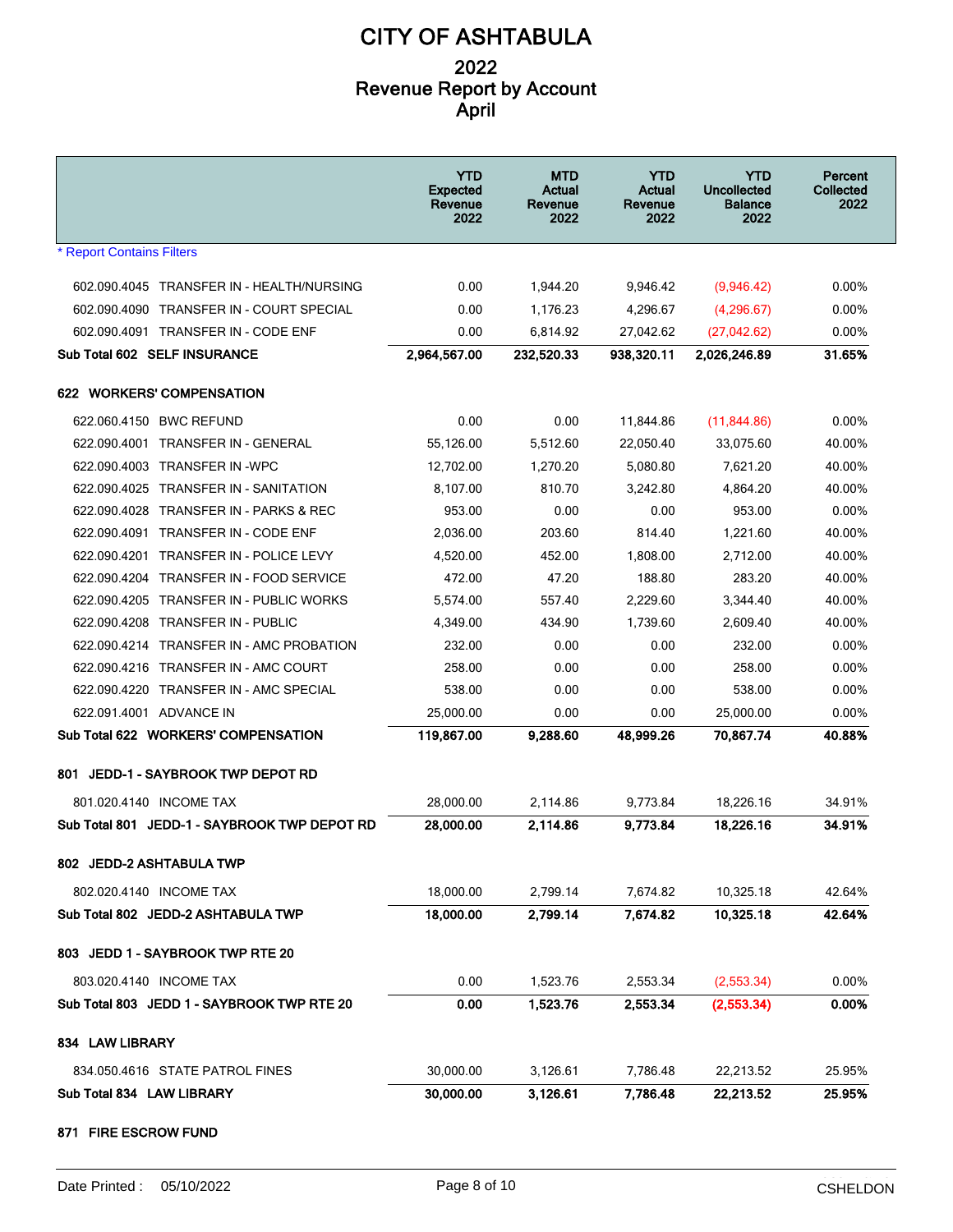# CITY OF ASHTABULA

## 2022
## Revenue Report by Account
## April

| | YTD Expected Revenue 2022 | MTD Actual Revenue 2022 | YTD Actual Revenue 2022 | YTD Uncollected Balance 2022 | Percent Collected 2022 |
|---|---|---|---|---|---|
| * Report Contains Filters | | | | | |
| 602.090.4045 TRANSFER IN - HEALTH/NURSING | 0.00 | 1,944.20 | 9,946.42 | (9,946.42) | 0.00% |
| 602.090.4090 TRANSFER IN - COURT SPECIAL | 0.00 | 1,176.23 | 4,296.67 | (4,296.67) | 0.00% |
| 602.090.4091 TRANSFER IN - CODE ENF | 0.00 | 6,814.92 | 27,042.62 | (27,042.62) | 0.00% |
| **Sub Total 602 SELF INSURANCE** | **2,964,567.00** | **232,520.33** | **938,320.11** | **2,026,246.89** | **31.65%** |
| **622 WORKERS' COMPENSATION** | | | | | |
| 622.060.4150 BWC REFUND | 0.00 | 0.00 | 11,844.86 | (11,844.86) | 0.00% |
| 622.090.4001 TRANSFER IN - GENERAL | 55,126.00 | 5,512.60 | 22,050.40 | 33,075.60 | 40.00% |
| 622.090.4003 TRANSFER IN -WPC | 12,702.00 | 1,270.20 | 5,080.80 | 7,621.20 | 40.00% |
| 622.090.4025 TRANSFER IN - SANITATION | 8,107.00 | 810.70 | 3,242.80 | 4,864.20 | 40.00% |
| 622.090.4028 TRANSFER IN - PARKS & REC | 953.00 | 0.00 | 0.00 | 953.00 | 0.00% |
| 622.090.4091 TRANSFER IN - CODE ENF | 2,036.00 | 203.60 | 814.40 | 1,221.60 | 40.00% |
| 622.090.4201 TRANSFER IN - POLICE LEVY | 4,520.00 | 452.00 | 1,808.00 | 2,712.00 | 40.00% |
| 622.090.4204 TRANSFER IN - FOOD SERVICE | 472.00 | 47.20 | 188.80 | 283.20 | 40.00% |
| 622.090.4205 TRANSFER IN - PUBLIC WORKS | 5,574.00 | 557.40 | 2,229.60 | 3,344.40 | 40.00% |
| 622.090.4208 TRANSFER IN - PUBLIC | 4,349.00 | 434.90 | 1,739.60 | 2,609.40 | 40.00% |
| 622.090.4214 TRANSFER IN - AMC PROBATION | 232.00 | 0.00 | 0.00 | 232.00 | 0.00% |
| 622.090.4216 TRANSFER IN - AMC COURT | 258.00 | 0.00 | 0.00 | 258.00 | 0.00% |
| 622.090.4220 TRANSFER IN - AMC SPECIAL | 538.00 | 0.00 | 0.00 | 538.00 | 0.00% |
| 622.091.4001 ADVANCE IN | 25,000.00 | 0.00 | 0.00 | 25,000.00 | 0.00% |
| **Sub Total 622 WORKERS' COMPENSATION** | **119,867.00** | **9,288.60** | **48,999.26** | **70,867.74** | **40.88%** |
| **801 JEDD-1 - SAYBROOK TWP DEPOT RD** | | | | | |
| 801.020.4140 INCOME TAX | 28,000.00 | 2,114.86 | 9,773.84 | 18,226.16 | 34.91% |
| **Sub Total 801 JEDD-1 - SAYBROOK TWP DEPOT RD** | **28,000.00** | **2,114.86** | **9,773.84** | **18,226.16** | **34.91%** |
| **802 JEDD-2 ASHTABULA TWP** | | | | | |
| 802.020.4140 INCOME TAX | 18,000.00 | 2,799.14 | 7,674.82 | 10,325.18 | 42.64% |
| **Sub Total 802 JEDD-2 ASHTABULA TWP** | **18,000.00** | **2,799.14** | **7,674.82** | **10,325.18** | **42.64%** |
| **803 JEDD 1 - SAYBROOK TWP RTE 20** | | | | | |
| 803.020.4140 INCOME TAX | 0.00 | 1,523.76 | 2,553.34 | (2,553.34) | 0.00% |
| **Sub Total 803 JEDD 1 - SAYBROOK TWP RTE 20** | **0.00** | **1,523.76** | **2,553.34** | **(2,553.34)** | **0.00%** |
| **834 LAW LIBRARY** | | | | | |
| 834.050.4616 STATE PATROL FINES | 30,000.00 | 3,126.61 | 7,786.48 | 22,213.52 | 25.95% |
| **Sub Total 834 LAW LIBRARY** | **30,000.00** | **3,126.61** | **7,786.48** | **22,213.52** | **25.95%** |
| **871 FIRE ESCROW FUND** | | | | | |

Date Printed : 05/10/2022 CSHELDON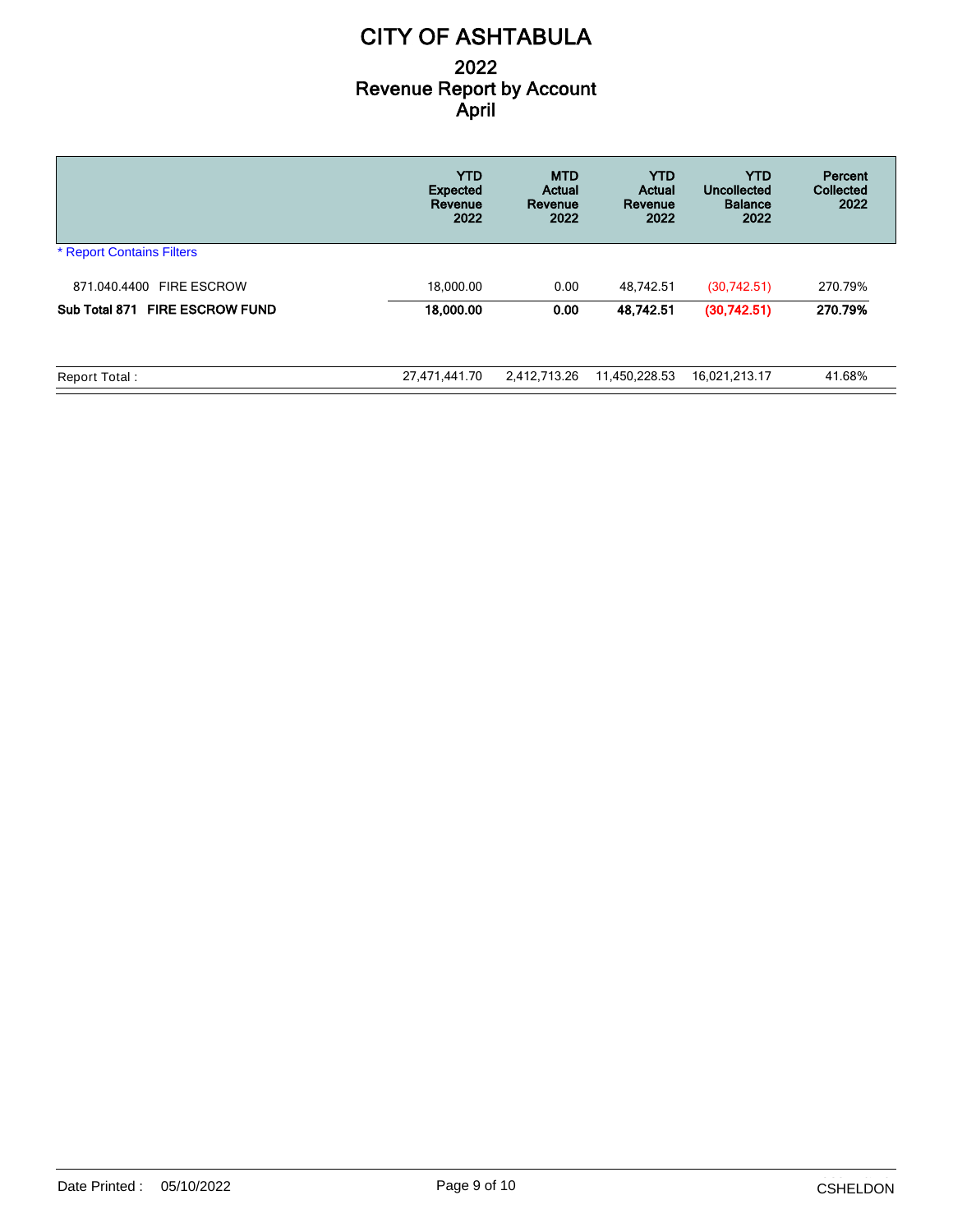# CITY OF ASHTABULA

## 2022
## Revenue Report by Account
## April

| | YTD Expected Revenue 2022 | MTD Actual Revenue 2022 | YTD Actual Revenue 2022 | YTD Uncollected Balance 2022 | Percent Collected 2022 |
|---|---|---|---|---|---|
| * Report Contains Filters | | | | | |
| 871.040.4400 FIRE ESCROW | 18,000.00 | 0.00 | 48,742.51 | (30,742.51) | 270.79% |
| **Sub Total 871 FIRE ESCROW FUND** | **18,000.00** | **0.00** | **48,742.51** | **(30,742.51)** | **270.79%** |
| Report Total : | 27,471,441.70 | 2,412,713.26 | 11,450,228.53 | 16,021,213.17 | 41.68% |

Date Printed : 05/10/2022 CSHELDON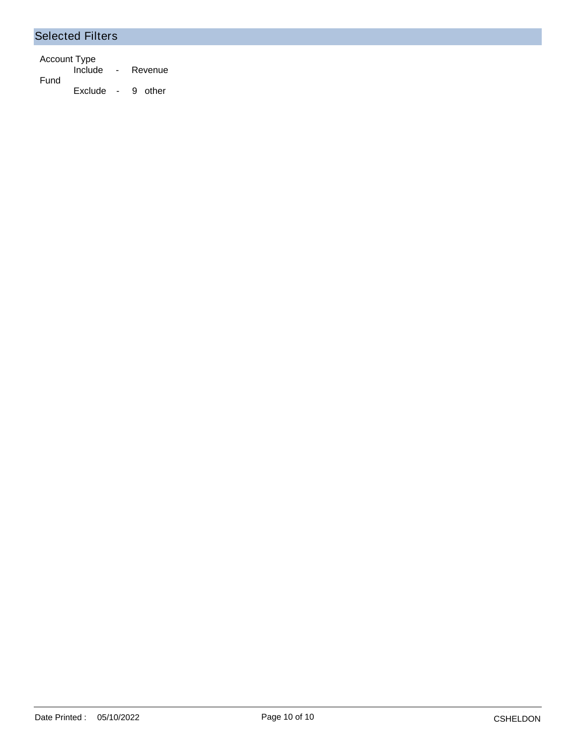## Selected Filters

Account Type
    Include - Revenue
Fund
    Exclude - 9 other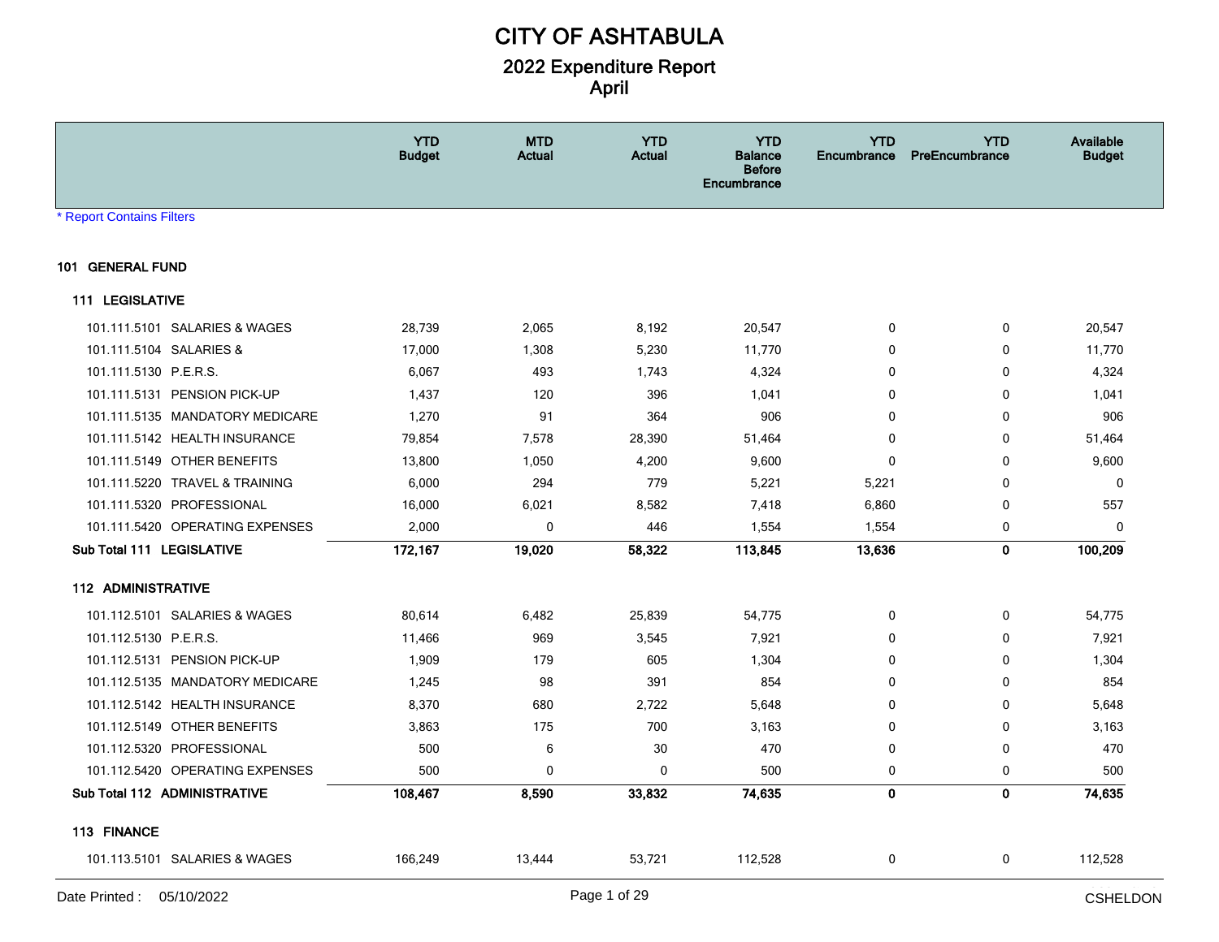# CITY OF ASHTABULA

## 2022 Expenditure Report
## April

* Report Contains Filters

| | YTD Budget | MTD Actual | YTD Actual | YTD Balance Before Encumbrance | YTD Encumbrance | YTD PreEncumbrance | Available Budget |
|---|---|---|---|---|---|---|---|
| **101 GENERAL FUND** | | | | | | | |
| **111 LEGISLATIVE** | | | | | | | |
| 101.111.5101 SALARIES & WAGES | 28,739 | 2,065 | 8,192 | 20,547 | 0 | 0 | 20,547 |
| 101.111.5104 SALARIES & | 17,000 | 1,308 | 5,230 | 11,770 | 0 | 0 | 11,770 |
| 101.111.5130 P.E.R.S. | 6,067 | 493 | 1,743 | 4,324 | 0 | 0 | 4,324 |
| 101.111.5131 PENSION PICK-UP | 1,437 | 120 | 396 | 1,041 | 0 | 0 | 1,041 |
| 101.111.5135 MANDATORY MEDICARE | 1,270 | 91 | 364 | 906 | 0 | 0 | 906 |
| 101.111.5142 HEALTH INSURANCE | 79,854 | 7,578 | 28,390 | 51,464 | 0 | 0 | 51,464 |
| 101.111.5149 OTHER BENEFITS | 13,800 | 1,050 | 4,200 | 9,600 | 0 | 0 | 9,600 |
| 101.111.5220 TRAVEL & TRAINING | 6,000 | 294 | 779 | 5,221 | 5,221 | 0 | 0 |
| 101.111.5320 PROFESSIONAL | 16,000 | 6,021 | 8,582 | 7,418 | 6,860 | 0 | 557 |
| 101.111.5420 OPERATING EXPENSES | 2,000 | 0 | 446 | 1,554 | 1,554 | 0 | 0 |
| **Sub Total 111 LEGISLATIVE** | **172,167** | **19,020** | **58,322** | **113,845** | **13,636** | **0** | **100,209** |
| **112 ADMINISTRATIVE** | | | | | | | |
| 101.112.5101 SALARIES & WAGES | 80,614 | 6,482 | 25,839 | 54,775 | 0 | 0 | 54,775 |
| 101.112.5130 P.E.R.S. | 11,466 | 969 | 3,545 | 7,921 | 0 | 0 | 7,921 |
| 101.112.5131 PENSION PICK-UP | 1,909 | 179 | 605 | 1,304 | 0 | 0 | 1,304 |
| 101.112.5135 MANDATORY MEDICARE | 1,245 | 98 | 391 | 854 | 0 | 0 | 854 |
| 101.112.5142 HEALTH INSURANCE | 8,370 | 680 | 2,722 | 5,648 | 0 | 0 | 5,648 |
| 101.112.5149 OTHER BENEFITS | 3,863 | 175 | 700 | 3,163 | 0 | 0 | 3,163 |
| 101.112.5320 PROFESSIONAL | 500 | 6 | 30 | 470 | 0 | 0 | 470 |
| 101.112.5420 OPERATING EXPENSES | 500 | 0 | 0 | 500 | 0 | 0 | 500 |
| **Sub Total 112 ADMINISTRATIVE** | **108,467** | **8,590** | **33,832** | **74,635** | **0** | **0** | **74,635** |
| **113 FINANCE** | | | | | | | |
| 101.113.5101 SALARIES & WAGES | 166,249 | 13,444 | 53,721 | 112,528 | 0 | 0 | 112,528 |

Date Printed : 05/10/2022 CSHELDON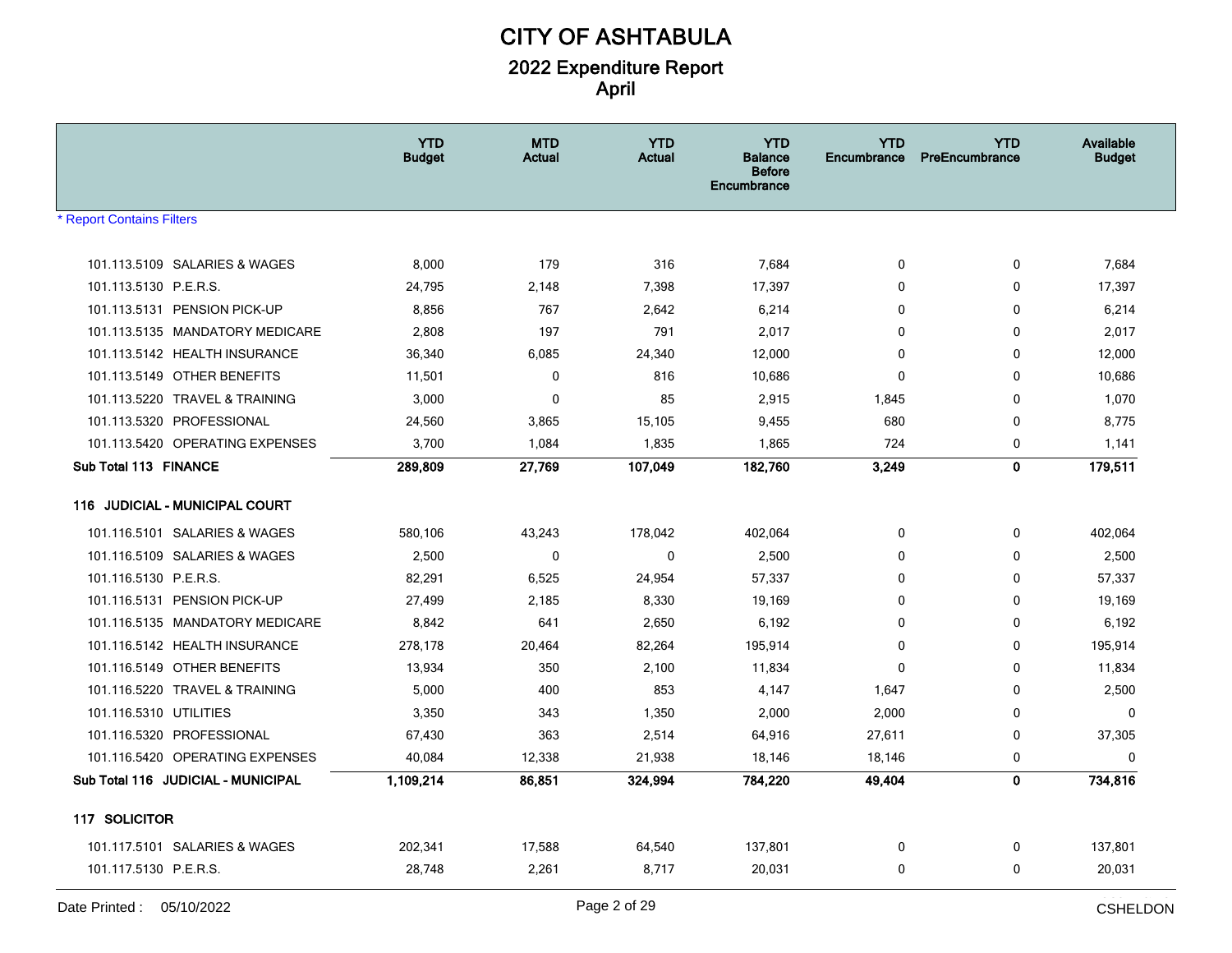# CITY OF ASHTABULA

## 2022 Expenditure Report
## April

| | YTD Budget | MTD Actual | YTD Actual | YTD Balance Before Encumbrance | YTD Encumbrance | YTD PreEncumbrance | Available Budget |
|---|---|---|---|---|---|---|---|
| * Report Contains Filters | | | | | | | |
| 101.113.5109 SALARIES & WAGES | 8,000 | 179 | 316 | 7,684 | 0 | 0 | 7,684 |
| 101.113.5130 P.E.R.S. | 24,795 | 2,148 | 7,398 | 17,397 | 0 | 0 | 17,397 |
| 101.113.5131 PENSION PICK-UP | 8,856 | 767 | 2,642 | 6,214 | 0 | 0 | 6,214 |
| 101.113.5135 MANDATORY MEDICARE | 2,808 | 197 | 791 | 2,017 | 0 | 0 | 2,017 |
| 101.113.5142 HEALTH INSURANCE | 36,340 | 6,085 | 24,340 | 12,000 | 0 | 0 | 12,000 |
| 101.113.5149 OTHER BENEFITS | 11,501 | 0 | 816 | 10,686 | 0 | 0 | 10,686 |
| 101.113.5220 TRAVEL & TRAINING | 3,000 | 0 | 85 | 2,915 | 1,845 | 0 | 1,070 |
| 101.113.5320 PROFESSIONAL | 24,560 | 3,865 | 15,105 | 9,455 | 680 | 0 | 8,775 |
| 101.113.5420 OPERATING EXPENSES | 3,700 | 1,084 | 1,835 | 1,865 | 724 | 0 | 1,141 |
| **Sub Total 113 FINANCE** | **289,809** | **27,769** | **107,049** | **182,760** | **3,249** | **0** | **179,511** |
| **116 JUDICIAL - MUNICIPAL COURT** | | | | | | | |
| 101.116.5101 SALARIES & WAGES | 580,106 | 43,243 | 178,042 | 402,064 | 0 | 0 | 402,064 |
| 101.116.5109 SALARIES & WAGES | 2,500 | 0 | 0 | 2,500 | 0 | 0 | 2,500 |
| 101.116.5130 P.E.R.S. | 82,291 | 6,525 | 24,954 | 57,337 | 0 | 0 | 57,337 |
| 101.116.5131 PENSION PICK-UP | 27,499 | 2,185 | 8,330 | 19,169 | 0 | 0 | 19,169 |
| 101.116.5135 MANDATORY MEDICARE | 8,842 | 641 | 2,650 | 6,192 | 0 | 0 | 6,192 |
| 101.116.5142 HEALTH INSURANCE | 278,178 | 20,464 | 82,264 | 195,914 | 0 | 0 | 195,914 |
| 101.116.5149 OTHER BENEFITS | 13,934 | 350 | 2,100 | 11,834 | 0 | 0 | 11,834 |
| 101.116.5220 TRAVEL & TRAINING | 5,000 | 400 | 853 | 4,147 | 1,647 | 0 | 2,500 |
| 101.116.5310 UTILITIES | 3,350 | 343 | 1,350 | 2,000 | 2,000 | 0 | 0 |
| 101.116.5320 PROFESSIONAL | 67,430 | 363 | 2,514 | 64,916 | 27,611 | 0 | 37,305 |
| 101.116.5420 OPERATING EXPENSES | 40,084 | 12,338 | 21,938 | 18,146 | 18,146 | 0 | 0 |
| **Sub Total 116 JUDICIAL - MUNICIPAL** | **1,109,214** | **86,851** | **324,994** | **784,220** | **49,404** | **0** | **734,816** |
| **117 SOLICITOR** | | | | | | | |
| 101.117.5101 SALARIES & WAGES | 202,341 | 17,588 | 64,540 | 137,801 | 0 | 0 | 137,801 |
| 101.117.5130 P.E.R.S. | 28,748 | 2,261 | 8,717 | 20,031 | 0 | 0 | 20,031 |

Date Printed : 05/10/2022 CSHELDON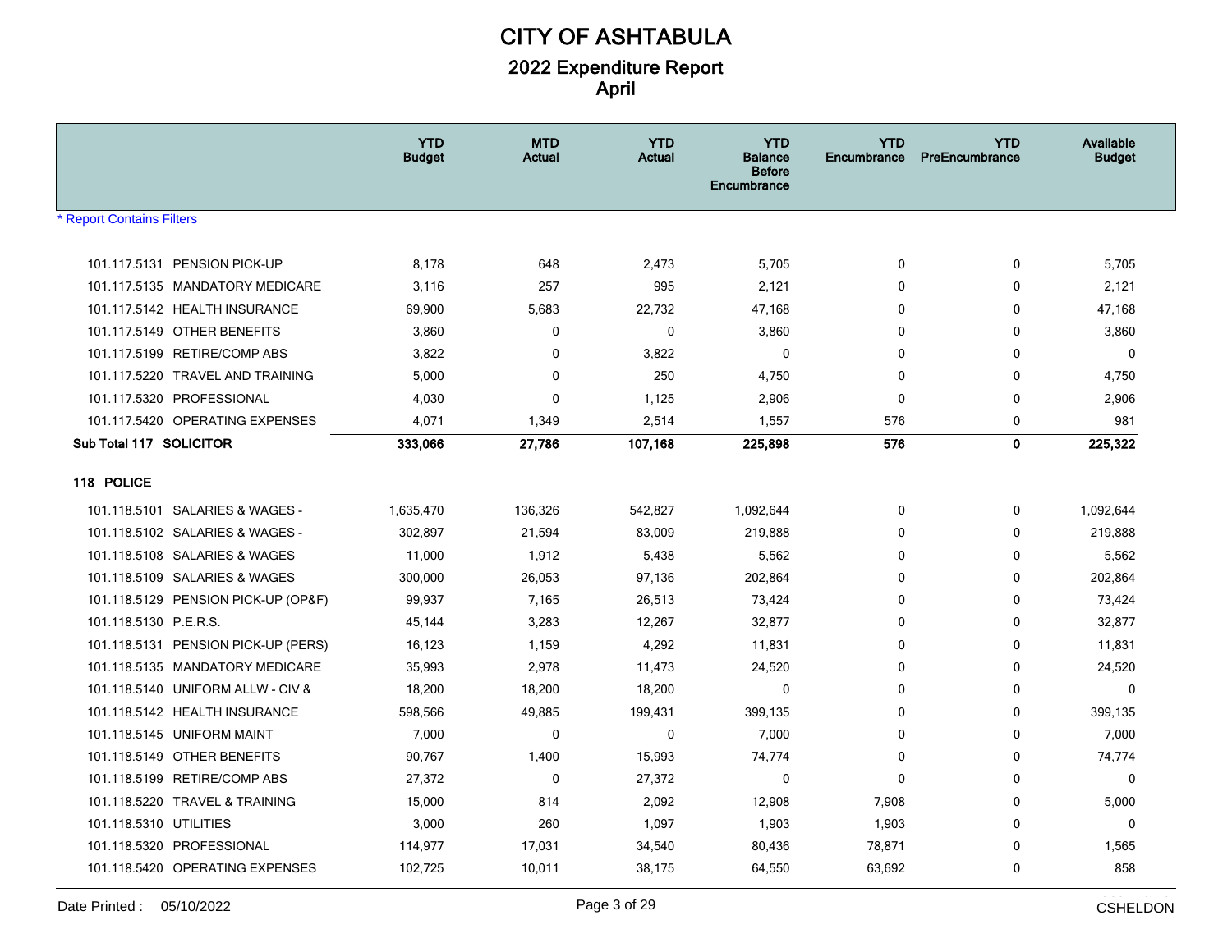# CITY OF ASHTABULA

## 2022 Expenditure Report
## April

* Report Contains Filters

| | YTD Budget | MTD Actual | YTD Actual | YTD Balance Before Encumbrance | YTD Encumbrance | YTD PreEncumbrance | Available Budget |
|---|---|---|---|---|---|---|---|
| 101.117.5131 PENSION PICK-UP | 8,178 | 648 | 2,473 | 5,705 | 0 | 0 | 5,705 |
| 101.117.5135 MANDATORY MEDICARE | 3,116 | 257 | 995 | 2,121 | 0 | 0 | 2,121 |
| 101.117.5142 HEALTH INSURANCE | 69,900 | 5,683 | 22,732 | 47,168 | 0 | 0 | 47,168 |
| 101.117.5149 OTHER BENEFITS | 3,860 | 0 | 0 | 3,860 | 0 | 0 | 3,860 |
| 101.117.5199 RETIRE/COMP ABS | 3,822 | 0 | 3,822 | 0 | 0 | 0 | 0 |
| 101.117.5220 TRAVEL AND TRAINING | 5,000 | 0 | 250 | 4,750 | 0 | 0 | 4,750 |
| 101.117.5320 PROFESSIONAL | 4,030 | 0 | 1,125 | 2,906 | 0 | 0 | 2,906 |
| 101.117.5420 OPERATING EXPENSES | 4,071 | 1,349 | 2,514 | 1,557 | 576 | 0 | 981 |
| **Sub Total 117 SOLICITOR** | **333,066** | **27,786** | **107,168** | **225,898** | **576** | **0** | **225,322** |
| **118 POLICE** | | | | | | | |
| 101.118.5101 SALARIES & WAGES - | 1,635,470 | 136,326 | 542,827 | 1,092,644 | 0 | 0 | 1,092,644 |
| 101.118.5102 SALARIES & WAGES - | 302,897 | 21,594 | 83,009 | 219,888 | 0 | 0 | 219,888 |
| 101.118.5108 SALARIES & WAGES | 11,000 | 1,912 | 5,438 | 5,562 | 0 | 0 | 5,562 |
| 101.118.5109 SALARIES & WAGES | 300,000 | 26,053 | 97,136 | 202,864 | 0 | 0 | 202,864 |
| 101.118.5129 PENSION PICK-UP (OP&F) | 99,937 | 7,165 | 26,513 | 73,424 | 0 | 0 | 73,424 |
| 101.118.5130 P.E.R.S. | 45,144 | 3,283 | 12,267 | 32,877 | 0 | 0 | 32,877 |
| 101.118.5131 PENSION PICK-UP (PERS) | 16,123 | 1,159 | 4,292 | 11,831 | 0 | 0 | 11,831 |
| 101.118.5135 MANDATORY MEDICARE | 35,993 | 2,978 | 11,473 | 24,520 | 0 | 0 | 24,520 |
| 101.118.5140 UNIFORM ALLW - CIV & | 18,200 | 18,200 | 18,200 | 0 | 0 | 0 | 0 |
| 101.118.5142 HEALTH INSURANCE | 598,566 | 49,885 | 199,431 | 399,135 | 0 | 0 | 399,135 |
| 101.118.5145 UNIFORM MAINT | 7,000 | 0 | 0 | 7,000 | 0 | 0 | 7,000 |
| 101.118.5149 OTHER BENEFITS | 90,767 | 1,400 | 15,993 | 74,774 | 0 | 0 | 74,774 |
| 101.118.5199 RETIRE/COMP ABS | 27,372 | 0 | 27,372 | 0 | 0 | 0 | 0 |
| 101.118.5220 TRAVEL & TRAINING | 15,000 | 814 | 2,092 | 12,908 | 7,908 | 0 | 5,000 |
| 101.118.5310 UTILITIES | 3,000 | 260 | 1,097 | 1,903 | 1,903 | 0 | 0 |
| 101.118.5320 PROFESSIONAL | 114,977 | 17,031 | 34,540 | 80,436 | 78,871 | 0 | 1,565 |
| 101.118.5420 OPERATING EXPENSES | 102,725 | 10,011 | 38,175 | 64,550 | 63,692 | 0 | 858 |

Date Printed : 05/10/2022 CSHELDON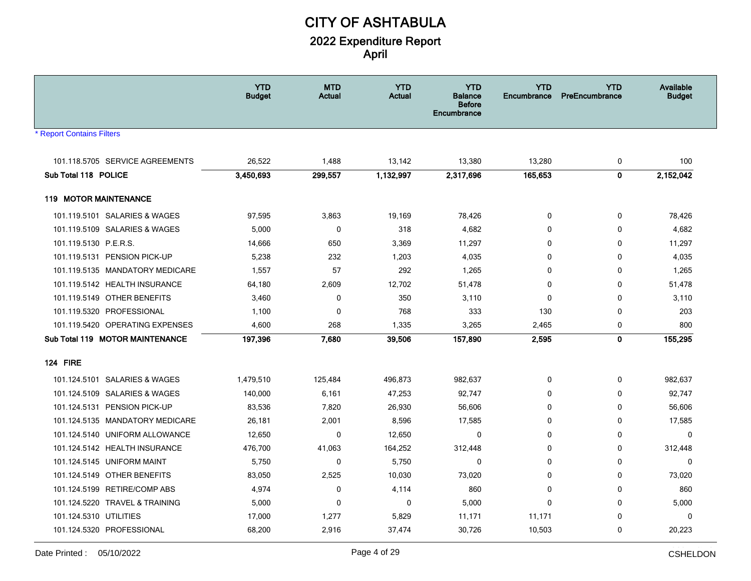# CITY OF ASHTABULA

## 2022 Expenditure Report
## April

* Report Contains Filters

| | YTD Budget | MTD Actual | YTD Actual | YTD Balance Before Encumbrance | YTD Encumbrance | YTD PreEncumbrance | Available Budget |
|---|---|---|---|---|---|---|---|
| 101.118.5705 SERVICE AGREEMENTS | 26,522 | 1,488 | 13,142 | 13,380 | 13,280 | 0 | 100 |
| **Sub Total 118 POLICE** | **3,450,693** | **299,557** | **1,132,997** | **2,317,696** | **165,653** | **0** | **2,152,042** |
| **119 MOTOR MAINTENANCE** | | | | | | | |
| 101.119.5101 SALARIES & WAGES | 97,595 | 3,863 | 19,169 | 78,426 | 0 | 0 | 78,426 |
| 101.119.5109 SALARIES & WAGES | 5,000 | 0 | 318 | 4,682 | 0 | 0 | 4,682 |
| 101.119.5130 P.E.R.S. | 14,666 | 650 | 3,369 | 11,297 | 0 | 0 | 11,297 |
| 101.119.5131 PENSION PICK-UP | 5,238 | 232 | 1,203 | 4,035 | 0 | 0 | 4,035 |
| 101.119.5135 MANDATORY MEDICARE | 1,557 | 57 | 292 | 1,265 | 0 | 0 | 1,265 |
| 101.119.5142 HEALTH INSURANCE | 64,180 | 2,609 | 12,702 | 51,478 | 0 | 0 | 51,478 |
| 101.119.5149 OTHER BENEFITS | 3,460 | 0 | 350 | 3,110 | 0 | 0 | 3,110 |
| 101.119.5320 PROFESSIONAL | 1,100 | 0 | 768 | 333 | 130 | 0 | 203 |
| 101.119.5420 OPERATING EXPENSES | 4,600 | 268 | 1,335 | 3,265 | 2,465 | 0 | 800 |
| **Sub Total 119 MOTOR MAINTENANCE** | **197,396** | **7,680** | **39,506** | **157,890** | **2,595** | **0** | **155,295** |
| **124 FIRE** | | | | | | | |
| 101.124.5101 SALARIES & WAGES | 1,479,510 | 125,484 | 496,873 | 982,637 | 0 | 0 | 982,637 |
| 101.124.5109 SALARIES & WAGES | 140,000 | 6,161 | 47,253 | 92,747 | 0 | 0 | 92,747 |
| 101.124.5131 PENSION PICK-UP | 83,536 | 7,820 | 26,930 | 56,606 | 0 | 0 | 56,606 |
| 101.124.5135 MANDATORY MEDICARE | 26,181 | 2,001 | 8,596 | 17,585 | 0 | 0 | 17,585 |
| 101.124.5140 UNIFORM ALLOWANCE | 12,650 | 0 | 12,650 | 0 | 0 | 0 | 0 |
| 101.124.5142 HEALTH INSURANCE | 476,700 | 41,063 | 164,252 | 312,448 | 0 | 0 | 312,448 |
| 101.124.5145 UNIFORM MAINT | 5,750 | 0 | 5,750 | 0 | 0 | 0 | 0 |
| 101.124.5149 OTHER BENEFITS | 83,050 | 2,525 | 10,030 | 73,020 | 0 | 0 | 73,020 |
| 101.124.5199 RETIRE/COMP ABS | 4,974 | 0 | 4,114 | 860 | 0 | 0 | 860 |
| 101.124.5220 TRAVEL & TRAINING | 5,000 | 0 | 0 | 5,000 | 0 | 0 | 5,000 |
| 101.124.5310 UTILITIES | 17,000 | 1,277 | 5,829 | 11,171 | 11,171 | 0 | 0 |
| 101.124.5320 PROFESSIONAL | 68,200 | 2,916 | 37,474 | 30,726 | 10,503 | 0 | 20,223 |

Date Printed : 05/10/2022 CSHELDON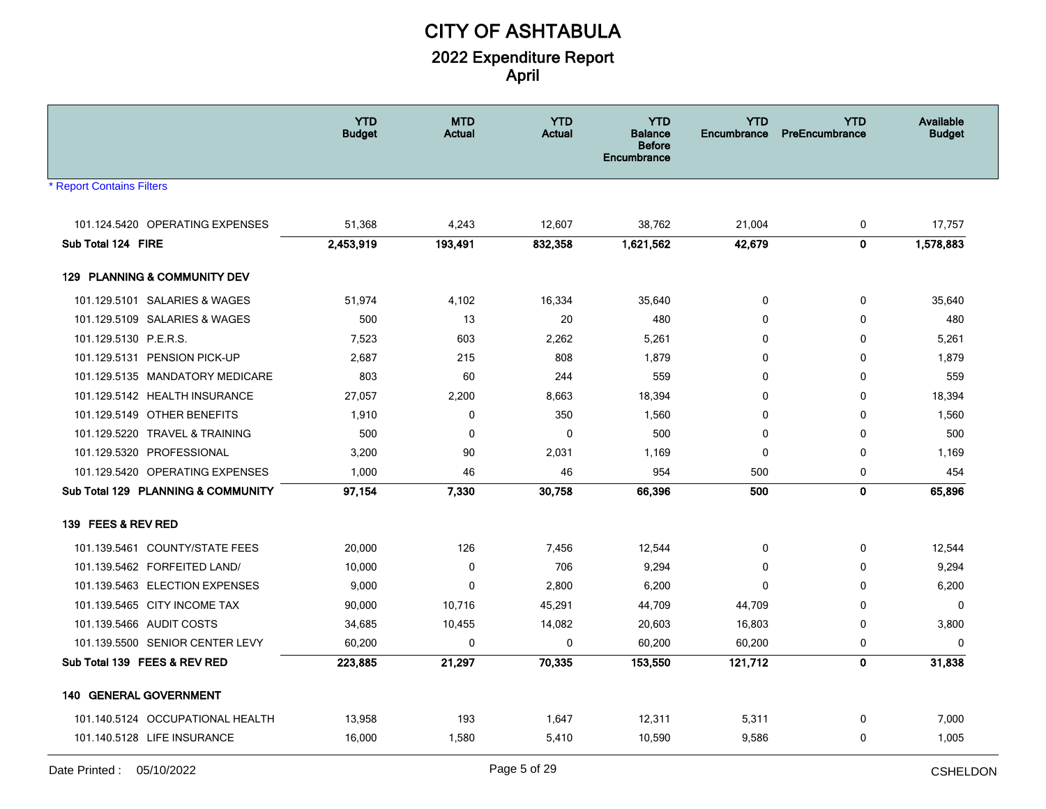# CITY OF ASHTABULA

## 2022 Expenditure Report
## April

| | YTD Budget | MTD Actual | YTD Actual | YTD Balance Before Encumbrance | YTD Encumbrance | YTD PreEncumbrance | Available Budget |
|---|---|---|---|---|---|---|---|
| * Report Contains Filters | | | | | | | |
| 101.124.5420 OPERATING EXPENSES | 51,368 | 4,243 | 12,607 | 38,762 | 21,004 | 0 | 17,757 |
| **Sub Total 124 FIRE** | **2,453,919** | **193,491** | **832,358** | **1,621,562** | **42,679** | **0** | **1,578,883** |
| **129 PLANNING & COMMUNITY DEV** | | | | | | | |
| 101.129.5101 SALARIES & WAGES | 51,974 | 4,102 | 16,334 | 35,640 | 0 | 0 | 35,640 |
| 101.129.5109 SALARIES & WAGES | 500 | 13 | 20 | 480 | 0 | 0 | 480 |
| 101.129.5130 P.E.R.S. | 7,523 | 603 | 2,262 | 5,261 | 0 | 0 | 5,261 |
| 101.129.5131 PENSION PICK-UP | 2,687 | 215 | 808 | 1,879 | 0 | 0 | 1,879 |
| 101.129.5135 MANDATORY MEDICARE | 803 | 60 | 244 | 559 | 0 | 0 | 559 |
| 101.129.5142 HEALTH INSURANCE | 27,057 | 2,200 | 8,663 | 18,394 | 0 | 0 | 18,394 |
| 101.129.5149 OTHER BENEFITS | 1,910 | 0 | 350 | 1,560 | 0 | 0 | 1,560 |
| 101.129.5220 TRAVEL & TRAINING | 500 | 0 | 0 | 500 | 0 | 0 | 500 |
| 101.129.5320 PROFESSIONAL | 3,200 | 90 | 2,031 | 1,169 | 0 | 0 | 1,169 |
| 101.129.5420 OPERATING EXPENSES | 1,000 | 46 | 46 | 954 | 500 | 0 | 454 |
| **Sub Total 129 PLANNING & COMMUNITY** | **97,154** | **7,330** | **30,758** | **66,396** | **500** | **0** | **65,896** |
| **139 FEES & REV RED** | | | | | | | |
| 101.139.5461 COUNTY/STATE FEES | 20,000 | 126 | 7,456 | 12,544 | 0 | 0 | 12,544 |
| 101.139.5462 FORFEITED LAND/ | 10,000 | 0 | 706 | 9,294 | 0 | 0 | 9,294 |
| 101.139.5463 ELECTION EXPENSES | 9,000 | 0 | 2,800 | 6,200 | 0 | 0 | 6,200 |
| 101.139.5465 CITY INCOME TAX | 90,000 | 10,716 | 45,291 | 44,709 | 44,709 | 0 | 0 |
| 101.139.5466 AUDIT COSTS | 34,685 | 10,455 | 14,082 | 20,603 | 16,803 | 0 | 3,800 |
| 101.139.5500 SENIOR CENTER LEVY | 60,200 | 0 | 0 | 60,200 | 60,200 | 0 | 0 |
| **Sub Total 139 FEES & REV RED** | **223,885** | **21,297** | **70,335** | **153,550** | **121,712** | **0** | **31,838** |
| **140 GENERAL GOVERNMENT** | | | | | | | |
| 101.140.5124 OCCUPATIONAL HEALTH | 13,958 | 193 | 1,647 | 12,311 | 5,311 | 0 | 7,000 |
| 101.140.5128 LIFE INSURANCE | 16,000 | 1,580 | 5,410 | 10,590 | 9,586 | 0 | 1,005 |

Date Printed : 05/10/2022 CSHELDON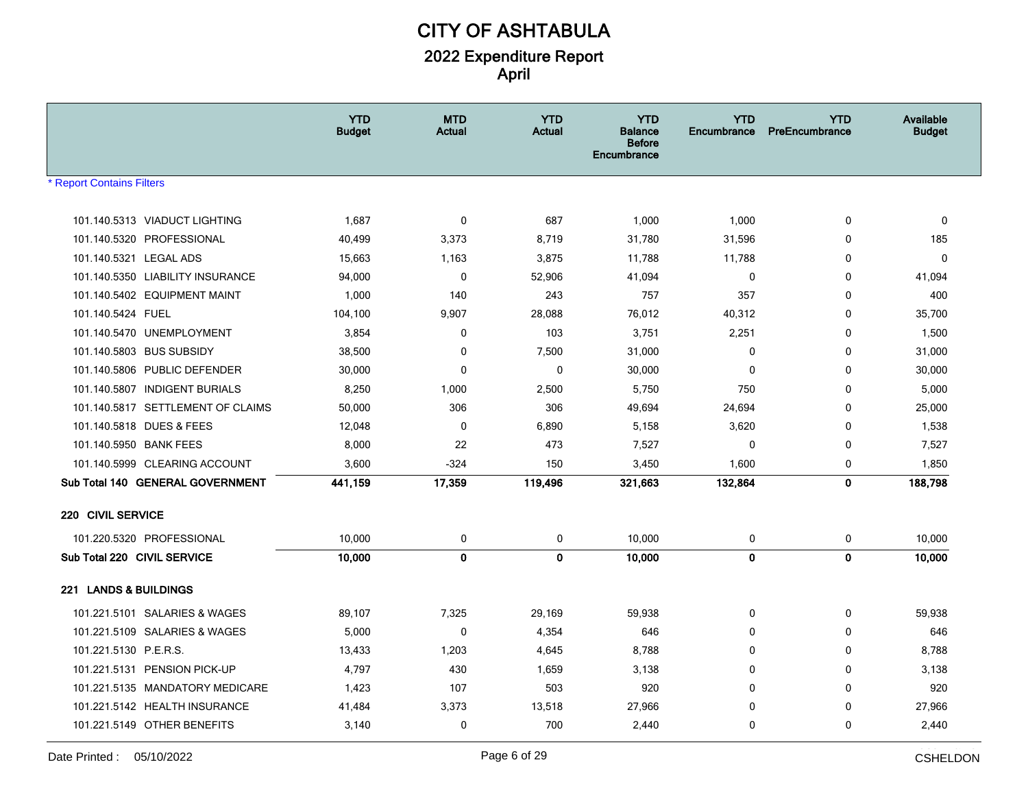# CITY OF ASHTABULA

## 2022 Expenditure Report
## April

| | YTD Budget | MTD Actual | YTD Actual | YTD Balance Before Encumbrance | YTD Encumbrance | YTD PreEncumbrance | Available Budget |
|---|---|---|---|---|---|---|---|
| * Report Contains Filters | | | | | | | |
| 101.140.5313 VIADUCT LIGHTING | 1,687 | 0 | 687 | 1,000 | 1,000 | 0 | 0 |
| 101.140.5320 PROFESSIONAL | 40,499 | 3,373 | 8,719 | 31,780 | 31,596 | 0 | 185 |
| 101.140.5321 LEGAL ADS | 15,663 | 1,163 | 3,875 | 11,788 | 11,788 | 0 | 0 |
| 101.140.5350 LIABILITY INSURANCE | 94,000 | 0 | 52,906 | 41,094 | 0 | 0 | 41,094 |
| 101.140.5402 EQUIPMENT MAINT | 1,000 | 140 | 243 | 757 | 357 | 0 | 400 |
| 101.140.5424 FUEL | 104,100 | 9,907 | 28,088 | 76,012 | 40,312 | 0 | 35,700 |
| 101.140.5470 UNEMPLOYMENT | 3,854 | 0 | 103 | 3,751 | 2,251 | 0 | 1,500 |
| 101.140.5803 BUS SUBSIDY | 38,500 | 0 | 7,500 | 31,000 | 0 | 0 | 31,000 |
| 101.140.5806 PUBLIC DEFENDER | 30,000 | 0 | 0 | 30,000 | 0 | 0 | 30,000 |
| 101.140.5807 INDIGENT BURIALS | 8,250 | 1,000 | 2,500 | 5,750 | 750 | 0 | 5,000 |
| 101.140.5817 SETTLEMENT OF CLAIMS | 50,000 | 306 | 306 | 49,694 | 24,694 | 0 | 25,000 |
| 101.140.5818 DUES & FEES | 12,048 | 0 | 6,890 | 5,158 | 3,620 | 0 | 1,538 |
| 101.140.5950 BANK FEES | 8,000 | 22 | 473 | 7,527 | 0 | 0 | 7,527 |
| 101.140.5999 CLEARING ACCOUNT | 3,600 | -324 | 150 | 3,450 | 1,600 | 0 | 1,850 |
| **Sub Total 140 GENERAL GOVERNMENT** | **441,159** | **17,359** | **119,496** | **321,663** | **132,864** | **0** | **188,798** |
| **220 CIVIL SERVICE** | | | | | | | |
| 101.220.5320 PROFESSIONAL | 10,000 | 0 | 0 | 10,000 | 0 | 0 | 10,000 |
| **Sub Total 220 CIVIL SERVICE** | **10,000** | **0** | **0** | **10,000** | **0** | **0** | **10,000** |
| **221 LANDS & BUILDINGS** | | | | | | | |
| 101.221.5101 SALARIES & WAGES | 89,107 | 7,325 | 29,169 | 59,938 | 0 | 0 | 59,938 |
| 101.221.5109 SALARIES & WAGES | 5,000 | 0 | 4,354 | 646 | 0 | 0 | 646 |
| 101.221.5130 P.E.R.S. | 13,433 | 1,203 | 4,645 | 8,788 | 0 | 0 | 8,788 |
| 101.221.5131 PENSION PICK-UP | 4,797 | 430 | 1,659 | 3,138 | 0 | 0 | 3,138 |
| 101.221.5135 MANDATORY MEDICARE | 1,423 | 107 | 503 | 920 | 0 | 0 | 920 |
| 101.221.5142 HEALTH INSURANCE | 41,484 | 3,373 | 13,518 | 27,966 | 0 | 0 | 27,966 |
| 101.221.5149 OTHER BENEFITS | 3,140 | 0 | 700 | 2,440 | 0 | 0 | 2,440 |

Date Printed : 05/10/2022 CSHELDON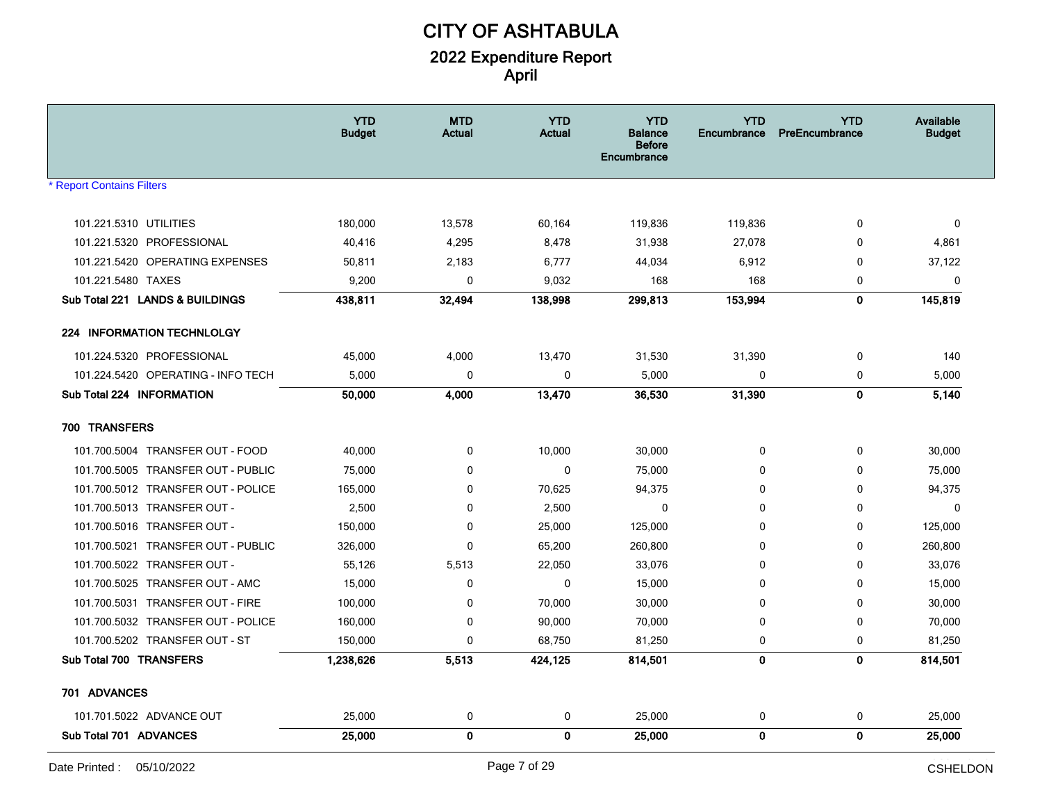# CITY OF ASHTABULA

## 2022 Expenditure Report
## April

| | YTD Budget | MTD Actual | YTD Actual | YTD Balance Before Encumbrance | YTD Encumbrance | YTD PreEncumbrance | Available Budget |
|---|---|---|---|---|---|---|---|
| * Report Contains Filters | | | | | | | |
| 101.221.5310 UTILITIES | 180,000 | 13,578 | 60,164 | 119,836 | 119,836 | 0 | 0 |
| 101.221.5320 PROFESSIONAL | 40,416 | 4,295 | 8,478 | 31,938 | 27,078 | 0 | 4,861 |
| 101.221.5420 OPERATING EXPENSES | 50,811 | 2,183 | 6,777 | 44,034 | 6,912 | 0 | 37,122 |
| 101.221.5480 TAXES | 9,200 | 0 | 9,032 | 168 | 168 | 0 | 0 |
| **Sub Total 221 LANDS & BUILDINGS** | **438,811** | **32,494** | **138,998** | **299,813** | **153,994** | **0** | **145,819** |
| **224 INFORMATION TECHNLOLGY** | | | | | | | |
| 101.224.5320 PROFESSIONAL | 45,000 | 4,000 | 13,470 | 31,530 | 31,390 | 0 | 140 |
| 101.224.5420 OPERATING - INFO TECH | 5,000 | 0 | 0 | 5,000 | 0 | 0 | 5,000 |
| **Sub Total 224 INFORMATION** | **50,000** | **4,000** | **13,470** | **36,530** | **31,390** | **0** | **5,140** |
| **700 TRANSFERS** | | | | | | | |
| 101.700.5004 TRANSFER OUT - FOOD | 40,000 | 0 | 10,000 | 30,000 | 0 | 0 | 30,000 |
| 101.700.5005 TRANSFER OUT - PUBLIC | 75,000 | 0 | 0 | 75,000 | 0 | 0 | 75,000 |
| 101.700.5012 TRANSFER OUT - POLICE | 165,000 | 0 | 70,625 | 94,375 | 0 | 0 | 94,375 |
| 101.700.5013 TRANSFER OUT - | 2,500 | 0 | 2,500 | 0 | 0 | 0 | 0 |
| 101.700.5016 TRANSFER OUT - | 150,000 | 0 | 25,000 | 125,000 | 0 | 0 | 125,000 |
| 101.700.5021 TRANSFER OUT - PUBLIC | 326,000 | 0 | 65,200 | 260,800 | 0 | 0 | 260,800 |
| 101.700.5022 TRANSFER OUT - | 55,126 | 5,513 | 22,050 | 33,076 | 0 | 0 | 33,076 |
| 101.700.5025 TRANSFER OUT - AMC | 15,000 | 0 | 0 | 15,000 | 0 | 0 | 15,000 |
| 101.700.5031 TRANSFER OUT - FIRE | 100,000 | 0 | 70,000 | 30,000 | 0 | 0 | 30,000 |
| 101.700.5032 TRANSFER OUT - POLICE | 160,000 | 0 | 90,000 | 70,000 | 0 | 0 | 70,000 |
| 101.700.5202 TRANSFER OUT - ST | 150,000 | 0 | 68,750 | 81,250 | 0 | 0 | 81,250 |
| **Sub Total 700 TRANSFERS** | **1,238,626** | **5,513** | **424,125** | **814,501** | **0** | **0** | **814,501** |
| **701 ADVANCES** | | | | | | | |
| 101.701.5022 ADVANCE OUT | 25,000 | 0 | 0 | 25,000 | 0 | 0 | 25,000 |
| **Sub Total 701 ADVANCES** | **25,000** | **0** | **0** | **25,000** | **0** | **0** | **25,000** |

Date Printed : 05/10/2022 CSHELDON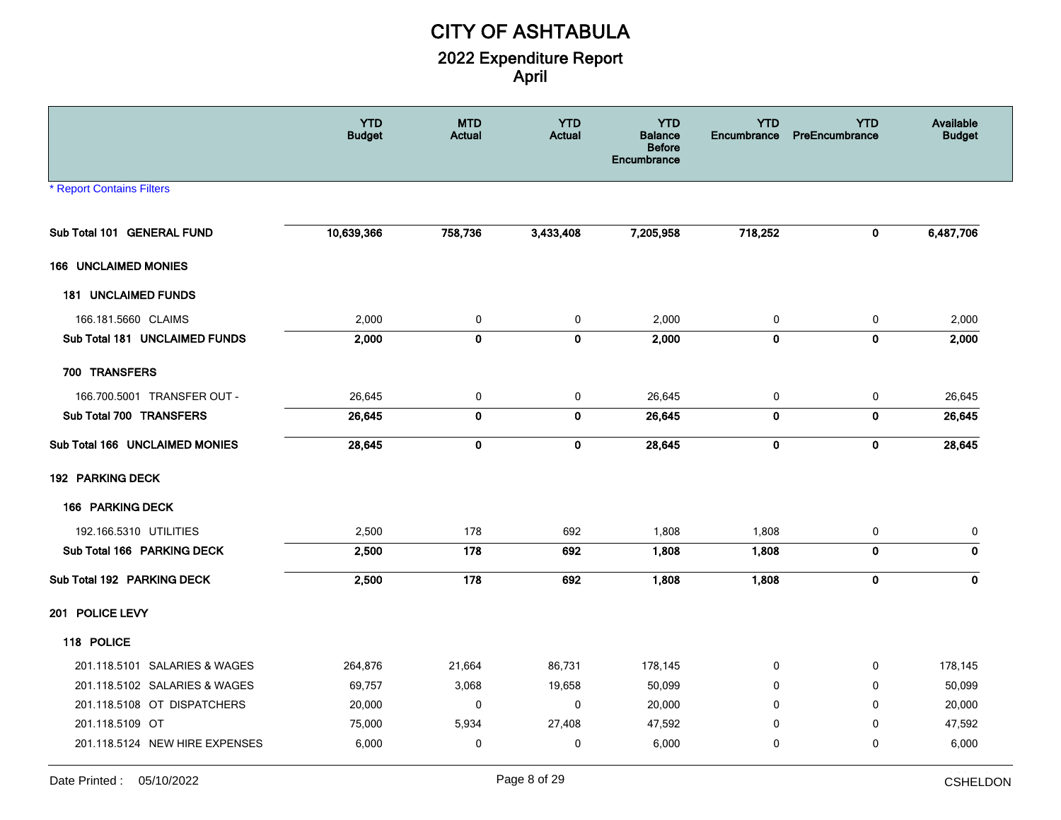# CITY OF ASHTABULA

## 2022 Expenditure Report
## April

* Report Contains Filters

| | YTD Budget | MTD Actual | YTD Actual | YTD Balance Before Encumbrance | YTD Encumbrance | YTD PreEncumbrance | Available Budget |
|---|---|---|---|---|---|---|---|
| **Sub Total 101 GENERAL FUND** | **10,639,366** | **758,736** | **3,433,408** | **7,205,958** | **718,252** | **0** | **6,487,706** |
| **166 UNCLAIMED MONIES** | | | | | | | |
| **181 UNCLAIMED FUNDS** | | | | | | | |
| 166.181.5660 CLAIMS | 2,000 | 0 | 0 | 2,000 | 0 | 0 | 2,000 |
| **Sub Total 181 UNCLAIMED FUNDS** | **2,000** | **0** | **0** | **2,000** | **0** | **0** | **2,000** |
| **700 TRANSFERS** | | | | | | | |
| 166.700.5001 TRANSFER OUT - | 26,645 | 0 | 0 | 26,645 | 0 | 0 | 26,645 |
| **Sub Total 700 TRANSFERS** | **26,645** | **0** | **0** | **26,645** | **0** | **0** | **26,645** |
| **Sub Total 166 UNCLAIMED MONIES** | **28,645** | **0** | **0** | **28,645** | **0** | **0** | **28,645** |
| **192 PARKING DECK** | | | | | | | |
| **166 PARKING DECK** | | | | | | | |
| 192.166.5310 UTILITIES | 2,500 | 178 | 692 | 1,808 | 1,808 | 0 | 0 |
| **Sub Total 166 PARKING DECK** | **2,500** | **178** | **692** | **1,808** | **1,808** | **0** | **0** |
| **Sub Total 192 PARKING DECK** | **2,500** | **178** | **692** | **1,808** | **1,808** | **0** | **0** |
| **201 POLICE LEVY** | | | | | | | |
| **118 POLICE** | | | | | | | |
| 201.118.5101 SALARIES & WAGES | 264,876 | 21,664 | 86,731 | 178,145 | 0 | 0 | 178,145 |
| 201.118.5102 SALARIES & WAGES | 69,757 | 3,068 | 19,658 | 50,099 | 0 | 0 | 50,099 |
| 201.118.5108 OT DISPATCHERS | 20,000 | 0 | 0 | 20,000 | 0 | 0 | 20,000 |
| 201.118.5109 OT | 75,000 | 5,934 | 27,408 | 47,592 | 0 | 0 | 47,592 |
| 201.118.5124 NEW HIRE EXPENSES | 6,000 | 0 | 0 | 6,000 | 0 | 0 | 6,000 |

Date Printed : 05/10/2022 CSHELDON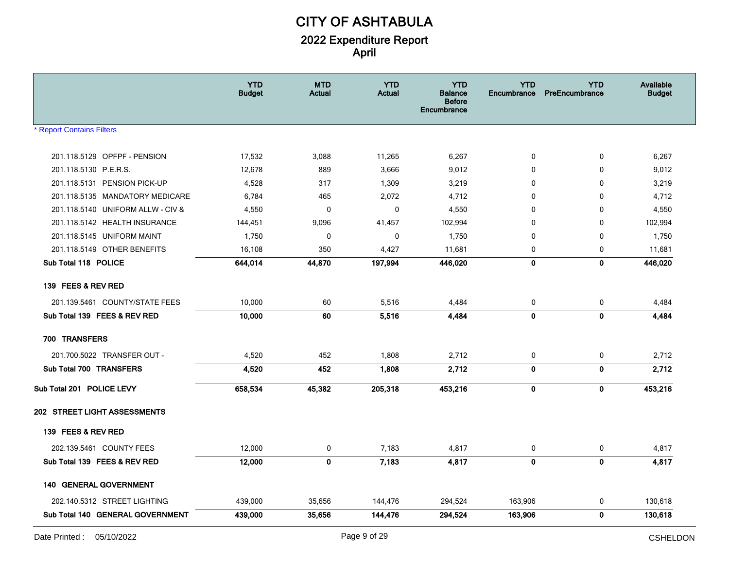# CITY OF ASHTABULA

## 2022 Expenditure Report
## April

| | YTD Budget | MTD Actual | YTD Actual | YTD Balance Before Encumbrance | YTD Encumbrance | YTD PreEncumbrance | Available Budget |
|---|---|---|---|---|---|---|---|
| * Report Contains Filters | | | | | | | |
| 201.118.5129 OPFPF - PENSION | 17,532 | 3,088 | 11,265 | 6,267 | 0 | 0 | 6,267 |
| 201.118.5130 P.E.R.S. | 12,678 | 889 | 3,666 | 9,012 | 0 | 0 | 9,012 |
| 201.118.5131 PENSION PICK-UP | 4,528 | 317 | 1,309 | 3,219 | 0 | 0 | 3,219 |
| 201.118.5135 MANDATORY MEDICARE | 6,784 | 465 | 2,072 | 4,712 | 0 | 0 | 4,712 |
| 201.118.5140 UNIFORM ALLW - CIV & | 4,550 | 0 | 0 | 4,550 | 0 | 0 | 4,550 |
| 201.118.5142 HEALTH INSURANCE | 144,451 | 9,096 | 41,457 | 102,994 | 0 | 0 | 102,994 |
| 201.118.5145 UNIFORM MAINT | 1,750 | 0 | 0 | 1,750 | 0 | 0 | 1,750 |
| 201.118.5149 OTHER BENEFITS | 16,108 | 350 | 4,427 | 11,681 | 0 | 0 | 11,681 |
| **Sub Total 118 POLICE** | **644,014** | **44,870** | **197,994** | **446,020** | **0** | **0** | **446,020** |
| **139 FEES & REV RED** | | | | | | | |
| 201.139.5461 COUNTY/STATE FEES | 10,000 | 60 | 5,516 | 4,484 | 0 | 0 | 4,484 |
| **Sub Total 139 FEES & REV RED** | **10,000** | **60** | **5,516** | **4,484** | **0** | **0** | **4,484** |
| **700 TRANSFERS** | | | | | | | |
| 201.700.5022 TRANSFER OUT - | 4,520 | 452 | 1,808 | 2,712 | 0 | 0 | 2,712 |
| **Sub Total 700 TRANSFERS** | **4,520** | **452** | **1,808** | **2,712** | **0** | **0** | **2,712** |
| **Sub Total 201 POLICE LEVY** | **658,534** | **45,382** | **205,318** | **453,216** | **0** | **0** | **453,216** |
| **202 STREET LIGHT ASSESSMENTS** | | | | | | | |
| **139 FEES & REV RED** | | | | | | | |
| 202.139.5461 COUNTY FEES | 12,000 | 0 | 7,183 | 4,817 | 0 | 0 | 4,817 |
| **Sub Total 139 FEES & REV RED** | **12,000** | **0** | **7,183** | **4,817** | **0** | **0** | **4,817** |
| **140 GENERAL GOVERNMENT** | | | | | | | |
| 202.140.5312 STREET LIGHTING | 439,000 | 35,656 | 144,476 | 294,524 | 163,906 | 0 | 130,618 |
| **Sub Total 140 GENERAL GOVERNMENT** | **439,000** | **35,656** | **144,476** | **294,524** | **163,906** | **0** | **130,618** |

Date Printed : 05/10/2022 CSHELDON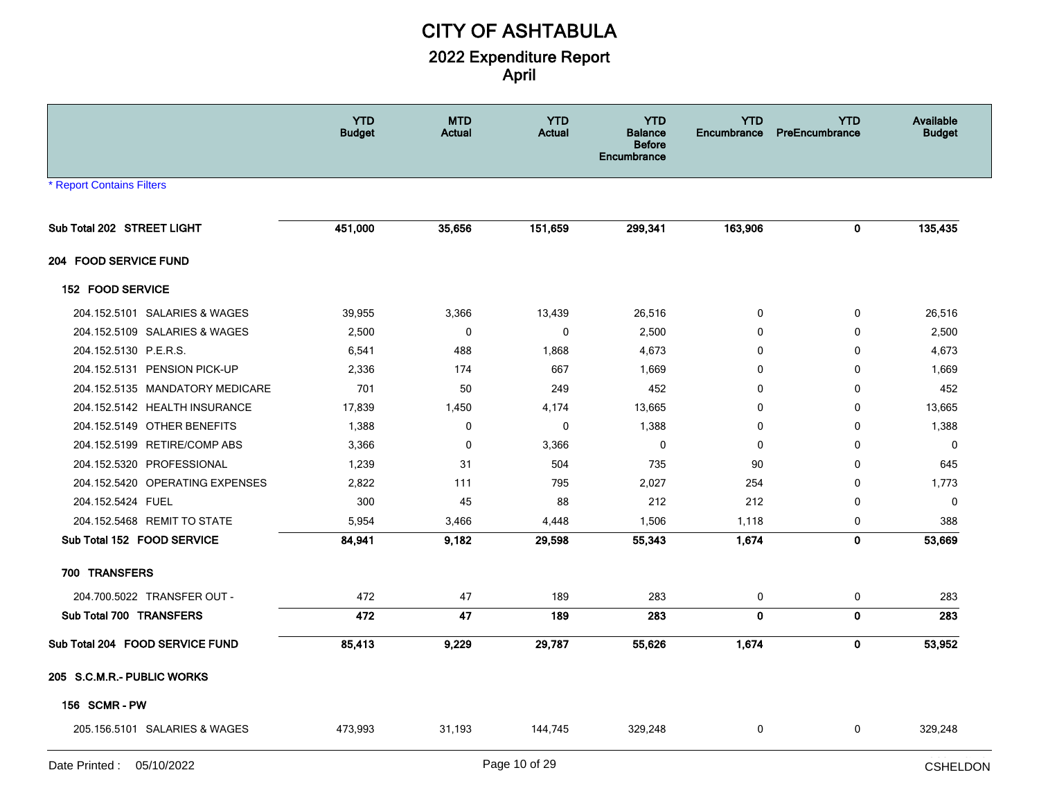# CITY OF ASHTABULA

## 2022 Expenditure Report
## April

* Report Contains Filters

| | YTD Budget | MTD Actual | YTD Actual | YTD Balance Before Encumbrance | YTD Encumbrance | YTD PreEncumbrance | Available Budget |
|---|---|---|---|---|---|---|---|
| **Sub Total 202 STREET LIGHT** | **451,000** | **35,656** | **151,659** | **299,341** | **163,906** | **0** | **135,435** |
| **204 FOOD SERVICE FUND** | | | | | | | |
| **152 FOOD SERVICE** | | | | | | | |
| 204.152.5101 SALARIES & WAGES | 39,955 | 3,366 | 13,439 | 26,516 | 0 | 0 | 26,516 |
| 204.152.5109 SALARIES & WAGES | 2,500 | 0 | 0 | 2,500 | 0 | 0 | 2,500 |
| 204.152.5130 P.E.R.S. | 6,541 | 488 | 1,868 | 4,673 | 0 | 0 | 4,673 |
| 204.152.5131 PENSION PICK-UP | 2,336 | 174 | 667 | 1,669 | 0 | 0 | 1,669 |
| 204.152.5135 MANDATORY MEDICARE | 701 | 50 | 249 | 452 | 0 | 0 | 452 |
| 204.152.5142 HEALTH INSURANCE | 17,839 | 1,450 | 4,174 | 13,665 | 0 | 0 | 13,665 |
| 204.152.5149 OTHER BENEFITS | 1,388 | 0 | 0 | 1,388 | 0 | 0 | 1,388 |
| 204.152.5199 RETIRE/COMP ABS | 3,366 | 0 | 3,366 | 0 | 0 | 0 | 0 |
| 204.152.5320 PROFESSIONAL | 1,239 | 31 | 504 | 735 | 90 | 0 | 645 |
| 204.152.5420 OPERATING EXPENSES | 2,822 | 111 | 795 | 2,027 | 254 | 0 | 1,773 |
| 204.152.5424 FUEL | 300 | 45 | 88 | 212 | 212 | 0 | 0 |
| 204.152.5468 REMIT TO STATE | 5,954 | 3,466 | 4,448 | 1,506 | 1,118 | 0 | 388 |
| **Sub Total 152 FOOD SERVICE** | **84,941** | **9,182** | **29,598** | **55,343** | **1,674** | **0** | **53,669** |
| **700 TRANSFERS** | | | | | | | |
| 204.700.5022 TRANSFER OUT - | 472 | 47 | 189 | 283 | 0 | 0 | 283 |
| **Sub Total 700 TRANSFERS** | **472** | **47** | **189** | **283** | **0** | **0** | **283** |
| **Sub Total 204 FOOD SERVICE FUND** | **85,413** | **9,229** | **29,787** | **55,626** | **1,674** | **0** | **53,952** |
| **205 S.C.M.R.- PUBLIC WORKS** | | | | | | | |
| **156 SCMR - PW** | | | | | | | |
| 205.156.5101 SALARIES & WAGES | 473,993 | 31,193 | 144,745 | 329,248 | 0 | 0 | 329,248 |

Date Printed : 05/10/2022 CSHELDON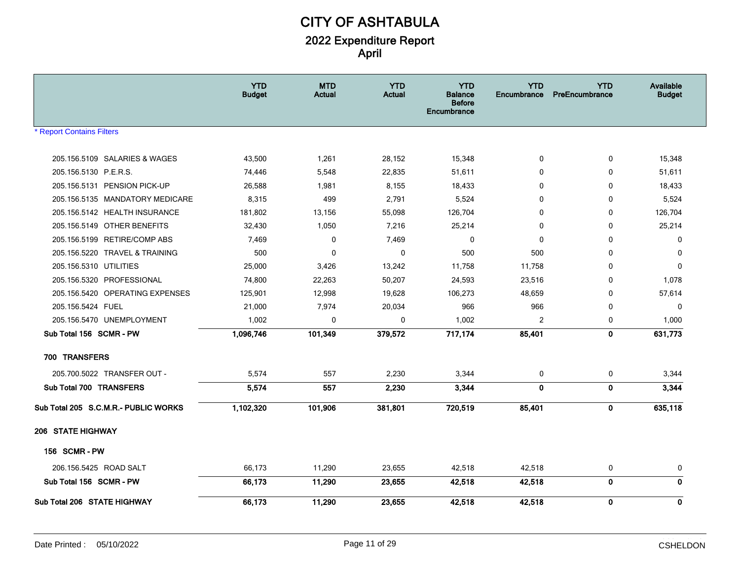# CITY OF ASHTABULA

## 2022 Expenditure Report
## April

| | YTD Budget | MTD Actual | YTD Actual | YTD Balance Before Encumbrance | YTD Encumbrance | YTD PreEncumbrance | Available Budget |
|---|---|---|---|---|---|---|---|
| * Report Contains Filters | | | | | | | |
| 205.156.5109 SALARIES & WAGES | 43,500 | 1,261 | 28,152 | 15,348 | 0 | 0 | 15,348 |
| 205.156.5130 P.E.R.S. | 74,446 | 5,548 | 22,835 | 51,611 | 0 | 0 | 51,611 |
| 205.156.5131 PENSION PICK-UP | 26,588 | 1,981 | 8,155 | 18,433 | 0 | 0 | 18,433 |
| 205.156.5135 MANDATORY MEDICARE | 8,315 | 499 | 2,791 | 5,524 | 0 | 0 | 5,524 |
| 205.156.5142 HEALTH INSURANCE | 181,802 | 13,156 | 55,098 | 126,704 | 0 | 0 | 126,704 |
| 205.156.5149 OTHER BENEFITS | 32,430 | 1,050 | 7,216 | 25,214 | 0 | 0 | 25,214 |
| 205.156.5199 RETIRE/COMP ABS | 7,469 | 0 | 7,469 | 0 | 0 | 0 | 0 |
| 205.156.5220 TRAVEL & TRAINING | 500 | 0 | 0 | 500 | 500 | 0 | 0 |
| 205.156.5310 UTILITIES | 25,000 | 3,426 | 13,242 | 11,758 | 11,758 | 0 | 0 |
| 205.156.5320 PROFESSIONAL | 74,800 | 22,263 | 50,207 | 24,593 | 23,516 | 0 | 1,078 |
| 205.156.5420 OPERATING EXPENSES | 125,901 | 12,998 | 19,628 | 106,273 | 48,659 | 0 | 57,614 |
| 205.156.5424 FUEL | 21,000 | 7,974 | 20,034 | 966 | 966 | 0 | 0 |
| 205.156.5470 UNEMPLOYMENT | 1,002 | 0 | 0 | 1,002 | 2 | 0 | 1,000 |
| **Sub Total 156 SCMR - PW** | **1,096,746** | **101,349** | **379,572** | **717,174** | **85,401** | **0** | **631,773** |
| **700 TRANSFERS** | | | | | | | |
| 205.700.5022 TRANSFER OUT - | 5,574 | 557 | 2,230 | 3,344 | 0 | 0 | 3,344 |
| **Sub Total 700 TRANSFERS** | **5,574** | **557** | **2,230** | **3,344** | **0** | **0** | **3,344** |
| **Sub Total 205 S.C.M.R.- PUBLIC WORKS** | **1,102,320** | **101,906** | **381,801** | **720,519** | **85,401** | **0** | **635,118** |
| **206 STATE HIGHWAY** | | | | | | | |
| **156 SCMR - PW** | | | | | | | |
| 206.156.5425 ROAD SALT | 66,173 | 11,290 | 23,655 | 42,518 | 42,518 | 0 | 0 |
| **Sub Total 156 SCMR - PW** | **66,173** | **11,290** | **23,655** | **42,518** | **42,518** | **0** | **0** |
| **Sub Total 206 STATE HIGHWAY** | **66,173** | **11,290** | **23,655** | **42,518** | **42,518** | **0** | **0** |

Date Printed : 05/10/2022 CSHELDON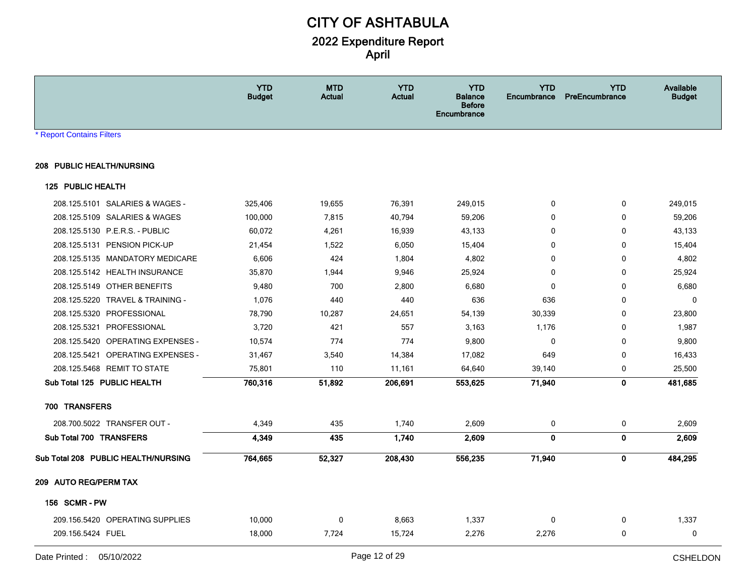# CITY OF ASHTABULA

## 2022 Expenditure Report
## April

* Report Contains Filters

| | YTD Budget | MTD Actual | YTD Actual | YTD Balance Before Encumbrance | YTD Encumbrance | YTD PreEncumbrance | Available Budget |
|---|---|---|---|---|---|---|---|
| **208 PUBLIC HEALTH/NURSING** | | | | | | | |
| **125 PUBLIC HEALTH** | | | | | | | |
| 208.125.5101 SALARIES & WAGES - | 325,406 | 19,655 | 76,391 | 249,015 | 0 | 0 | 249,015 |
| 208.125.5109 SALARIES & WAGES | 100,000 | 7,815 | 40,794 | 59,206 | 0 | 0 | 59,206 |
| 208.125.5130 P.E.R.S. - PUBLIC | 60,072 | 4,261 | 16,939 | 43,133 | 0 | 0 | 43,133 |
| 208.125.5131 PENSION PICK-UP | 21,454 | 1,522 | 6,050 | 15,404 | 0 | 0 | 15,404 |
| 208.125.5135 MANDATORY MEDICARE | 6,606 | 424 | 1,804 | 4,802 | 0 | 0 | 4,802 |
| 208.125.5142 HEALTH INSURANCE | 35,870 | 1,944 | 9,946 | 25,924 | 0 | 0 | 25,924 |
| 208.125.5149 OTHER BENEFITS | 9,480 | 700 | 2,800 | 6,680 | 0 | 0 | 6,680 |
| 208.125.5220 TRAVEL & TRAINING - | 1,076 | 440 | 440 | 636 | 636 | 0 | 0 |
| 208.125.5320 PROFESSIONAL | 78,790 | 10,287 | 24,651 | 54,139 | 30,339 | 0 | 23,800 |
| 208.125.5321 PROFESSIONAL | 3,720 | 421 | 557 | 3,163 | 1,176 | 0 | 1,987 |
| 208.125.5420 OPERATING EXPENSES - | 10,574 | 774 | 774 | 9,800 | 0 | 0 | 9,800 |
| 208.125.5421 OPERATING EXPENSES - | 31,467 | 3,540 | 14,384 | 17,082 | 649 | 0 | 16,433 |
| 208.125.5468 REMIT TO STATE | 75,801 | 110 | 11,161 | 64,640 | 39,140 | 0 | 25,500 |
| **Sub Total 125 PUBLIC HEALTH** | **760,316** | **51,892** | **206,691** | **553,625** | **71,940** | **0** | **481,685** |
| **700 TRANSFERS** | | | | | | | |
| 208.700.5022 TRANSFER OUT - | 4,349 | 435 | 1,740 | 2,609 | 0 | 0 | 2,609 |
| **Sub Total 700 TRANSFERS** | **4,349** | **435** | **1,740** | **2,609** | **0** | **0** | **2,609** |
| **Sub Total 208 PUBLIC HEALTH/NURSING** | **764,665** | **52,327** | **208,430** | **556,235** | **71,940** | **0** | **484,295** |
| **209 AUTO REG/PERM TAX** | | | | | | | |
| **156 SCMR - PW** | | | | | | | |
| 209.156.5420 OPERATING SUPPLIES | 10,000 | 0 | 8,663 | 1,337 | 0 | 0 | 1,337 |
| 209.156.5424 FUEL | 18,000 | 7,724 | 15,724 | 2,276 | 2,276 | 0 | 0 |

Date Printed : 05/10/2022 CSHELDON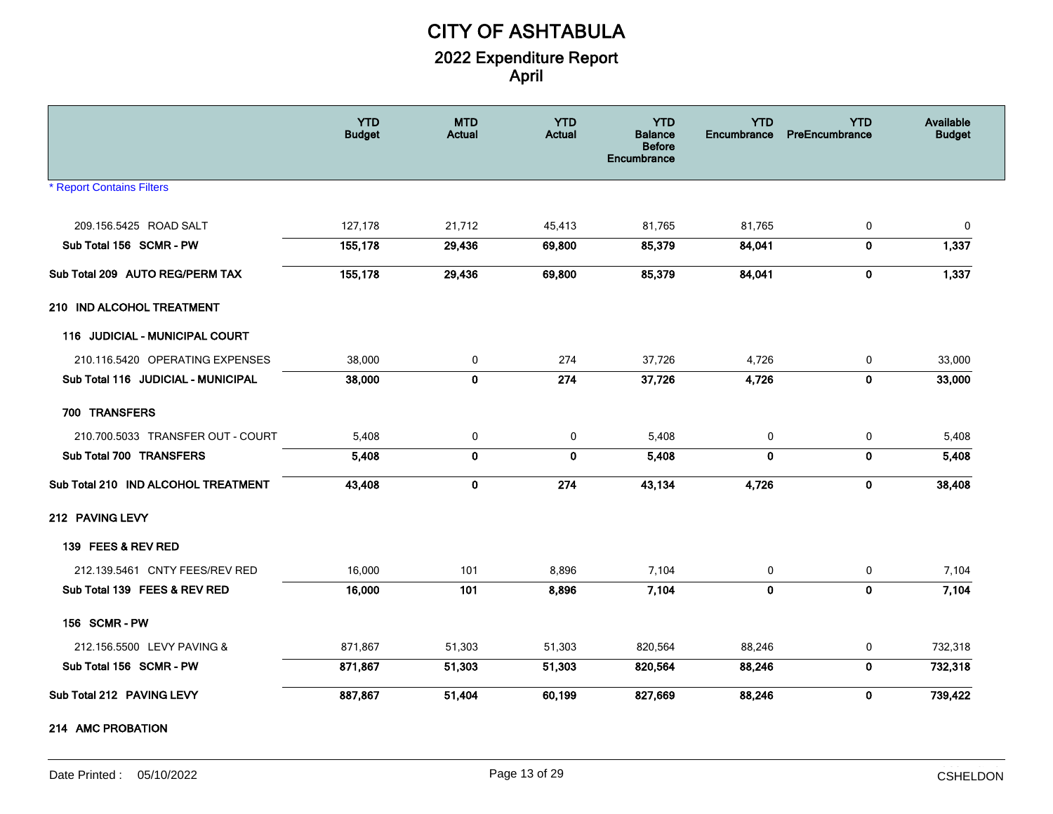# CITY OF ASHTABULA

## 2022 Expenditure Report
## April

| | YTD Budget | MTD Actual | YTD Actual | YTD Balance Before Encumbrance | YTD Encumbrance | YTD PreEncumbrance | Available Budget |
|---|---|---|---|---|---|---|---|
| * Report Contains Filters | | | | | | | |
| 209.156.5425 ROAD SALT | 127,178 | 21,712 | 45,413 | 81,765 | 81,765 | 0 | 0 |
| **Sub Total 156 SCMR - PW** | **155,178** | **29,436** | **69,800** | **85,379** | **84,041** | **0** | **1,337** |
| **Sub Total 209 AUTO REG/PERM TAX** | **155,178** | **29,436** | **69,800** | **85,379** | **84,041** | **0** | **1,337** |
| **210 IND ALCOHOL TREATMENT** | | | | | | | |
| **116 JUDICIAL - MUNICIPAL COURT** | | | | | | | |
| 210.116.5420 OPERATING EXPENSES | 38,000 | 0 | 274 | 37,726 | 4,726 | 0 | 33,000 |
| **Sub Total 116 JUDICIAL - MUNICIPAL** | **38,000** | **0** | **274** | **37,726** | **4,726** | **0** | **33,000** |
| **700 TRANSFERS** | | | | | | | |
| 210.700.5033 TRANSFER OUT - COURT | 5,408 | 0 | 0 | 5,408 | 0 | 0 | 5,408 |
| **Sub Total 700 TRANSFERS** | **5,408** | **0** | **0** | **5,408** | **0** | **0** | **5,408** |
| **Sub Total 210 IND ALCOHOL TREATMENT** | **43,408** | **0** | **274** | **43,134** | **4,726** | **0** | **38,408** |
| **212 PAVING LEVY** | | | | | | | |
| **139 FEES & REV RED** | | | | | | | |
| 212.139.5461 CNTY FEES/REV RED | 16,000 | 101 | 8,896 | 7,104 | 0 | 0 | 7,104 |
| **Sub Total 139 FEES & REV RED** | **16,000** | **101** | **8,896** | **7,104** | **0** | **0** | **7,104** |
| **156 SCMR - PW** | | | | | | | |
| 212.156.5500 LEVY PAVING & | 871,867 | 51,303 | 51,303 | 820,564 | 88,246 | 0 | 732,318 |
| **Sub Total 156 SCMR - PW** | **871,867** | **51,303** | **51,303** | **820,564** | **88,246** | **0** | **732,318** |
| **Sub Total 212 PAVING LEVY** | **887,867** | **51,404** | **60,199** | **827,669** | **88,246** | **0** | **739,422** |
| **214 AMC PROBATION** | | | | | | | |

Date Printed : 05/10/2022 CSHELDON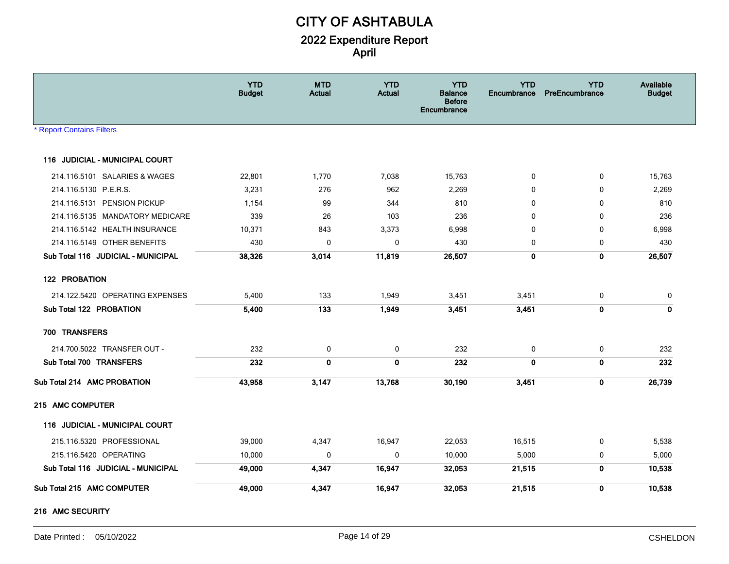# CITY OF ASHTABULA

## 2022 Expenditure Report
## April

| | YTD Budget | MTD Actual | YTD Actual | YTD Balance Before Encumbrance | YTD Encumbrance | YTD PreEncumbrance | Available Budget |
|---|---|---|---|---|---|---|---|
| * Report Contains Filters | | | | | | | |
| **116 JUDICIAL - MUNICIPAL COURT** | | | | | | | |
| 214.116.5101 SALARIES & WAGES | 22,801 | 1,770 | 7,038 | 15,763 | 0 | 0 | 15,763 |
| 214.116.5130 P.E.R.S. | 3,231 | 276 | 962 | 2,269 | 0 | 0 | 2,269 |
| 214.116.5131 PENSION PICKUP | 1,154 | 99 | 344 | 810 | 0 | 0 | 810 |
| 214.116.5135 MANDATORY MEDICARE | 339 | 26 | 103 | 236 | 0 | 0 | 236 |
| 214.116.5142 HEALTH INSURANCE | 10,371 | 843 | 3,373 | 6,998 | 0 | 0 | 6,998 |
| 214.116.5149 OTHER BENEFITS | 430 | 0 | 0 | 430 | 0 | 0 | 430 |
| **Sub Total 116 JUDICIAL - MUNICIPAL** | **38,326** | **3,014** | **11,819** | **26,507** | **0** | **0** | **26,507** |
| **122 PROBATION** | | | | | | | |
| 214.122.5420 OPERATING EXPENSES | 5,400 | 133 | 1,949 | 3,451 | 3,451 | 0 | 0 |
| **Sub Total 122 PROBATION** | **5,400** | **133** | **1,949** | **3,451** | **3,451** | **0** | **0** |
| **700 TRANSFERS** | | | | | | | |
| 214.700.5022 TRANSFER OUT - | 232 | 0 | 0 | 232 | 0 | 0 | 232 |
| **Sub Total 700 TRANSFERS** | **232** | **0** | **0** | **232** | **0** | **0** | **232** |
| **Sub Total 214 AMC PROBATION** | **43,958** | **3,147** | **13,768** | **30,190** | **3,451** | **0** | **26,739** |
| **215 AMC COMPUTER** | | | | | | | |
| **116 JUDICIAL - MUNICIPAL COURT** | | | | | | | |
| 215.116.5320 PROFESSIONAL | 39,000 | 4,347 | 16,947 | 22,053 | 16,515 | 0 | 5,538 |
| 215.116.5420 OPERATING | 10,000 | 0 | 0 | 10,000 | 5,000 | 0 | 5,000 |
| **Sub Total 116 JUDICIAL - MUNICIPAL** | **49,000** | **4,347** | **16,947** | **32,053** | **21,515** | **0** | **10,538** |
| **Sub Total 215 AMC COMPUTER** | **49,000** | **4,347** | **16,947** | **32,053** | **21,515** | **0** | **10,538** |
| **216 AMC SECURITY** | | | | | | | |

Date Printed : 05/10/2022 CSHELDON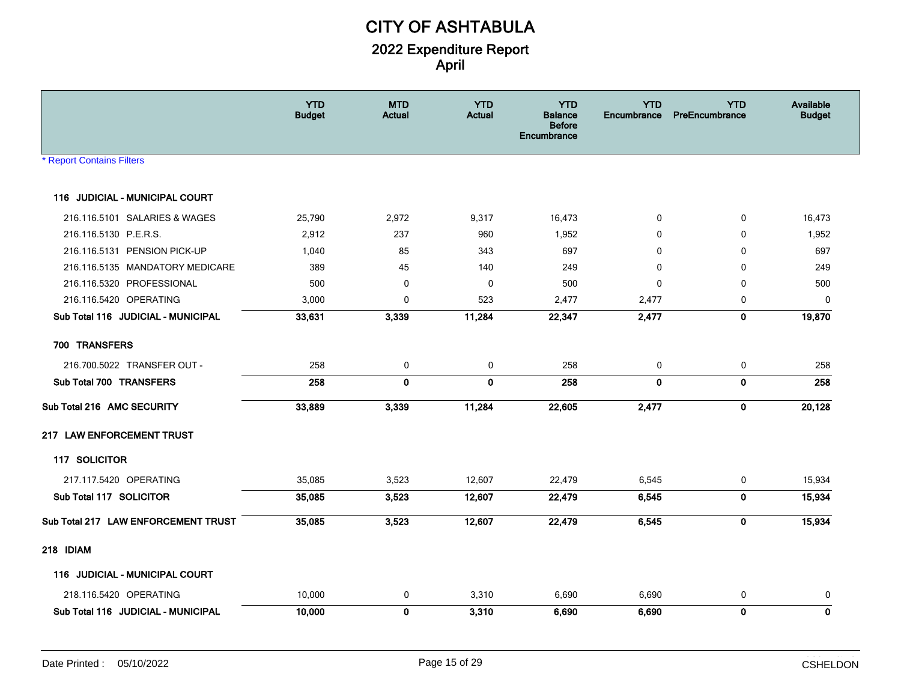# CITY OF ASHTABULA

## 2022 Expenditure Report
## April

| | YTD Budget | MTD Actual | YTD Actual | YTD Balance Before Encumbrance | YTD Encumbrance | YTD PreEncumbrance | Available Budget |
|---|---|---|---|---|---|---|---|
| * Report Contains Filters | | | | | | | |
| **116 JUDICIAL - MUNICIPAL COURT** | | | | | | | |
| 216.116.5101 SALARIES & WAGES | 25,790 | 2,972 | 9,317 | 16,473 | 0 | 0 | 16,473 |
| 216.116.5130 P.E.R.S. | 2,912 | 237 | 960 | 1,952 | 0 | 0 | 1,952 |
| 216.116.5131 PENSION PICK-UP | 1,040 | 85 | 343 | 697 | 0 | 0 | 697 |
| 216.116.5135 MANDATORY MEDICARE | 389 | 45 | 140 | 249 | 0 | 0 | 249 |
| 216.116.5320 PROFESSIONAL | 500 | 0 | 0 | 500 | 0 | 0 | 500 |
| 216.116.5420 OPERATING | 3,000 | 0 | 523 | 2,477 | 2,477 | 0 | 0 |
| **Sub Total 116 JUDICIAL - MUNICIPAL** | **33,631** | **3,339** | **11,284** | **22,347** | **2,477** | **0** | **19,870** |
| **700 TRANSFERS** | | | | | | | |
| 216.700.5022 TRANSFER OUT - | 258 | 0 | 0 | 258 | 0 | 0 | 258 |
| **Sub Total 700 TRANSFERS** | **258** | **0** | **0** | **258** | **0** | **0** | **258** |
| **Sub Total 216 AMC SECURITY** | **33,889** | **3,339** | **11,284** | **22,605** | **2,477** | **0** | **20,128** |
| **217 LAW ENFORCEMENT TRUST** | | | | | | | |
| **117 SOLICITOR** | | | | | | | |
| 217.117.5420 OPERATING | 35,085 | 3,523 | 12,607 | 22,479 | 6,545 | 0 | 15,934 |
| **Sub Total 117 SOLICITOR** | **35,085** | **3,523** | **12,607** | **22,479** | **6,545** | **0** | **15,934** |
| **Sub Total 217 LAW ENFORCEMENT TRUST** | **35,085** | **3,523** | **12,607** | **22,479** | **6,545** | **0** | **15,934** |
| **218 IDIAM** | | | | | | | |
| **116 JUDICIAL - MUNICIPAL COURT** | | | | | | | |
| 218.116.5420 OPERATING | 10,000 | 0 | 3,310 | 6,690 | 6,690 | 0 | 0 |
| **Sub Total 116 JUDICIAL - MUNICIPAL** | **10,000** | **0** | **3,310** | **6,690** | **6,690** | **0** | **0** |

Date Printed : 05/10/2022 CSHELDON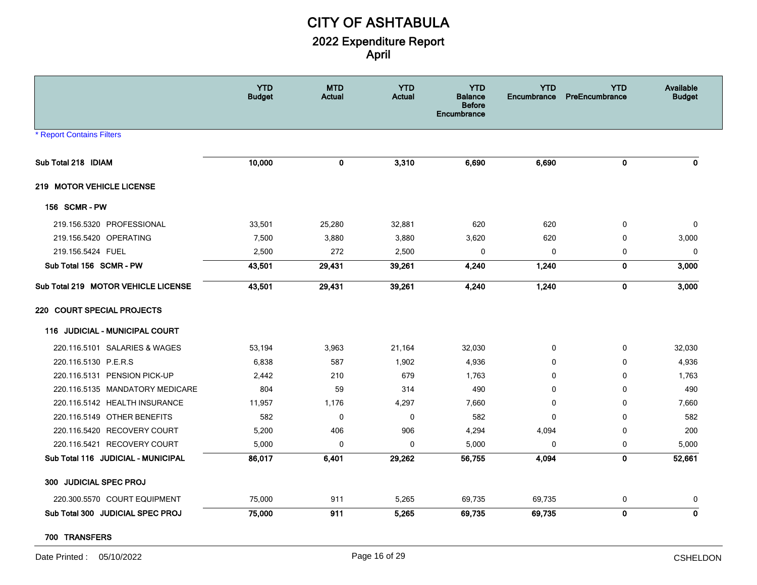# CITY OF ASHTABULA

## 2022 Expenditure Report

## April

* Report Contains Filters

| | YTD Budget | MTD Actual | YTD Actual | YTD Balance Before Encumbrance | YTD Encumbrance | YTD PreEncumbrance | Available Budget |
|---|---|---|---|---|---|---|---|
| **Sub Total 218 IDIAM** | **10,000** | **0** | **3,310** | **6,690** | **6,690** | **0** | **0** |
| **219 MOTOR VEHICLE LICENSE** | | | | | | | |
| **156 SCMR - PW** | | | | | | | |
| 219.156.5320 PROFESSIONAL | 33,501 | 25,280 | 32,881 | 620 | 620 | 0 | 0 |
| 219.156.5420 OPERATING | 7,500 | 3,880 | 3,880 | 3,620 | 620 | 0 | 3,000 |
| 219.156.5424 FUEL | 2,500 | 272 | 2,500 | 0 | 0 | 0 | 0 |
| **Sub Total 156 SCMR - PW** | **43,501** | **29,431** | **39,261** | **4,240** | **1,240** | **0** | **3,000** |
| **Sub Total 219 MOTOR VEHICLE LICENSE** | **43,501** | **29,431** | **39,261** | **4,240** | **1,240** | **0** | **3,000** |
| **220 COURT SPECIAL PROJECTS** | | | | | | | |
| **116 JUDICIAL - MUNICIPAL COURT** | | | | | | | |
| 220.116.5101 SALARIES & WAGES | 53,194 | 3,963 | 21,164 | 32,030 | 0 | 0 | 32,030 |
| 220.116.5130 P.E.R.S | 6,838 | 587 | 1,902 | 4,936 | 0 | 0 | 4,936 |
| 220.116.5131 PENSION PICK-UP | 2,442 | 210 | 679 | 1,763 | 0 | 0 | 1,763 |
| 220.116.5135 MANDATORY MEDICARE | 804 | 59 | 314 | 490 | 0 | 0 | 490 |
| 220.116.5142 HEALTH INSURANCE | 11,957 | 1,176 | 4,297 | 7,660 | 0 | 0 | 7,660 |
| 220.116.5149 OTHER BENEFITS | 582 | 0 | 0 | 582 | 0 | 0 | 582 |
| 220.116.5420 RECOVERY COURT | 5,200 | 406 | 906 | 4,294 | 4,094 | 0 | 200 |
| 220.116.5421 RECOVERY COURT | 5,000 | 0 | 0 | 5,000 | 0 | 0 | 5,000 |
| **Sub Total 116 JUDICIAL - MUNICIPAL** | **86,017** | **6,401** | **29,262** | **56,755** | **4,094** | **0** | **52,661** |
| **300 JUDICIAL SPEC PROJ** | | | | | | | |
| 220.300.5570 COURT EQUIPMENT | 75,000 | 911 | 5,265 | 69,735 | 69,735 | 0 | 0 |
| **Sub Total 300 JUDICIAL SPEC PROJ** | **75,000** | **911** | **5,265** | **69,735** | **69,735** | **0** | **0** |
| **700 TRANSFERS** | | | | | | | |

Date Printed : 05/10/2022 CSHELDON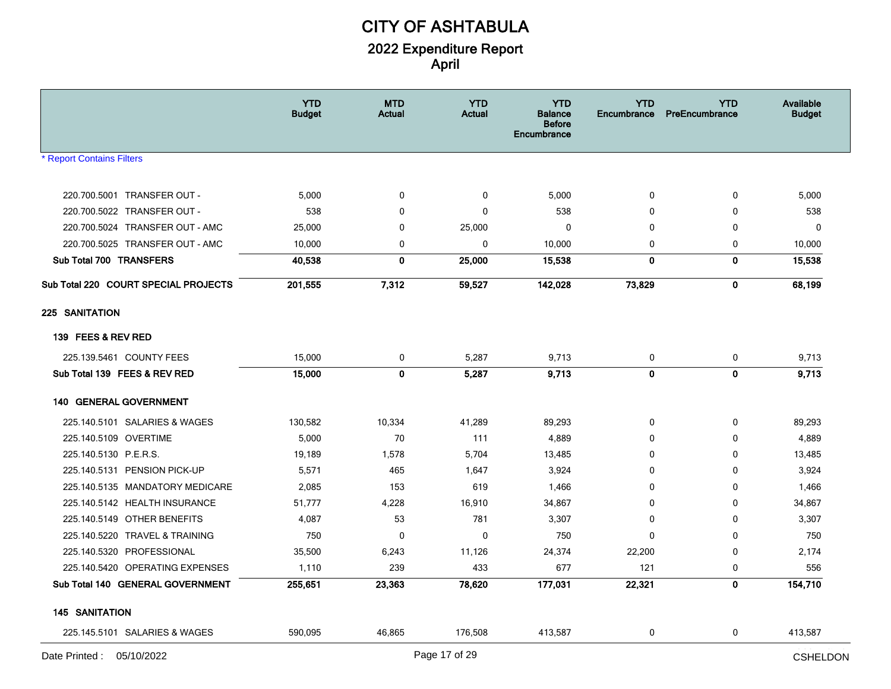# CITY OF ASHTABULA

## 2022 Expenditure Report
## April

* Report Contains Filters

| | YTD Budget | MTD Actual | YTD Actual | YTD Balance Before Encumbrance | YTD Encumbrance | YTD PreEncumbrance | Available Budget |
|---|---|---|---|---|---|---|---|
| 220.700.5001 TRANSFER OUT - | 5,000 | 0 | 0 | 5,000 | 0 | 0 | 5,000 |
| 220.700.5022 TRANSFER OUT - | 538 | 0 | 0 | 538 | 0 | 0 | 538 |
| 220.700.5024 TRANSFER OUT - AMC | 25,000 | 0 | 25,000 | 0 | 0 | 0 | 0 |
| 220.700.5025 TRANSFER OUT - AMC | 10,000 | 0 | 0 | 10,000 | 0 | 0 | 10,000 |
| **Sub Total 700 TRANSFERS** | **40,538** | **0** | **25,000** | **15,538** | **0** | **0** | **15,538** |
| **Sub Total 220 COURT SPECIAL PROJECTS** | **201,555** | **7,312** | **59,527** | **142,028** | **73,829** | **0** | **68,199** |
| **225 SANITATION** | | | | | | | |
| **139 FEES & REV RED** | | | | | | | |
| 225.139.5461 COUNTY FEES | 15,000 | 0 | 5,287 | 9,713 | 0 | 0 | 9,713 |
| **Sub Total 139 FEES & REV RED** | **15,000** | **0** | **5,287** | **9,713** | **0** | **0** | **9,713** |
| **140 GENERAL GOVERNMENT** | | | | | | | |
| 225.140.5101 SALARIES & WAGES | 130,582 | 10,334 | 41,289 | 89,293 | 0 | 0 | 89,293 |
| 225.140.5109 OVERTIME | 5,000 | 70 | 111 | 4,889 | 0 | 0 | 4,889 |
| 225.140.5130 P.E.R.S. | 19,189 | 1,578 | 5,704 | 13,485 | 0 | 0 | 13,485 |
| 225.140.5131 PENSION PICK-UP | 5,571 | 465 | 1,647 | 3,924 | 0 | 0 | 3,924 |
| 225.140.5135 MANDATORY MEDICARE | 2,085 | 153 | 619 | 1,466 | 0 | 0 | 1,466 |
| 225.140.5142 HEALTH INSURANCE | 51,777 | 4,228 | 16,910 | 34,867 | 0 | 0 | 34,867 |
| 225.140.5149 OTHER BENEFITS | 4,087 | 53 | 781 | 3,307 | 0 | 0 | 3,307 |
| 225.140.5220 TRAVEL & TRAINING | 750 | 0 | 0 | 750 | 0 | 0 | 750 |
| 225.140.5320 PROFESSIONAL | 35,500 | 6,243 | 11,126 | 24,374 | 22,200 | 0 | 2,174 |
| 225.140.5420 OPERATING EXPENSES | 1,110 | 239 | 433 | 677 | 121 | 0 | 556 |
| **Sub Total 140 GENERAL GOVERNMENT** | **255,651** | **23,363** | **78,620** | **177,031** | **22,321** | **0** | **154,710** |
| **145 SANITATION** | | | | | | | |
| 225.145.5101 SALARIES & WAGES | 590,095 | 46,865 | 176,508 | 413,587 | 0 | 0 | 413,587 |

Date Printed : 05/10/2022 CSHELDON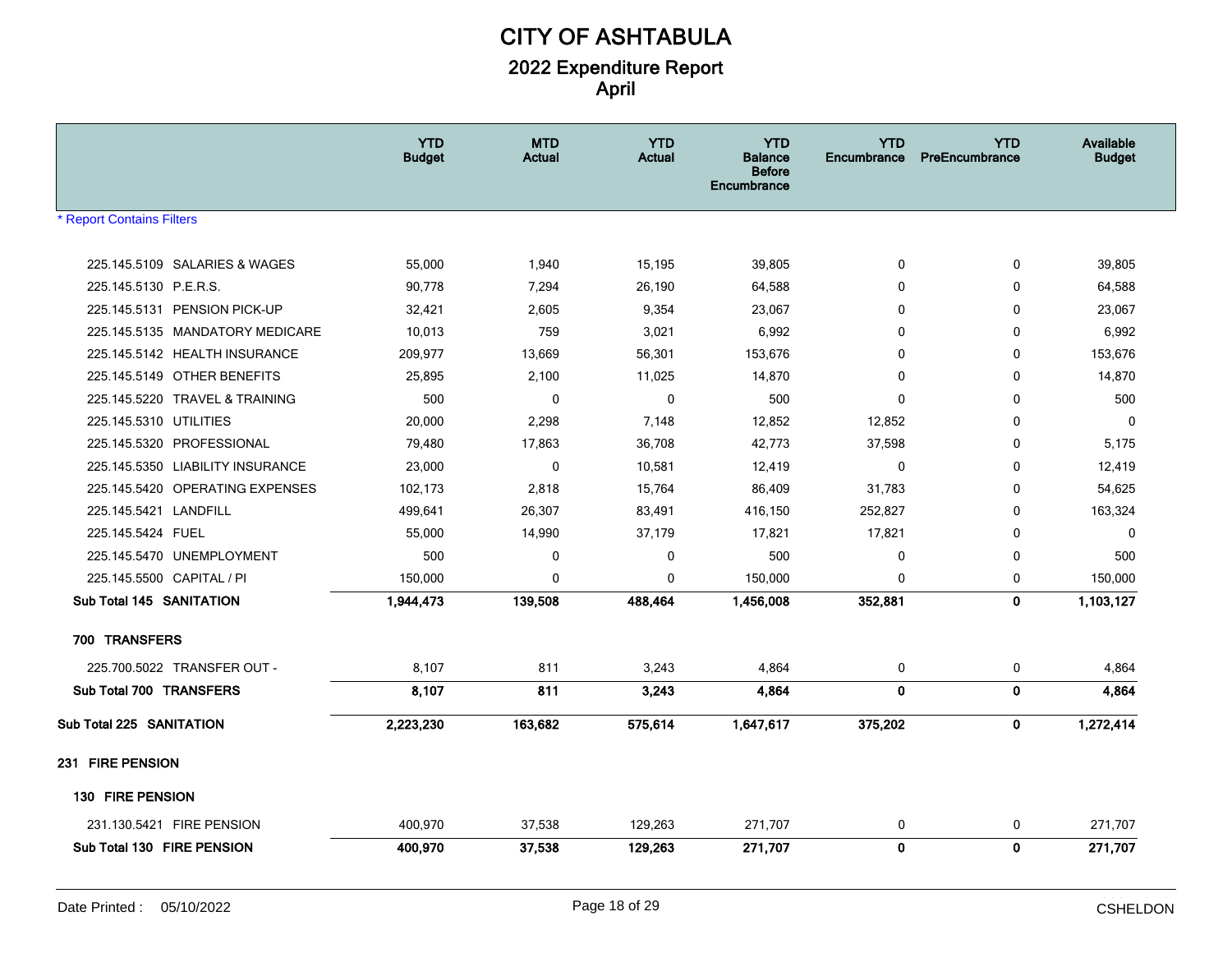# CITY OF ASHTABULA

## 2022 Expenditure Report
## April

* Report Contains Filters

| | YTD Budget | MTD Actual | YTD Actual | YTD Balance Before Encumbrance | YTD Encumbrance | YTD PreEncumbrance | Available Budget |
|---|---|---|---|---|---|---|---|
| 225.145.5109 SALARIES & WAGES | 55,000 | 1,940 | 15,195 | 39,805 | 0 | 0 | 39,805 |
| 225.145.5130 P.E.R.S. | 90,778 | 7,294 | 26,190 | 64,588 | 0 | 0 | 64,588 |
| 225.145.5131 PENSION PICK-UP | 32,421 | 2,605 | 9,354 | 23,067 | 0 | 0 | 23,067 |
| 225.145.5135 MANDATORY MEDICARE | 10,013 | 759 | 3,021 | 6,992 | 0 | 0 | 6,992 |
| 225.145.5142 HEALTH INSURANCE | 209,977 | 13,669 | 56,301 | 153,676 | 0 | 0 | 153,676 |
| 225.145.5149 OTHER BENEFITS | 25,895 | 2,100 | 11,025 | 14,870 | 0 | 0 | 14,870 |
| 225.145.5220 TRAVEL & TRAINING | 500 | 0 | 0 | 500 | 0 | 0 | 500 |
| 225.145.5310 UTILITIES | 20,000 | 2,298 | 7,148 | 12,852 | 12,852 | 0 | 0 |
| 225.145.5320 PROFESSIONAL | 79,480 | 17,863 | 36,708 | 42,773 | 37,598 | 0 | 5,175 |
| 225.145.5350 LIABILITY INSURANCE | 23,000 | 0 | 10,581 | 12,419 | 0 | 0 | 12,419 |
| 225.145.5420 OPERATING EXPENSES | 102,173 | 2,818 | 15,764 | 86,409 | 31,783 | 0 | 54,625 |
| 225.145.5421 LANDFILL | 499,641 | 26,307 | 83,491 | 416,150 | 252,827 | 0 | 163,324 |
| 225.145.5424 FUEL | 55,000 | 14,990 | 37,179 | 17,821 | 17,821 | 0 | 0 |
| 225.145.5470 UNEMPLOYMENT | 500 | 0 | 0 | 500 | 0 | 0 | 500 |
| 225.145.5500 CAPITAL / PI | 150,000 | 0 | 0 | 150,000 | 0 | 0 | 150,000 |
| **Sub Total 145 SANITATION** | **1,944,473** | **139,508** | **488,464** | **1,456,008** | **352,881** | **0** | **1,103,127** |
| **700 TRANSFERS** | | | | | | | |
| 225.700.5022 TRANSFER OUT - | 8,107 | 811 | 3,243 | 4,864 | 0 | 0 | 4,864 |
| **Sub Total 700 TRANSFERS** | **8,107** | **811** | **3,243** | **4,864** | **0** | **0** | **4,864** |
| **Sub Total 225 SANITATION** | **2,223,230** | **163,682** | **575,614** | **1,647,617** | **375,202** | **0** | **1,272,414** |
| **231 FIRE PENSION** | | | | | | | |
| **130 FIRE PENSION** | | | | | | | |
| 231.130.5421 FIRE PENSION | 400,970 | 37,538 | 129,263 | 271,707 | 0 | 0 | 271,707 |
| **Sub Total 130 FIRE PENSION** | **400,970** | **37,538** | **129,263** | **271,707** | **0** | **0** | **271,707** |

Date Printed : 05/10/2022 CSHELDON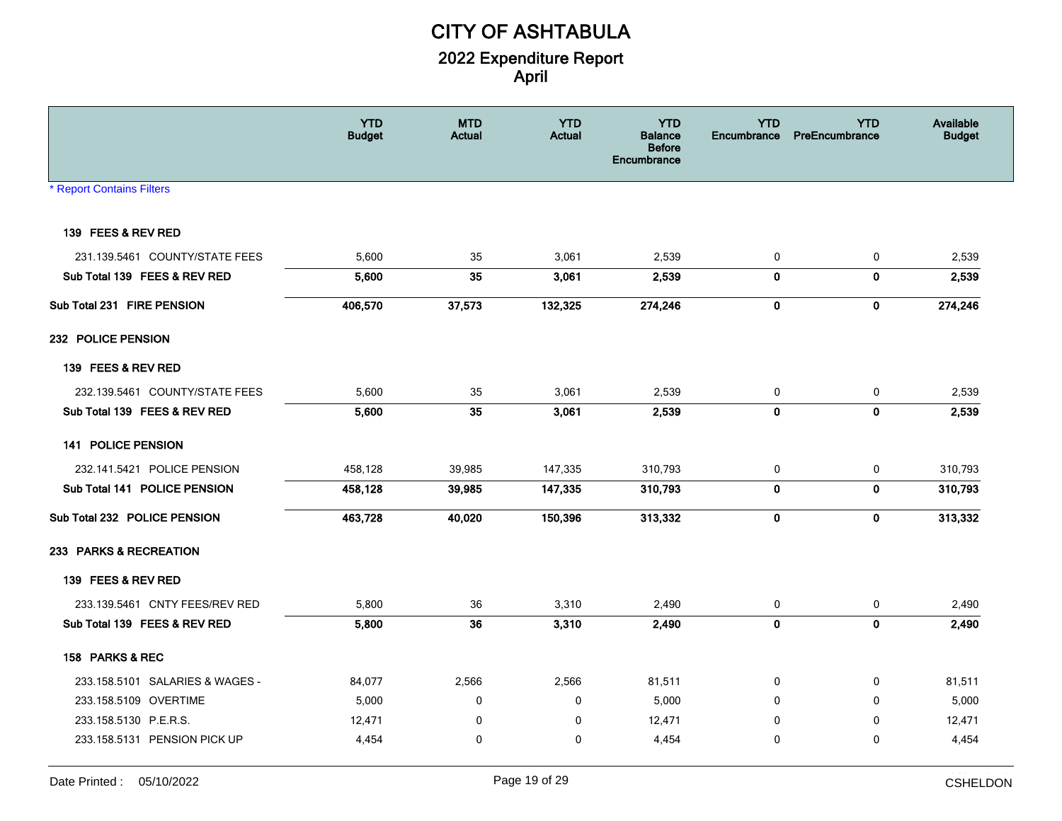# CITY OF ASHTABULA

## 2022 Expenditure Report

### April

| | YTD Budget | MTD Actual | YTD Actual | YTD Balance Before Encumbrance | YTD Encumbrance | YTD PreEncumbrance | Available Budget |
|---|---|---|---|---|---|---|---|
| **139 FEES & REV RED** | | | | | | | |
| 231.139.5461 COUNTY/STATE FEES | 5,600 | 35 | 3,061 | 2,539 | 0 | 0 | 2,539 |
| **Sub Total 139 FEES & REV RED** | **5,600** | **35** | **3,061** | **2,539** | **0** | **0** | **2,539** |
| **Sub Total 231 FIRE PENSION** | **406,570** | **37,573** | **132,325** | **274,246** | **0** | **0** | **274,246** |
| **232 POLICE PENSION** | | | | | | | |
| **139 FEES & REV RED** | | | | | | | |
| 232.139.5461 COUNTY/STATE FEES | 5,600 | 35 | 3,061 | 2,539 | 0 | 0 | 2,539 |
| **Sub Total 139 FEES & REV RED** | **5,600** | **35** | **3,061** | **2,539** | **0** | **0** | **2,539** |
| **141 POLICE PENSION** | | | | | | | |
| 232.141.5421 POLICE PENSION | 458,128 | 39,985 | 147,335 | 310,793 | 0 | 0 | 310,793 |
| **Sub Total 141 POLICE PENSION** | **458,128** | **39,985** | **147,335** | **310,793** | **0** | **0** | **310,793** |
| **Sub Total 232 POLICE PENSION** | **463,728** | **40,020** | **150,396** | **313,332** | **0** | **0** | **313,332** |
| **233 PARKS & RECREATION** | | | | | | | |
| **139 FEES & REV RED** | | | | | | | |
| 233.139.5461 CNTY FEES/REV RED | 5,800 | 36 | 3,310 | 2,490 | 0 | 0 | 2,490 |
| **Sub Total 139 FEES & REV RED** | **5,800** | **36** | **3,310** | **2,490** | **0** | **0** | **2,490** |
| **158 PARKS & REC** | | | | | | | |
| 233.158.5101 SALARIES & WAGES - | 84,077 | 2,566 | 2,566 | 81,511 | 0 | 0 | 81,511 |
| 233.158.5109 OVERTIME | 5,000 | 0 | 0 | 5,000 | 0 | 0 | 5,000 |
| 233.158.5130 P.E.R.S. | 12,471 | 0 | 0 | 12,471 | 0 | 0 | 12,471 |
| 233.158.5131 PENSION PICK UP | 4,454 | 0 | 0 | 4,454 | 0 | 0 | 4,454 |

* Report Contains Filters

Date Printed : 05/10/2022 CSHELDON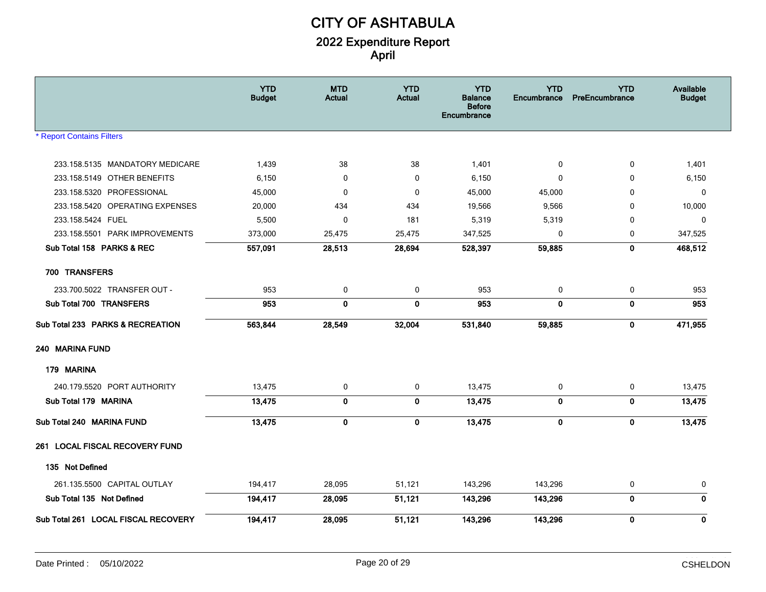# CITY OF ASHTABULA

## 2022 Expenditure Report
## April

| | YTD Budget | MTD Actual | YTD Actual | YTD Balance Before Encumbrance | YTD Encumbrance | YTD PreEncumbrance | Available Budget |
|---|---|---|---|---|---|---|---|
| 233.158.5135 MANDATORY MEDICARE | 1,439 | 38 | 38 | 1,401 | 0 | 0 | 1,401 |
| 233.158.5149 OTHER BENEFITS | 6,150 | 0 | 0 | 6,150 | 0 | 0 | 6,150 |
| 233.158.5320 PROFESSIONAL | 45,000 | 0 | 0 | 45,000 | 45,000 | 0 | 0 |
| 233.158.5420 OPERATING EXPENSES | 20,000 | 434 | 434 | 19,566 | 9,566 | 0 | 10,000 |
| 233.158.5424 FUEL | 5,500 | 0 | 181 | 5,319 | 5,319 | 0 | 0 |
| 233.158.5501 PARK IMPROVEMENTS | 373,000 | 25,475 | 25,475 | 347,525 | 0 | 0 | 347,525 |
| **Sub Total 158 PARKS & REC** | **557,091** | **28,513** | **28,694** | **528,397** | **59,885** | **0** | **468,512** |
| **700 TRANSFERS** | | | | | | | |
| 233.700.5022 TRANSFER OUT - | 953 | 0 | 0 | 953 | 0 | 0 | 953 |
| **Sub Total 700 TRANSFERS** | **953** | **0** | **0** | **953** | **0** | **0** | **953** |
| **Sub Total 233 PARKS & RECREATION** | **563,844** | **28,549** | **32,004** | **531,840** | **59,885** | **0** | **471,955** |
| **240 MARINA FUND** | | | | | | | |
| **179 MARINA** | | | | | | | |
| 240.179.5520 PORT AUTHORITY | 13,475 | 0 | 0 | 13,475 | 0 | 0 | 13,475 |
| **Sub Total 179 MARINA** | **13,475** | **0** | **0** | **13,475** | **0** | **0** | **13,475** |
| **Sub Total 240 MARINA FUND** | **13,475** | **0** | **0** | **13,475** | **0** | **0** | **13,475** |
| **261 LOCAL FISCAL RECOVERY FUND** | | | | | | | |
| **135 Not Defined** | | | | | | | |
| 261.135.5500 CAPITAL OUTLAY | 194,417 | 28,095 | 51,121 | 143,296 | 143,296 | 0 | 0 |
| **Sub Total 135 Not Defined** | **194,417** | **28,095** | **51,121** | **143,296** | **143,296** | **0** | **0** |
| **Sub Total 261 LOCAL FISCAL RECOVERY** | **194,417** | **28,095** | **51,121** | **143,296** | **143,296** | **0** | **0** |

* Report Contains Filters

Date Printed : 05/10/2022 CSHELDON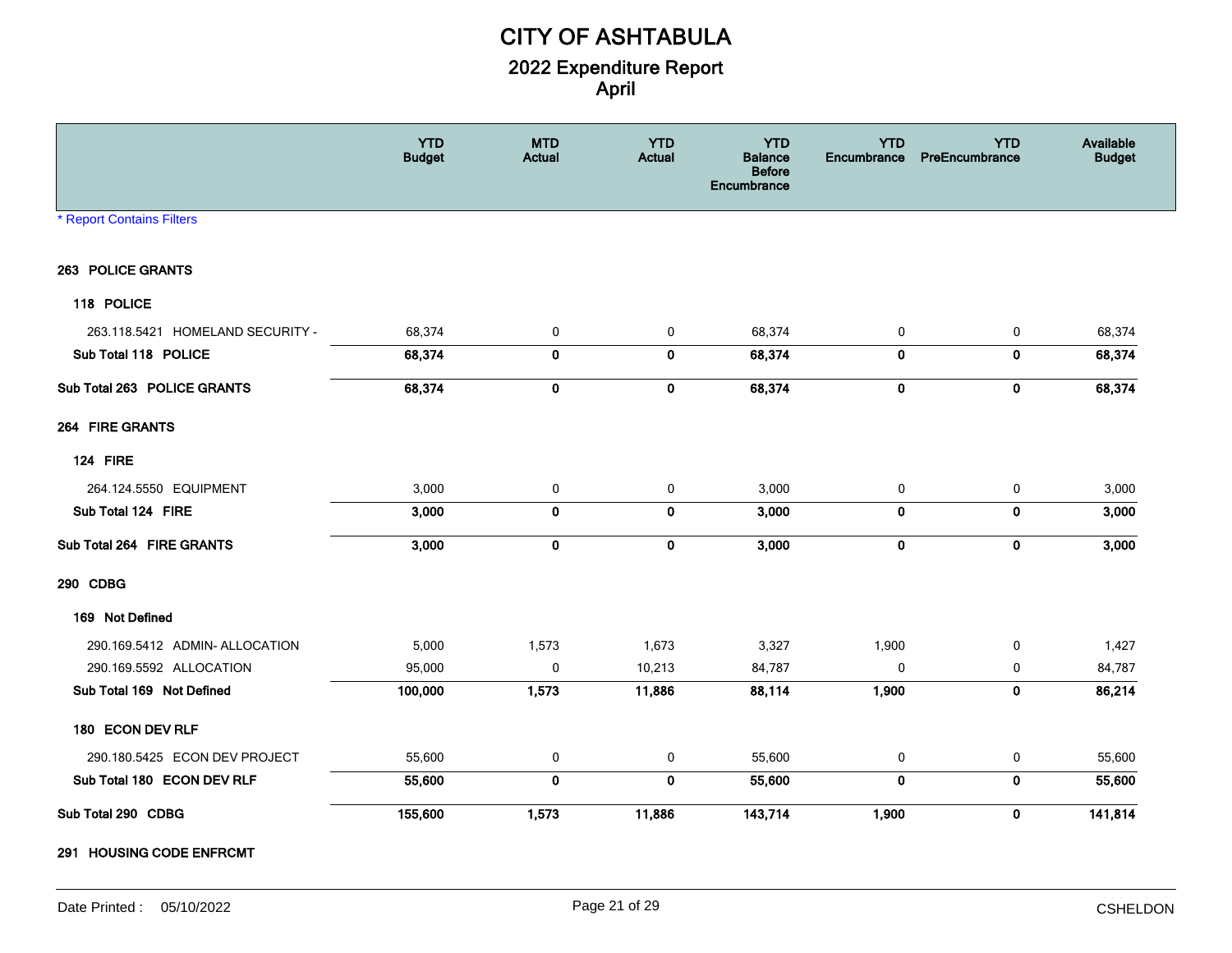# CITY OF ASHTABULA

## 2022 Expenditure Report
## April

| | YTD Budget | MTD Actual | YTD Actual | YTD Balance Before Encumbrance | YTD Encumbrance | YTD PreEncumbrance | Available Budget |
|---|---|---|---|---|---|---|---|
| **263 POLICE GRANTS** | | | | | | | |
| **118 POLICE** | | | | | | | |
| 263.118.5421 HOMELAND SECURITY - | 68,374 | 0 | 0 | 68,374 | 0 | 0 | 68,374 |
| **Sub Total 118 POLICE** | **68,374** | **0** | **0** | **68,374** | **0** | **0** | **68,374** |
| **Sub Total 263 POLICE GRANTS** | **68,374** | **0** | **0** | **68,374** | **0** | **0** | **68,374** |
| **264 FIRE GRANTS** | | | | | | | |
| **124 FIRE** | | | | | | | |
| 264.124.5550 EQUIPMENT | 3,000 | 0 | 0 | 3,000 | 0 | 0 | 3,000 |
| **Sub Total 124 FIRE** | **3,000** | **0** | **0** | **3,000** | **0** | **0** | **3,000** |
| **Sub Total 264 FIRE GRANTS** | **3,000** | **0** | **0** | **3,000** | **0** | **0** | **3,000** |
| **290 CDBG** | | | | | | | |
| **169 Not Defined** | | | | | | | |
| 290.169.5412 ADMIN- ALLOCATION | 5,000 | 1,573 | 1,673 | 3,327 | 1,900 | 0 | 1,427 |
| 290.169.5592 ALLOCATION | 95,000 | 0 | 10,213 | 84,787 | 0 | 0 | 84,787 |
| **Sub Total 169 Not Defined** | **100,000** | **1,573** | **11,886** | **88,114** | **1,900** | **0** | **86,214** |
| **180 ECON DEV RLF** | | | | | | | |
| 290.180.5425 ECON DEV PROJECT | 55,600 | 0 | 0 | 55,600 | 0 | 0 | 55,600 |
| **Sub Total 180 ECON DEV RLF** | **55,600** | **0** | **0** | **55,600** | **0** | **0** | **55,600** |
| **Sub Total 290 CDBG** | **155,600** | **1,573** | **11,886** | **143,714** | **1,900** | **0** | **141,814** |
| **291 HOUSING CODE ENFRCMT** | | | | | | | |

* Report Contains Filters

Date Printed : 05/10/2022

CSHELDON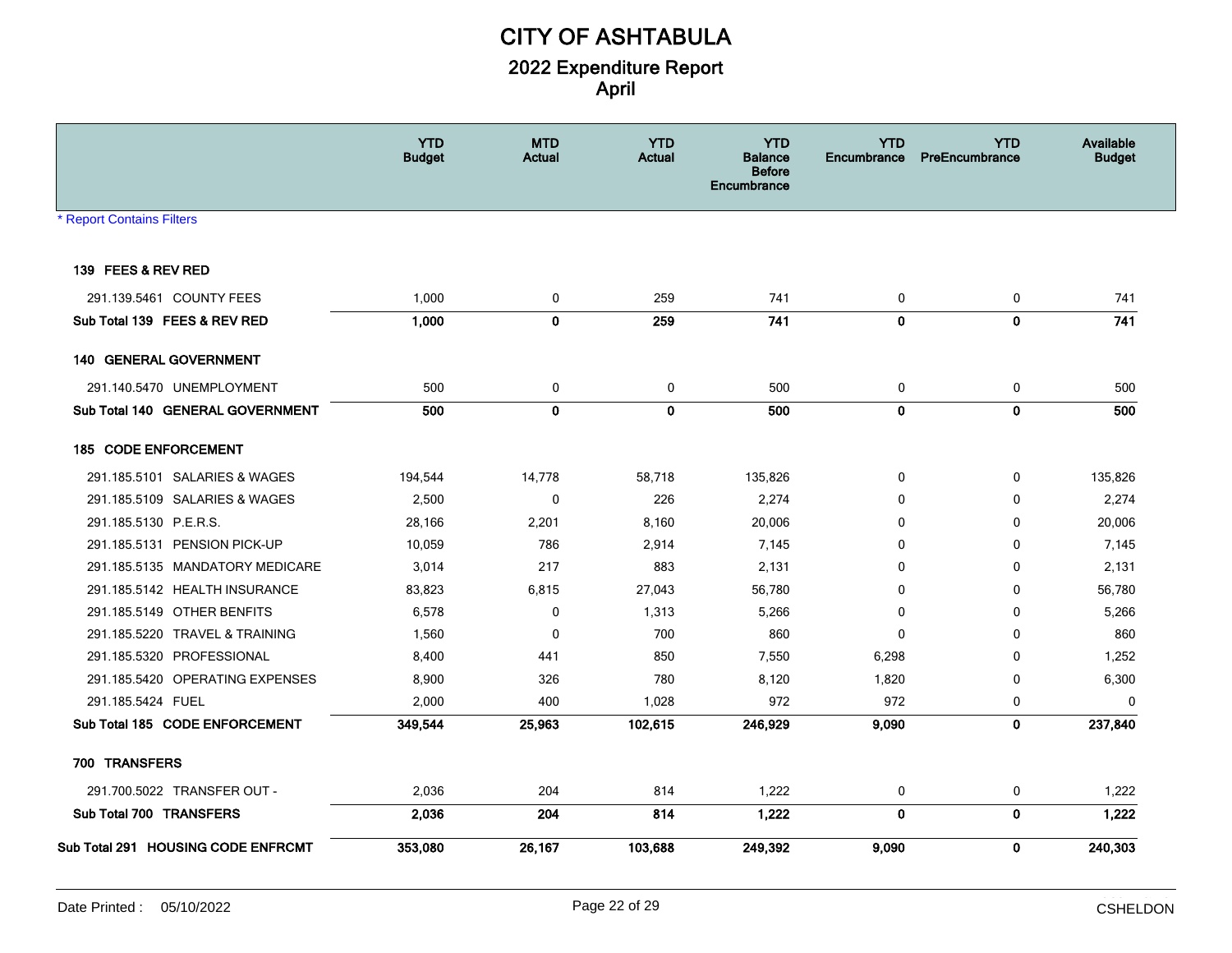# CITY OF ASHTABULA

## 2022 Expenditure Report
## April

|  | YTD Budget | MTD Actual | YTD Actual | YTD Balance Before Encumbrance | YTD Encumbrance | YTD PreEncumbrance | Available Budget |
|---|---|---|---|---|---|---|---|

* Report Contains Filters

| | YTD Budget | MTD Actual | YTD Actual | YTD Balance Before Encumbrance | YTD Encumbrance | YTD PreEncumbrance | Available Budget |
|---|---|---|---|---|---|---|---|
| **139 FEES & REV RED** | | | | | | | |
| 291.139.5461 COUNTY FEES | 1,000 | 0 | 259 | 741 | 0 | 0 | 741 |
| **Sub Total 139 FEES & REV RED** | **1,000** | **0** | **259** | **741** | **0** | **0** | **741** |
| **140 GENERAL GOVERNMENT** | | | | | | | |
| 291.140.5470 UNEMPLOYMENT | 500 | 0 | 0 | 500 | 0 | 0 | 500 |
| **Sub Total 140 GENERAL GOVERNMENT** | **500** | **0** | **0** | **500** | **0** | **0** | **500** |
| **185 CODE ENFORCEMENT** | | | | | | | |
| 291.185.5101 SALARIES & WAGES | 194,544 | 14,778 | 58,718 | 135,826 | 0 | 0 | 135,826 |
| 291.185.5109 SALARIES & WAGES | 2,500 | 0 | 226 | 2,274 | 0 | 0 | 2,274 |
| 291.185.5130 P.E.R.S. | 28,166 | 2,201 | 8,160 | 20,006 | 0 | 0 | 20,006 |
| 291.185.5131 PENSION PICK-UP | 10,059 | 786 | 2,914 | 7,145 | 0 | 0 | 7,145 |
| 291.185.5135 MANDATORY MEDICARE | 3,014 | 217 | 883 | 2,131 | 0 | 0 | 2,131 |
| 291.185.5142 HEALTH INSURANCE | 83,823 | 6,815 | 27,043 | 56,780 | 0 | 0 | 56,780 |
| 291.185.5149 OTHER BENFITS | 6,578 | 0 | 1,313 | 5,266 | 0 | 0 | 5,266 |
| 291.185.5220 TRAVEL & TRAINING | 1,560 | 0 | 700 | 860 | 0 | 0 | 860 |
| 291.185.5320 PROFESSIONAL | 8,400 | 441 | 850 | 7,550 | 6,298 | 0 | 1,252 |
| 291.185.5420 OPERATING EXPENSES | 8,900 | 326 | 780 | 8,120 | 1,820 | 0 | 6,300 |
| 291.185.5424 FUEL | 2,000 | 400 | 1,028 | 972 | 972 | 0 | 0 |
| **Sub Total 185 CODE ENFORCEMENT** | **349,544** | **25,963** | **102,615** | **246,929** | **9,090** | **0** | **237,840** |
| **700 TRANSFERS** | | | | | | | |
| 291.700.5022 TRANSFER OUT - | 2,036 | 204 | 814 | 1,222 | 0 | 0 | 1,222 |
| **Sub Total 700 TRANSFERS** | **2,036** | **204** | **814** | **1,222** | **0** | **0** | **1,222** |
| **Sub Total 291 HOUSING CODE ENFRCMT** | **353,080** | **26,167** | **103,688** | **249,392** | **9,090** | **0** | **240,303** |

Date Printed : 05/10/2022 CSHELDON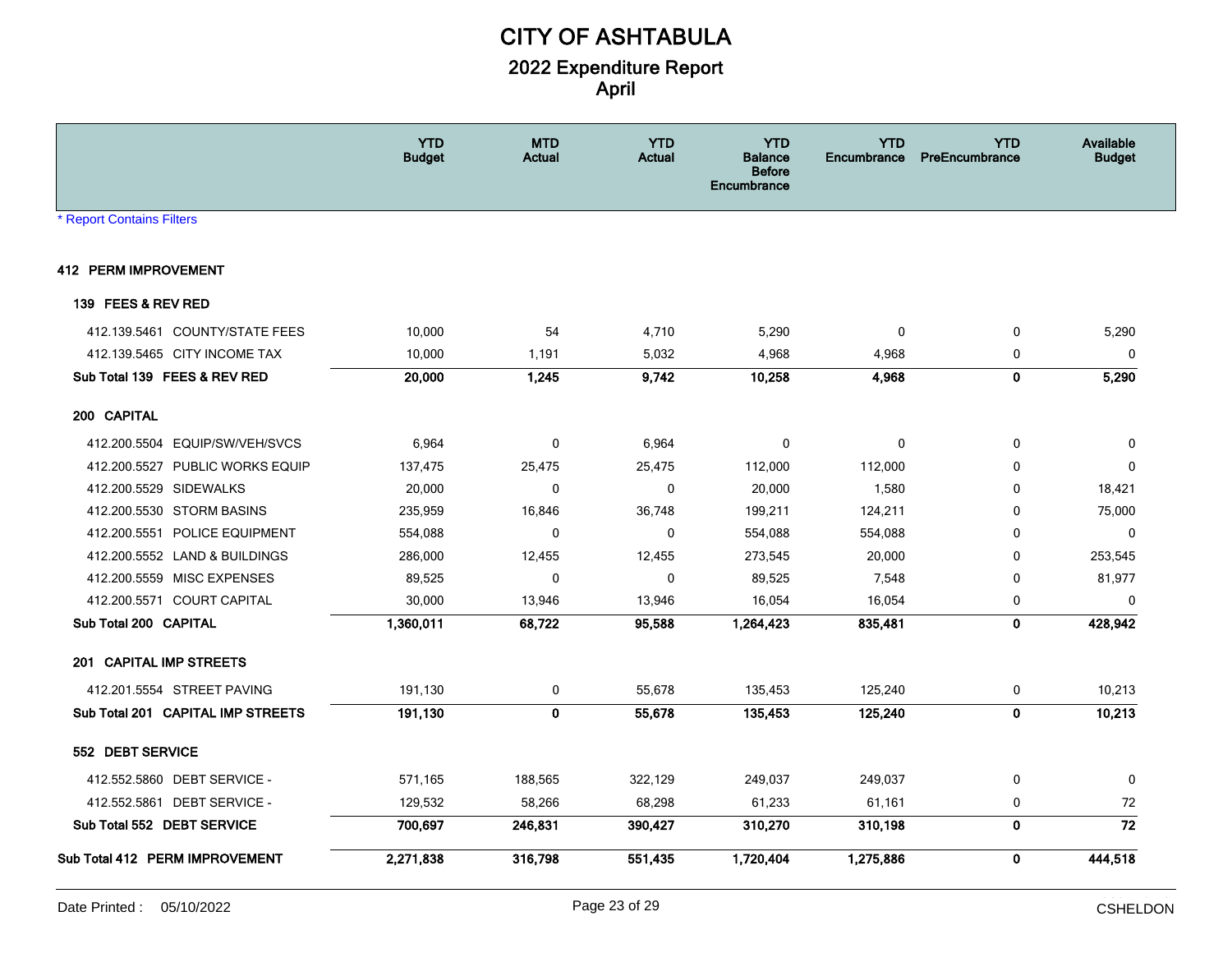# CITY OF ASHTABULA

## 2022 Expenditure Report

## April

\* Report Contains Filters

| | YTD Budget | MTD Actual | YTD Actual | YTD Balance Before Encumbrance | YTD Encumbrance | YTD PreEncumbrance | Available Budget |
|---|---|---|---|---|---|---|---|
| **412 PERM IMPROVEMENT** | | | | | | | |
| **139 FEES & REV RED** | | | | | | | |
| 412.139.5461 COUNTY/STATE FEES | 10,000 | 54 | 4,710 | 5,290 | 0 | 0 | 5,290 |
| 412.139.5465 CITY INCOME TAX | 10,000 | 1,191 | 5,032 | 4,968 | 4,968 | 0 | 0 |
| **Sub Total 139 FEES & REV RED** | **20,000** | **1,245** | **9,742** | **10,258** | **4,968** | **0** | **5,290** |
| **200 CAPITAL** | | | | | | | |
| 412.200.5504 EQUIP/SW/VEH/SVCS | 6,964 | 0 | 6,964 | 0 | 0 | 0 | 0 |
| 412.200.5527 PUBLIC WORKS EQUIP | 137,475 | 25,475 | 25,475 | 112,000 | 112,000 | 0 | 0 |
| 412.200.5529 SIDEWALKS | 20,000 | 0 | 0 | 20,000 | 1,580 | 0 | 18,421 |
| 412.200.5530 STORM BASINS | 235,959 | 16,846 | 36,748 | 199,211 | 124,211 | 0 | 75,000 |
| 412.200.5551 POLICE EQUIPMENT | 554,088 | 0 | 0 | 554,088 | 554,088 | 0 | 0 |
| 412.200.5552 LAND & BUILDINGS | 286,000 | 12,455 | 12,455 | 273,545 | 20,000 | 0 | 253,545 |
| 412.200.5559 MISC EXPENSES | 89,525 | 0 | 0 | 89,525 | 7,548 | 0 | 81,977 |
| 412.200.5571 COURT CAPITAL | 30,000 | 13,946 | 13,946 | 16,054 | 16,054 | 0 | 0 |
| **Sub Total 200 CAPITAL** | **1,360,011** | **68,722** | **95,588** | **1,264,423** | **835,481** | **0** | **428,942** |
| **201 CAPITAL IMP STREETS** | | | | | | | |
| 412.201.5554 STREET PAVING | 191,130 | 0 | 55,678 | 135,453 | 125,240 | 0 | 10,213 |
| **Sub Total 201 CAPITAL IMP STREETS** | **191,130** | **0** | **55,678** | **135,453** | **125,240** | **0** | **10,213** |
| **552 DEBT SERVICE** | | | | | | | |
| 412.552.5860 DEBT SERVICE - | 571,165 | 188,565 | 322,129 | 249,037 | 249,037 | 0 | 0 |
| 412.552.5861 DEBT SERVICE - | 129,532 | 58,266 | 68,298 | 61,233 | 61,161 | 0 | 72 |
| **Sub Total 552 DEBT SERVICE** | **700,697** | **246,831** | **390,427** | **310,270** | **310,198** | **0** | **72** |
| **Sub Total 412 PERM IMPROVEMENT** | **2,271,838** | **316,798** | **551,435** | **1,720,404** | **1,275,886** | **0** | **444,518** |

Date Printed : 05/10/2022 CSHELDON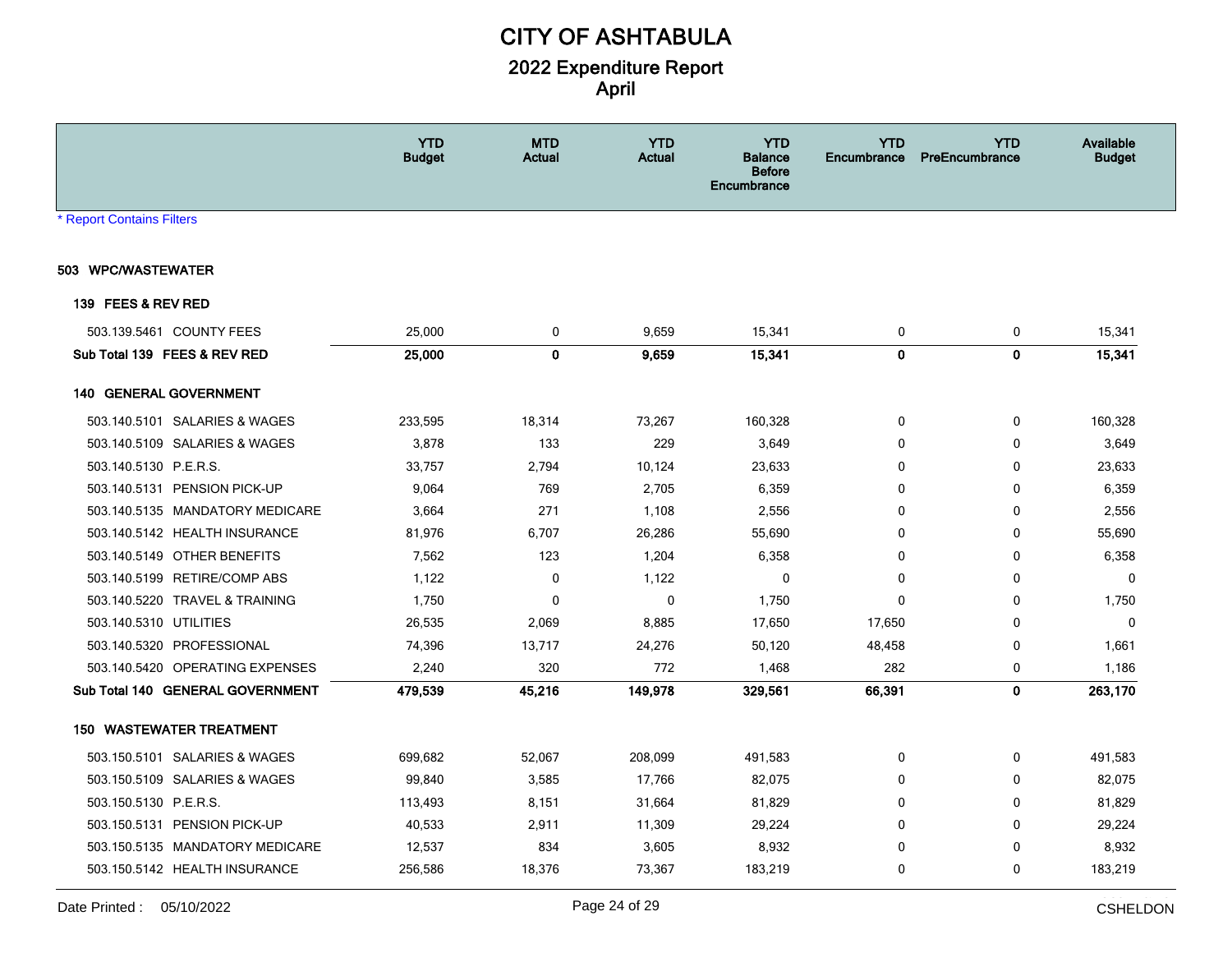# CITY OF ASHTABULA

## 2022 Expenditure Report
## April

* Report Contains Filters

| | YTD Budget | MTD Actual | YTD Actual | YTD Balance Before Encumbrance | YTD Encumbrance | YTD PreEncumbrance | Available Budget |
|---|---|---|---|---|---|---|---|
| **503 WPC/WASTEWATER** | | | | | | | |
| **139 FEES & REV RED** | | | | | | | |
| 503.139.5461 COUNTY FEES | 25,000 | 0 | 9,659 | 15,341 | 0 | 0 | 15,341 |
| **Sub Total 139 FEES & REV RED** | **25,000** | **0** | **9,659** | **15,341** | **0** | **0** | **15,341** |
| **140 GENERAL GOVERNMENT** | | | | | | | |
| 503.140.5101 SALARIES & WAGES | 233,595 | 18,314 | 73,267 | 160,328 | 0 | 0 | 160,328 |
| 503.140.5109 SALARIES & WAGES | 3,878 | 133 | 229 | 3,649 | 0 | 0 | 3,649 |
| 503.140.5130 P.E.R.S. | 33,757 | 2,794 | 10,124 | 23,633 | 0 | 0 | 23,633 |
| 503.140.5131 PENSION PICK-UP | 9,064 | 769 | 2,705 | 6,359 | 0 | 0 | 6,359 |
| 503.140.5135 MANDATORY MEDICARE | 3,664 | 271 | 1,108 | 2,556 | 0 | 0 | 2,556 |
| 503.140.5142 HEALTH INSURANCE | 81,976 | 6,707 | 26,286 | 55,690 | 0 | 0 | 55,690 |
| 503.140.5149 OTHER BENEFITS | 7,562 | 123 | 1,204 | 6,358 | 0 | 0 | 6,358 |
| 503.140.5199 RETIRE/COMP ABS | 1,122 | 0 | 1,122 | 0 | 0 | 0 | 0 |
| 503.140.5220 TRAVEL & TRAINING | 1,750 | 0 | 0 | 1,750 | 0 | 0 | 1,750 |
| 503.140.5310 UTILITIES | 26,535 | 2,069 | 8,885 | 17,650 | 17,650 | 0 | 0 |
| 503.140.5320 PROFESSIONAL | 74,396 | 13,717 | 24,276 | 50,120 | 48,458 | 0 | 1,661 |
| 503.140.5420 OPERATING EXPENSES | 2,240 | 320 | 772 | 1,468 | 282 | 0 | 1,186 |
| **Sub Total 140 GENERAL GOVERNMENT** | **479,539** | **45,216** | **149,978** | **329,561** | **66,391** | **0** | **263,170** |
| **150 WASTEWATER TREATMENT** | | | | | | | |
| 503.150.5101 SALARIES & WAGES | 699,682 | 52,067 | 208,099 | 491,583 | 0 | 0 | 491,583 |
| 503.150.5109 SALARIES & WAGES | 99,840 | 3,585 | 17,766 | 82,075 | 0 | 0 | 82,075 |
| 503.150.5130 P.E.R.S. | 113,493 | 8,151 | 31,664 | 81,829 | 0 | 0 | 81,829 |
| 503.150.5131 PENSION PICK-UP | 40,533 | 2,911 | 11,309 | 29,224 | 0 | 0 | 29,224 |
| 503.150.5135 MANDATORY MEDICARE | 12,537 | 834 | 3,605 | 8,932 | 0 | 0 | 8,932 |
| 503.150.5142 HEALTH INSURANCE | 256,586 | 18,376 | 73,367 | 183,219 | 0 | 0 | 183,219 |

Date Printed : 05/10/2022 CSHELDON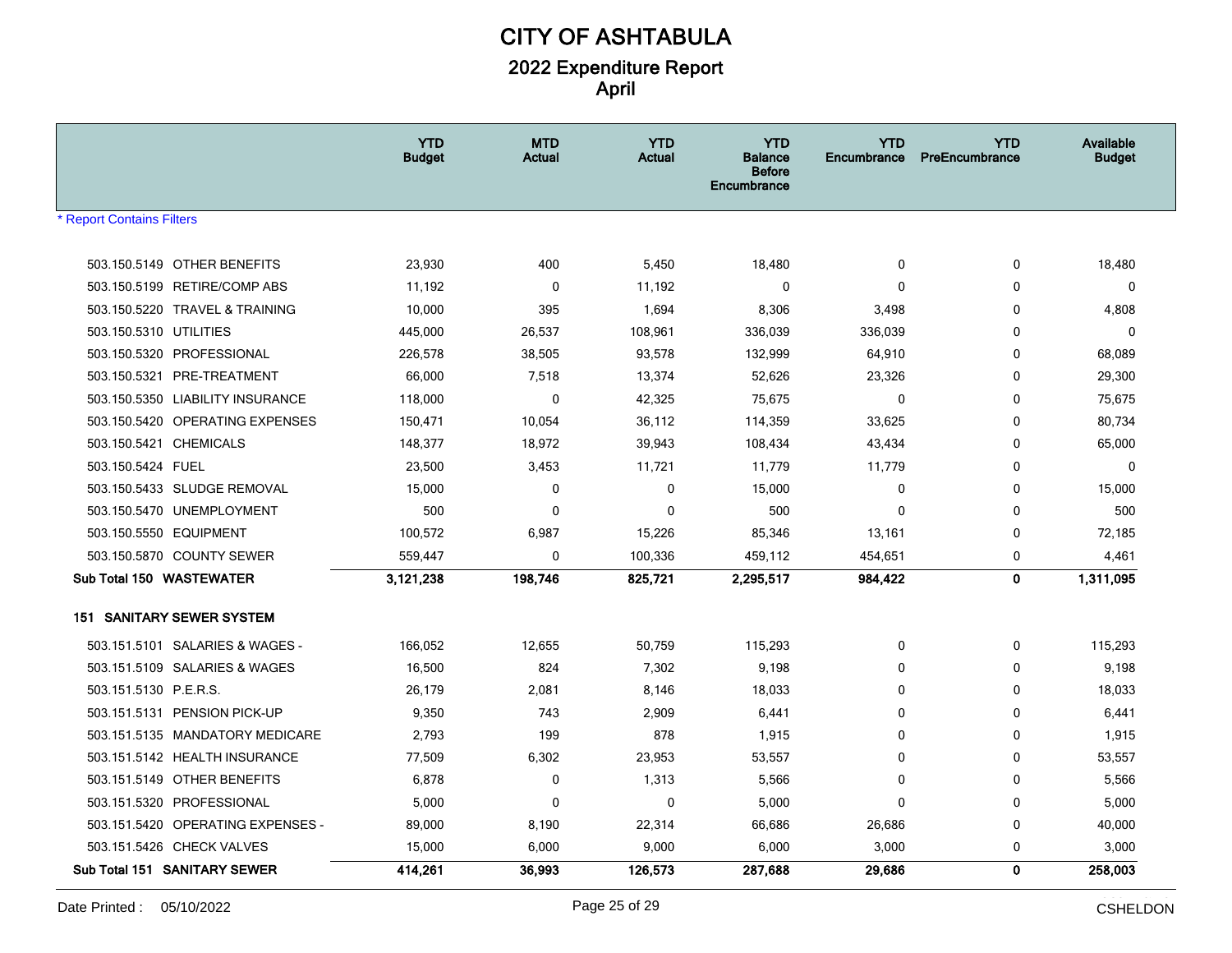# CITY OF ASHTABULA

## 2022 Expenditure Report
## April

| | YTD Budget | MTD Actual | YTD Actual | YTD Balance Before Encumbrance | YTD Encumbrance | YTD PreEncumbrance | Available Budget |
|---|---|---|---|---|---|---|---|
| * Report Contains Filters | | | | | | | |
| 503.150.5149 OTHER BENEFITS | 23,930 | 400 | 5,450 | 18,480 | 0 | 0 | 18,480 |
| 503.150.5199 RETIRE/COMP ABS | 11,192 | 0 | 11,192 | 0 | 0 | 0 | 0 |
| 503.150.5220 TRAVEL & TRAINING | 10,000 | 395 | 1,694 | 8,306 | 3,498 | 0 | 4,808 |
| 503.150.5310 UTILITIES | 445,000 | 26,537 | 108,961 | 336,039 | 336,039 | 0 | 0 |
| 503.150.5320 PROFESSIONAL | 226,578 | 38,505 | 93,578 | 132,999 | 64,910 | 0 | 68,089 |
| 503.150.5321 PRE-TREATMENT | 66,000 | 7,518 | 13,374 | 52,626 | 23,326 | 0 | 29,300 |
| 503.150.5350 LIABILITY INSURANCE | 118,000 | 0 | 42,325 | 75,675 | 0 | 0 | 75,675 |
| 503.150.5420 OPERATING EXPENSES | 150,471 | 10,054 | 36,112 | 114,359 | 33,625 | 0 | 80,734 |
| 503.150.5421 CHEMICALS | 148,377 | 18,972 | 39,943 | 108,434 | 43,434 | 0 | 65,000 |
| 503.150.5424 FUEL | 23,500 | 3,453 | 11,721 | 11,779 | 11,779 | 0 | 0 |
| 503.150.5433 SLUDGE REMOVAL | 15,000 | 0 | 0 | 15,000 | 0 | 0 | 15,000 |
| 503.150.5470 UNEMPLOYMENT | 500 | 0 | 0 | 500 | 0 | 0 | 500 |
| 503.150.5550 EQUIPMENT | 100,572 | 6,987 | 15,226 | 85,346 | 13,161 | 0 | 72,185 |
| 503.150.5870 COUNTY SEWER | 559,447 | 0 | 100,336 | 459,112 | 454,651 | 0 | 4,461 |
| **Sub Total 150 WASTEWATER** | **3,121,238** | **198,746** | **825,721** | **2,295,517** | **984,422** | **0** | **1,311,095** |
| **151 SANITARY SEWER SYSTEM** | | | | | | | |
| 503.151.5101 SALARIES & WAGES - | 166,052 | 12,655 | 50,759 | 115,293 | 0 | 0 | 115,293 |
| 503.151.5109 SALARIES & WAGES | 16,500 | 824 | 7,302 | 9,198 | 0 | 0 | 9,198 |
| 503.151.5130 P.E.R.S. | 26,179 | 2,081 | 8,146 | 18,033 | 0 | 0 | 18,033 |
| 503.151.5131 PENSION PICK-UP | 9,350 | 743 | 2,909 | 6,441 | 0 | 0 | 6,441 |
| 503.151.5135 MANDATORY MEDICARE | 2,793 | 199 | 878 | 1,915 | 0 | 0 | 1,915 |
| 503.151.5142 HEALTH INSURANCE | 77,509 | 6,302 | 23,953 | 53,557 | 0 | 0 | 53,557 |
| 503.151.5149 OTHER BENEFITS | 6,878 | 0 | 1,313 | 5,566 | 0 | 0 | 5,566 |
| 503.151.5320 PROFESSIONAL | 5,000 | 0 | 0 | 5,000 | 0 | 0 | 5,000 |
| 503.151.5420 OPERATING EXPENSES - | 89,000 | 8,190 | 22,314 | 66,686 | 26,686 | 0 | 40,000 |
| 503.151.5426 CHECK VALVES | 15,000 | 6,000 | 9,000 | 6,000 | 3,000 | 0 | 3,000 |
| **Sub Total 151 SANITARY SEWER** | **414,261** | **36,993** | **126,573** | **287,688** | **29,686** | **0** | **258,003** |

Date Printed : 05/10/2022 CSHELDON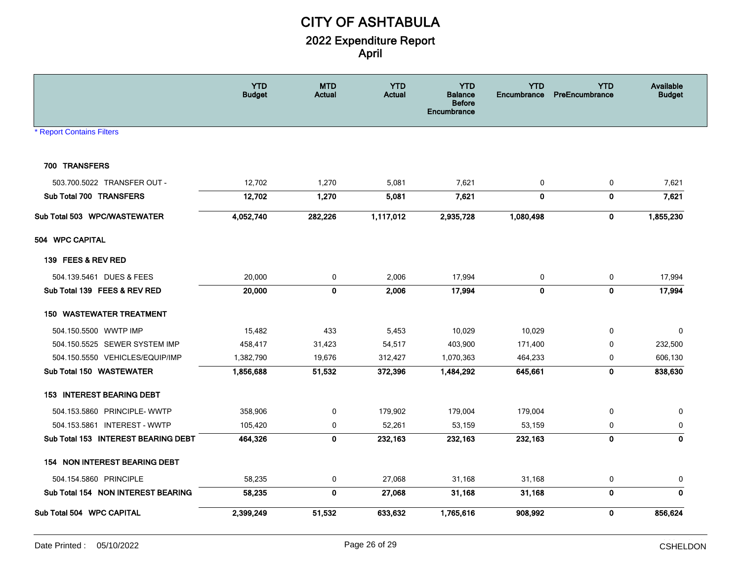# CITY OF ASHTABULA

## 2022 Expenditure Report
## April

| | YTD Budget | MTD Actual | YTD Actual | YTD Balance Before Encumbrance | YTD Encumbrance | YTD PreEncumbrance | Available Budget |
|---|---|---|---|---|---|---|---|
| * Report Contains Filters | | | | | | | |
| **700 TRANSFERS** | | | | | | | |
| 503.700.5022 TRANSFER OUT - | 12,702 | 1,270 | 5,081 | 7,621 | 0 | 0 | 7,621 |
| **Sub Total 700 TRANSFERS** | **12,702** | **1,270** | **5,081** | **7,621** | **0** | **0** | **7,621** |
| **Sub Total 503 WPC/WASTEWATER** | **4,052,740** | **282,226** | **1,117,012** | **2,935,728** | **1,080,498** | **0** | **1,855,230** |
| **504 WPC CAPITAL** | | | | | | | |
| **139 FEES & REV RED** | | | | | | | |
| 504.139.5461 DUES & FEES | 20,000 | 0 | 2,006 | 17,994 | 0 | 0 | 17,994 |
| **Sub Total 139 FEES & REV RED** | **20,000** | **0** | **2,006** | **17,994** | **0** | **0** | **17,994** |
| **150 WASTEWATER TREATMENT** | | | | | | | |
| 504.150.5500 WWTP IMP | 15,482 | 433 | 5,453 | 10,029 | 10,029 | 0 | 0 |
| 504.150.5525 SEWER SYSTEM IMP | 458,417 | 31,423 | 54,517 | 403,900 | 171,400 | 0 | 232,500 |
| 504.150.5550 VEHICLES/EQUIP/IMP | 1,382,790 | 19,676 | 312,427 | 1,070,363 | 464,233 | 0 | 606,130 |
| **Sub Total 150 WASTEWATER** | **1,856,688** | **51,532** | **372,396** | **1,484,292** | **645,661** | **0** | **838,630** |
| **153 INTEREST BEARING DEBT** | | | | | | | |
| 504.153.5860 PRINCIPLE- WWTP | 358,906 | 0 | 179,902 | 179,004 | 179,004 | 0 | 0 |
| 504.153.5861 INTEREST - WWTP | 105,420 | 0 | 52,261 | 53,159 | 53,159 | 0 | 0 |
| **Sub Total 153 INTEREST BEARING DEBT** | **464,326** | **0** | **232,163** | **232,163** | **232,163** | **0** | **0** |
| **154 NON INTEREST BEARING DEBT** | | | | | | | |
| 504.154.5860 PRINCIPLE | 58,235 | 0 | 27,068 | 31,168 | 31,168 | 0 | 0 |
| **Sub Total 154 NON INTEREST BEARING** | **58,235** | **0** | **27,068** | **31,168** | **31,168** | **0** | **0** |
| **Sub Total 504 WPC CAPITAL** | **2,399,249** | **51,532** | **633,632** | **1,765,616** | **908,992** | **0** | **856,624** |

Date Printed : 05/10/2022 CSHELDON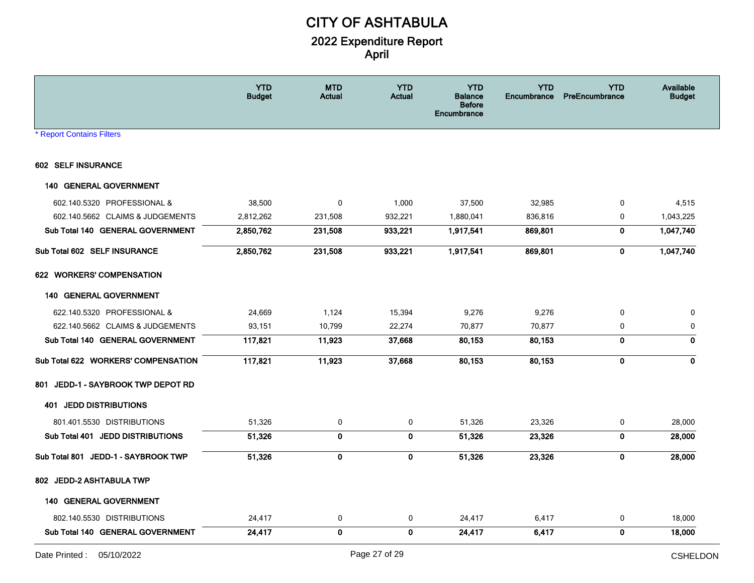# CITY OF ASHTABULA

## 2022 Expenditure Report

## April

| | YTD Budget | MTD Actual | YTD Actual | YTD Balance Before Encumbrance | YTD Encumbrance | YTD PreEncumbrance | Available Budget |
|---|---|---|---|---|---|---|---|
| * Report Contains Filters | | | | | | | |
| **602 SELF INSURANCE** | | | | | | | |
| **140 GENERAL GOVERNMENT** | | | | | | | |
| 602.140.5320 PROFESSIONAL & | 38,500 | 0 | 1,000 | 37,500 | 32,985 | 0 | 4,515 |
| 602.140.5662 CLAIMS & JUDGEMENTS | 2,812,262 | 231,508 | 932,221 | 1,880,041 | 836,816 | 0 | 1,043,225 |
| **Sub Total 140 GENERAL GOVERNMENT** | **2,850,762** | **231,508** | **933,221** | **1,917,541** | **869,801** | **0** | **1,047,740** |
| **Sub Total 602 SELF INSURANCE** | **2,850,762** | **231,508** | **933,221** | **1,917,541** | **869,801** | **0** | **1,047,740** |
| **622 WORKERS' COMPENSATION** | | | | | | | |
| **140 GENERAL GOVERNMENT** | | | | | | | |
| 622.140.5320 PROFESSIONAL & | 24,669 | 1,124 | 15,394 | 9,276 | 9,276 | 0 | 0 |
| 622.140.5662 CLAIMS & JUDGEMENTS | 93,151 | 10,799 | 22,274 | 70,877 | 70,877 | 0 | 0 |
| **Sub Total 140 GENERAL GOVERNMENT** | **117,821** | **11,923** | **37,668** | **80,153** | **80,153** | **0** | **0** |
| **Sub Total 622 WORKERS' COMPENSATION** | **117,821** | **11,923** | **37,668** | **80,153** | **80,153** | **0** | **0** |
| **801 JEDD-1 - SAYBROOK TWP DEPOT RD** | | | | | | | |
| **401 JEDD DISTRIBUTIONS** | | | | | | | |
| 801.401.5530 DISTRIBUTIONS | 51,326 | 0 | 0 | 51,326 | 23,326 | 0 | 28,000 |
| **Sub Total 401 JEDD DISTRIBUTIONS** | **51,326** | **0** | **0** | **51,326** | **23,326** | **0** | **28,000** |
| **Sub Total 801 JEDD-1 - SAYBROOK TWP** | **51,326** | **0** | **0** | **51,326** | **23,326** | **0** | **28,000** |
| **802 JEDD-2 ASHTABULA TWP** | | | | | | | |
| **140 GENERAL GOVERNMENT** | | | | | | | |
| 802.140.5530 DISTRIBUTIONS | 24,417 | 0 | 0 | 24,417 | 6,417 | 0 | 18,000 |
| **Sub Total 140 GENERAL GOVERNMENT** | **24,417** | **0** | **0** | **24,417** | **6,417** | **0** | **18,000** |

Date Printed : 05/10/2022 CSHELDON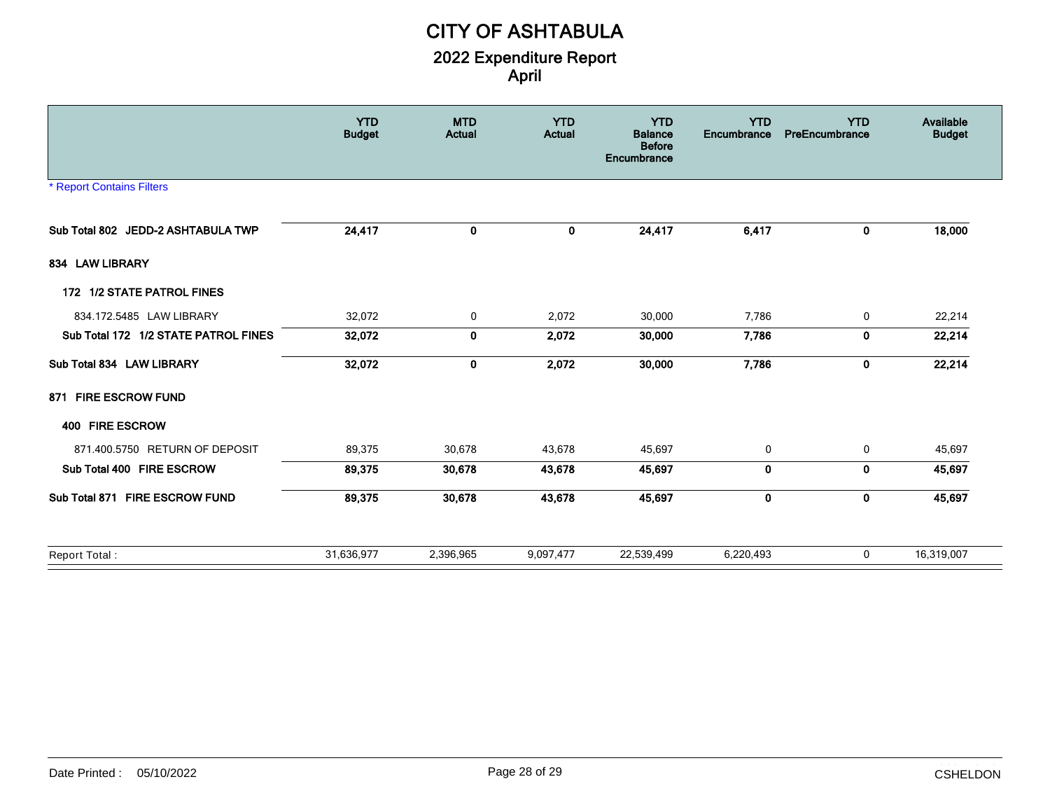# CITY OF ASHTABULA

## 2022 Expenditure Report
## April

| | YTD Budget | MTD Actual | YTD Actual | YTD Balance Before Encumbrance | YTD Encumbrance | YTD PreEncumbrance | Available Budget |
|---|---|---|---|---|---|---|---|
| * Report Contains Filters | | | | | | | |
| **Sub Total 802 JEDD-2 ASHTABULA TWP** | **24,417** | **0** | **0** | **24,417** | **6,417** | **0** | **18,000** |
| **834 LAW LIBRARY** | | | | | | | |
| **172 1/2 STATE PATROL FINES** | | | | | | | |
| 834.172.5485 LAW LIBRARY | 32,072 | 0 | 2,072 | 30,000 | 7,786 | 0 | 22,214 |
| **Sub Total 172 1/2 STATE PATROL FINES** | **32,072** | **0** | **2,072** | **30,000** | **7,786** | **0** | **22,214** |
| **Sub Total 834 LAW LIBRARY** | **32,072** | **0** | **2,072** | **30,000** | **7,786** | **0** | **22,214** |
| **871 FIRE ESCROW FUND** | | | | | | | |
| **400 FIRE ESCROW** | | | | | | | |
| 871.400.5750 RETURN OF DEPOSIT | 89,375 | 30,678 | 43,678 | 45,697 | 0 | 0 | 45,697 |
| **Sub Total 400 FIRE ESCROW** | **89,375** | **30,678** | **43,678** | **45,697** | **0** | **0** | **45,697** |
| **Sub Total 871 FIRE ESCROW FUND** | **89,375** | **30,678** | **43,678** | **45,697** | **0** | **0** | **45,697** |
| Report Total : | 31,636,977 | 2,396,965 | 9,097,477 | 22,539,499 | 6,220,493 | 0 | 16,319,007 |

Date Printed : 05/10/2022 CSHELDON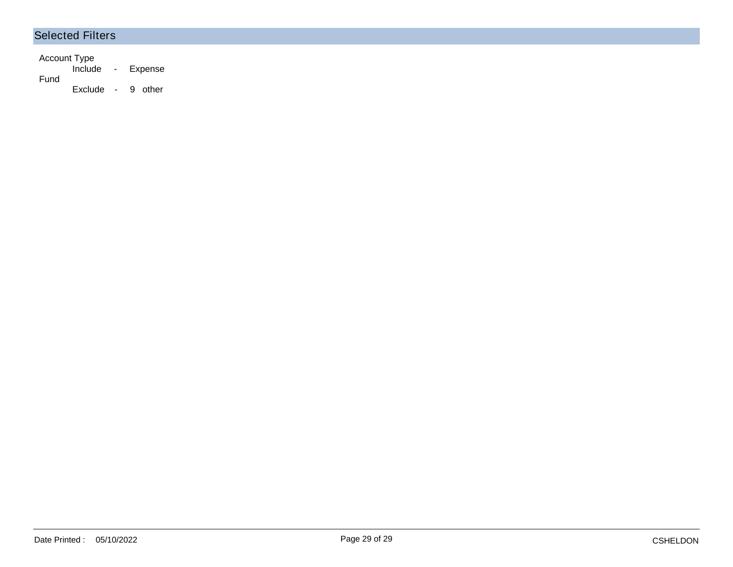## Selected Filters

Account Type

Include - Expense

Fund

Exclude - 9 other